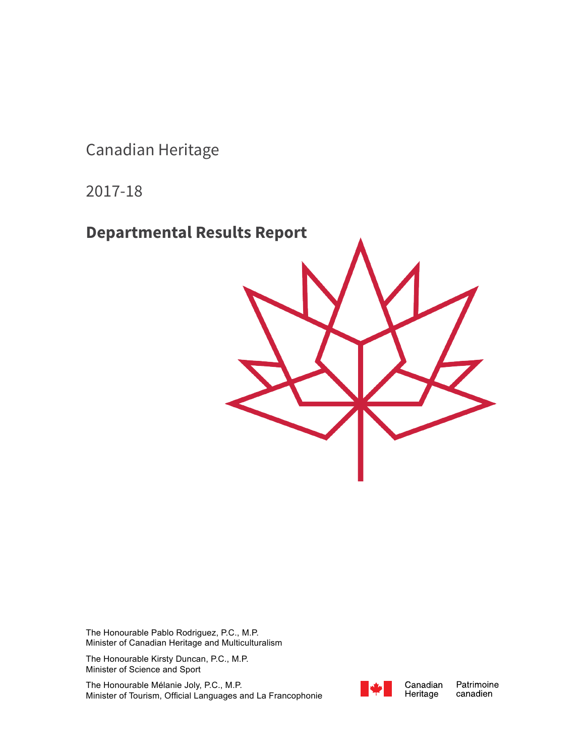Canadian Heritage

2017-18

# Departmental Results Report

The Honourable Pablo Rodriguez, P.C., M.P.
Minister of Canadian Heritage and Multiculturalism

The Honourable Kirsty Duncan, P.C., M.P.
Minister of Science and Sport

The Honourable Mélanie Joly, P.C., M.P.
Minister of Tourism, Official Languages and La Francophonie

Canadian Heritage   Patrimoine canadien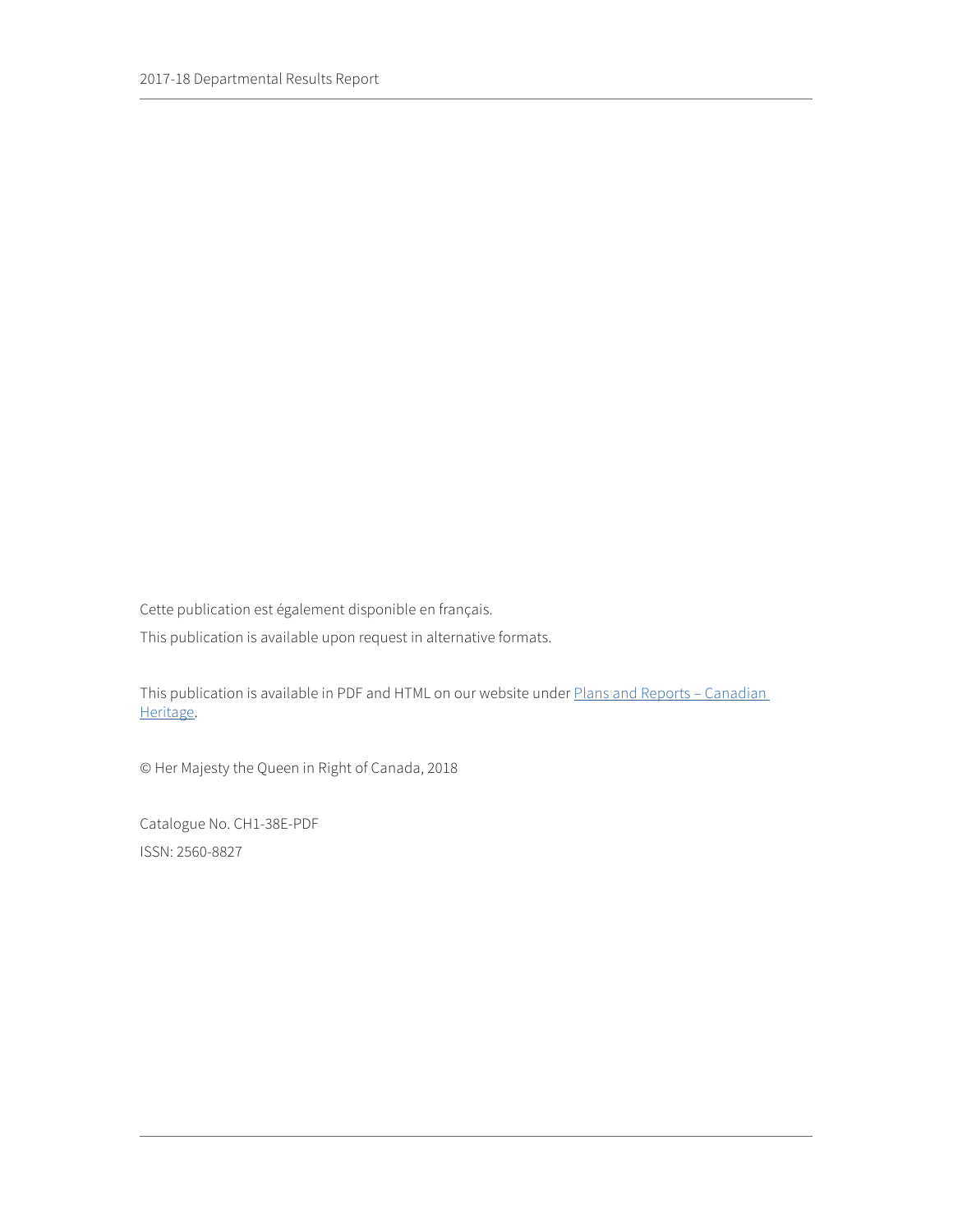Cette publication est également disponible en français.

This publication is available upon request in alternative formats.

This publication is available in PDF and HTML on our website under Plans and Reports – Canadian Heritage.

© Her Majesty the Queen in Right of Canada, 2018

Catalogue No. CH1-38E-PDF

ISSN: 2560-8827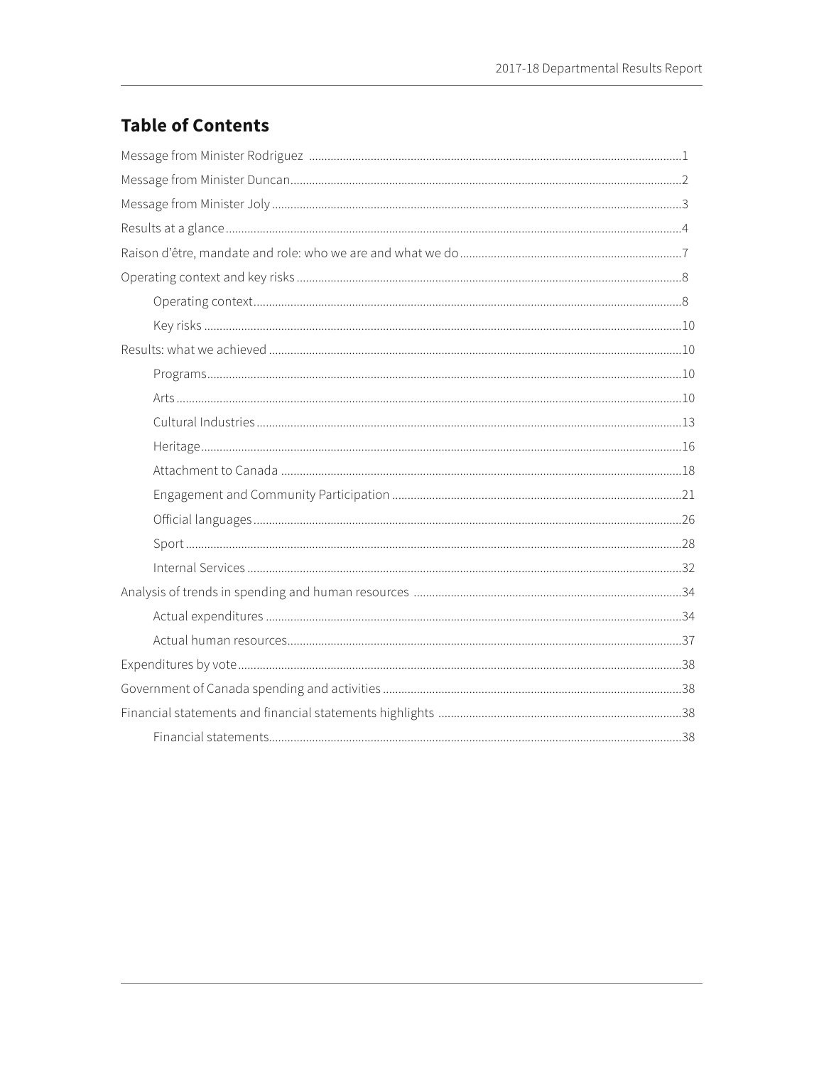## Table of Contents

Message from Minister Rodriguez ..... 1

Message from Minister Duncan ..... 2

Message from Minister Joly ..... 3

Results at a glance ..... 4

Raison d'être, mandate and role: who we are and what we do ..... 7

Operating context and key risks ..... 8

- Operating context ..... 8
- Key risks ..... 10

Results: what we achieved ..... 10

- Programs ..... 10
- Arts ..... 10
- Cultural Industries ..... 13
- Heritage ..... 16
- Attachment to Canada ..... 18
- Engagement and Community Participation ..... 21
- Official languages ..... 26
- Sport ..... 28
- Internal Services ..... 32

Analysis of trends in spending and human resources ..... 34

- Actual expenditures ..... 34
- Actual human resources ..... 37

Expenditures by vote ..... 38

Government of Canada spending and activities ..... 38

Financial statements and financial statements highlights ..... 38

- Financial statements ..... 38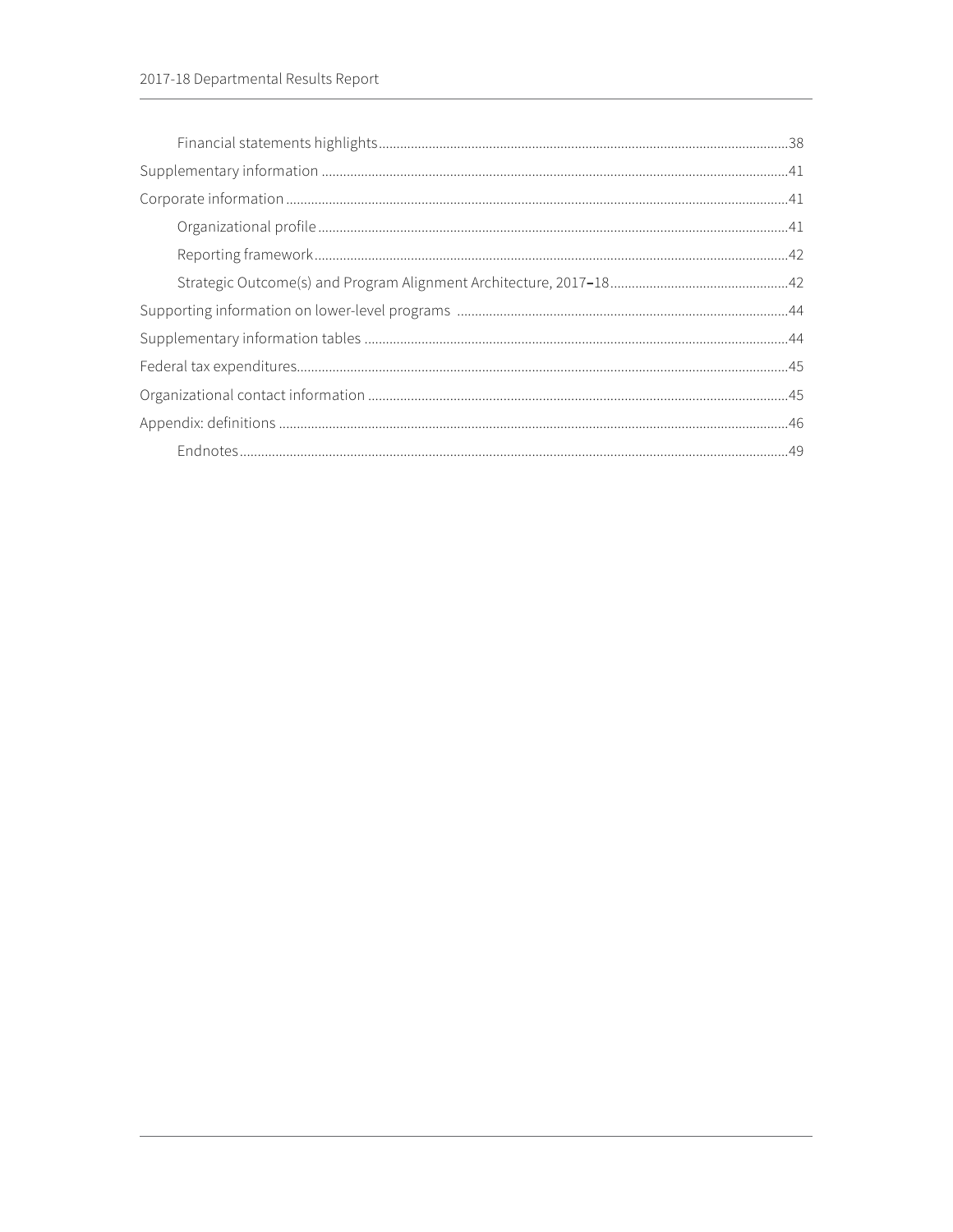Financial statements highlights .......... 38

Supplementary information .......... 41

Corporate information .......... 41

Organizational profile .......... 41

Reporting framework .......... 42

Strategic Outcome(s) and Program Alignment Architecture, 2017–18 .......... 42

Supporting information on lower-level programs .......... 44

Supplementary information tables .......... 44

Federal tax expenditures .......... 45

Organizational contact information .......... 45

Appendix: definitions .......... 46

Endnotes .......... 49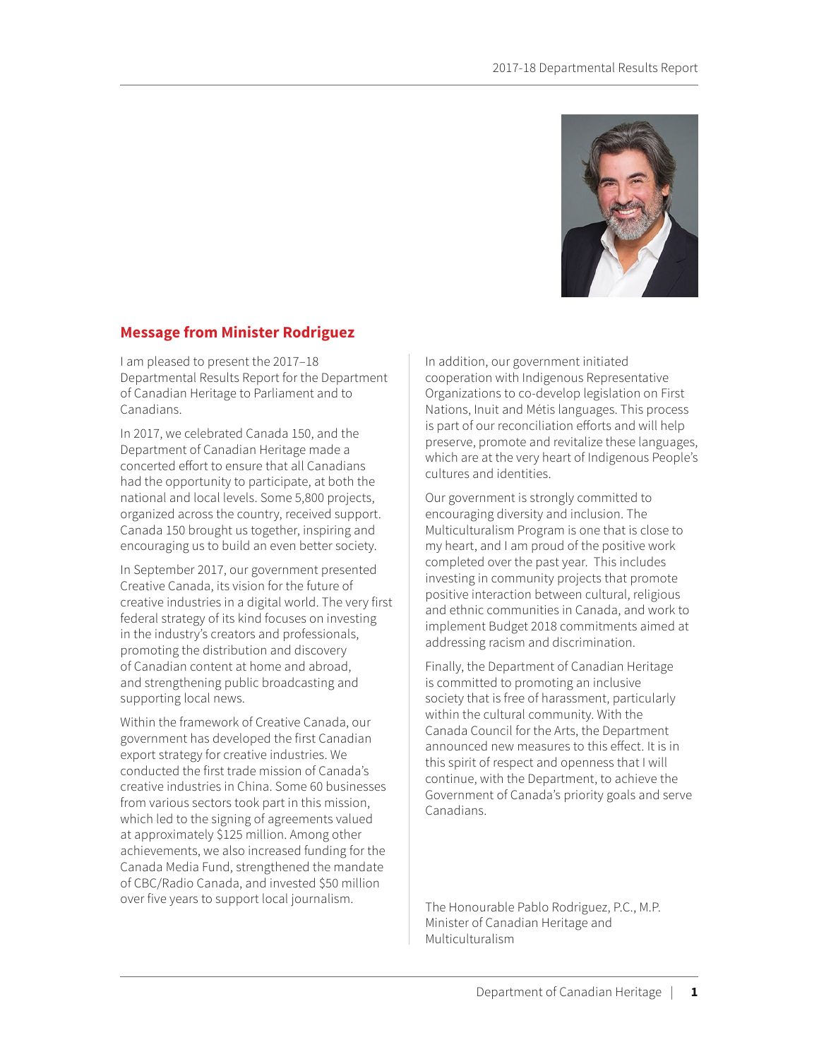## Message from Minister Rodriguez

I am pleased to present the 2017–18 Departmental Results Report for the Department of Canadian Heritage to Parliament and to Canadians.

In 2017, we celebrated Canada 150, and the Department of Canadian Heritage made a concerted effort to ensure that all Canadians had the opportunity to participate, at both the national and local levels. Some 5,800 projects, organized across the country, received support. Canada 150 brought us together, inspiring and encouraging us to build an even better society.

In September 2017, our government presented Creative Canada, its vision for the future of creative industries in a digital world. The very first federal strategy of its kind focuses on investing in the industry's creators and professionals, promoting the distribution and discovery of Canadian content at home and abroad, and strengthening public broadcasting and supporting local news.

Within the framework of Creative Canada, our government has developed the first Canadian export strategy for creative industries. We conducted the first trade mission of Canada's creative industries in China. Some 60 businesses from various sectors took part in this mission, which led to the signing of agreements valued at approximately $125 million. Among other achievements, we also increased funding for the Canada Media Fund, strengthened the mandate of CBC/Radio Canada, and invested $50 million over five years to support local journalism.

In addition, our government initiated cooperation with Indigenous Representative Organizations to co-develop legislation on First Nations, Inuit and Métis languages. This process is part of our reconciliation efforts and will help preserve, promote and revitalize these languages, which are at the very heart of Indigenous People's cultures and identities.

Our government is strongly committed to encouraging diversity and inclusion. The Multiculturalism Program is one that is close to my heart, and I am proud of the positive work completed over the past year. This includes investing in community projects that promote positive interaction between cultural, religious and ethnic communities in Canada, and work to implement Budget 2018 commitments aimed at addressing racism and discrimination.

Finally, the Department of Canadian Heritage is committed to promoting an inclusive society that is free of harassment, particularly within the cultural community. With the Canada Council for the Arts, the Department announced new measures to this effect. It is in this spirit of respect and openness that I will continue, with the Department, to achieve the Government of Canada's priority goals and serve Canadians.

The Honourable Pablo Rodriguez, P.C., M.P.
Minister of Canadian Heritage and Multiculturalism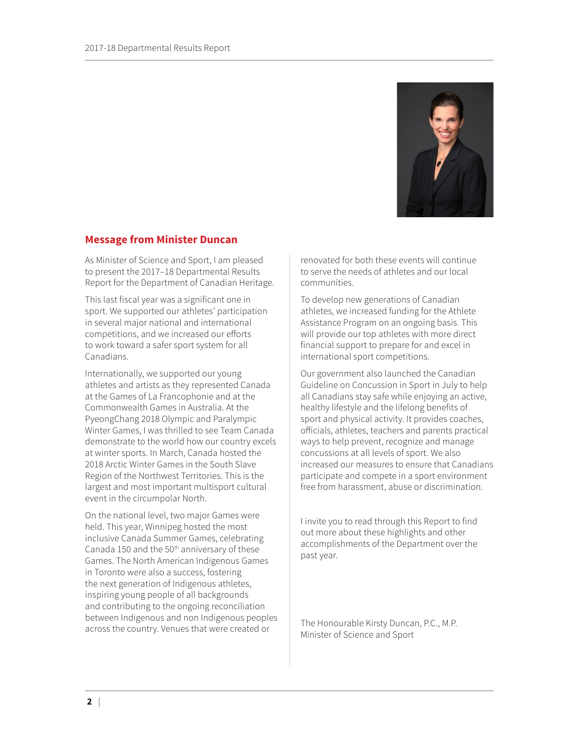## Message from Minister Duncan

As Minister of Science and Sport, I am pleased to present the 2017–18 Departmental Results Report for the Department of Canadian Heritage.

This last fiscal year was a significant one in sport. We supported our athletes' participation in several major national and international competitions, and we increased our efforts to work toward a safer sport system for all Canadians.

Internationally, we supported our young athletes and artists as they represented Canada at the Games of La Francophonie and at the Commonwealth Games in Australia. At the PyeongChang 2018 Olympic and Paralympic Winter Games, I was thrilled to see Team Canada demonstrate to the world how our country excels at winter sports. In March, Canada hosted the 2018 Arctic Winter Games in the South Slave Region of the Northwest Territories. This is the largest and most important multisport cultural event in the circumpolar North.

On the national level, two major Games were held. This year, Winnipeg hosted the most inclusive Canada Summer Games, celebrating Canada 150 and the 50th anniversary of these Games. The North American Indigenous Games in Toronto were also a success, fostering the next generation of Indigenous athletes, inspiring young people of all backgrounds and contributing to the ongoing reconciliation between Indigenous and non Indigenous peoples across the country. Venues that were created or renovated for both these events will continue to serve the needs of athletes and our local communities.

To develop new generations of Canadian athletes, we increased funding for the Athlete Assistance Program on an ongoing basis. This will provide our top athletes with more direct financial support to prepare for and excel in international sport competitions.

Our government also launched the Canadian Guideline on Concussion in Sport in July to help all Canadians stay safe while enjoying an active, healthy lifestyle and the lifelong benefits of sport and physical activity. It provides coaches, officials, athletes, teachers and parents practical ways to help prevent, recognize and manage concussions at all levels of sport. We also increased our measures to ensure that Canadians participate and compete in a sport environment free from harassment, abuse or discrimination.

I invite you to read through this Report to find out more about these highlights and other accomplishments of the Department over the past year.

The Honourable Kirsty Duncan, P.C., M.P.
Minister of Science and Sport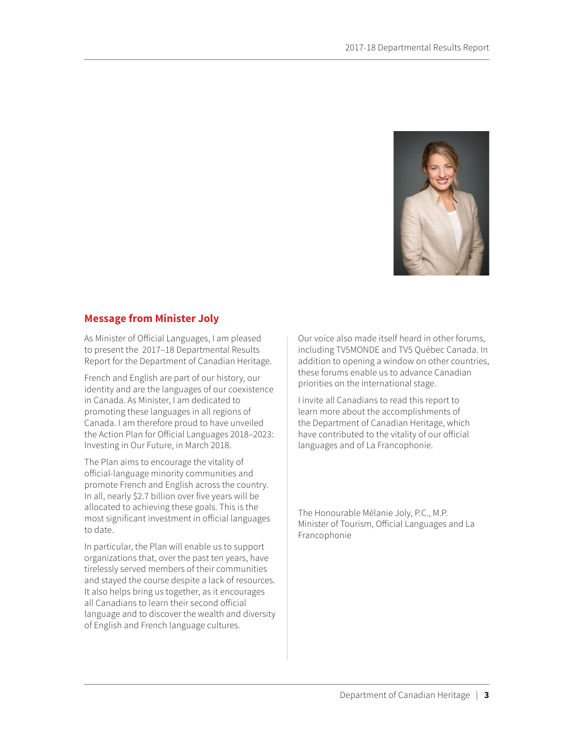## Message from Minister Joly

As Minister of Official Languages, I am pleased to present the 2017–18 Departmental Results Report for the Department of Canadian Heritage.

French and English are part of our history, our identity and are the languages of our coexistence in Canada. As Minister, I am dedicated to promoting these languages in all regions of Canada. I am therefore proud to have unveiled the Action Plan for Official Languages 2018–2023: Investing in Our Future, in March 2018.

The Plan aims to encourage the vitality of official-language minority communities and promote French and English across the country. In all, nearly $2.7 billion over five years will be allocated to achieving these goals. This is the most significant investment in official languages to date.

In particular, the Plan will enable us to support organizations that, over the past ten years, have tirelessly served members of their communities and stayed the course despite a lack of resources. It also helps bring us together, as it encourages all Canadians to learn their second official language and to discover the wealth and diversity of English and French language cultures.

Our voice also made itself heard in other forums, including TV5MONDE and TV5 Québec Canada. In addition to opening a window on other countries, these forums enable us to advance Canadian priorities on the international stage.

I invite all Canadians to read this report to learn more about the accomplishments of the Department of Canadian Heritage, which have contributed to the vitality of our official languages and of La Francophonie.

The Honourable Mélanie Joly, P.C., M.P.
Minister of Tourism, Official Languages and La Francophonie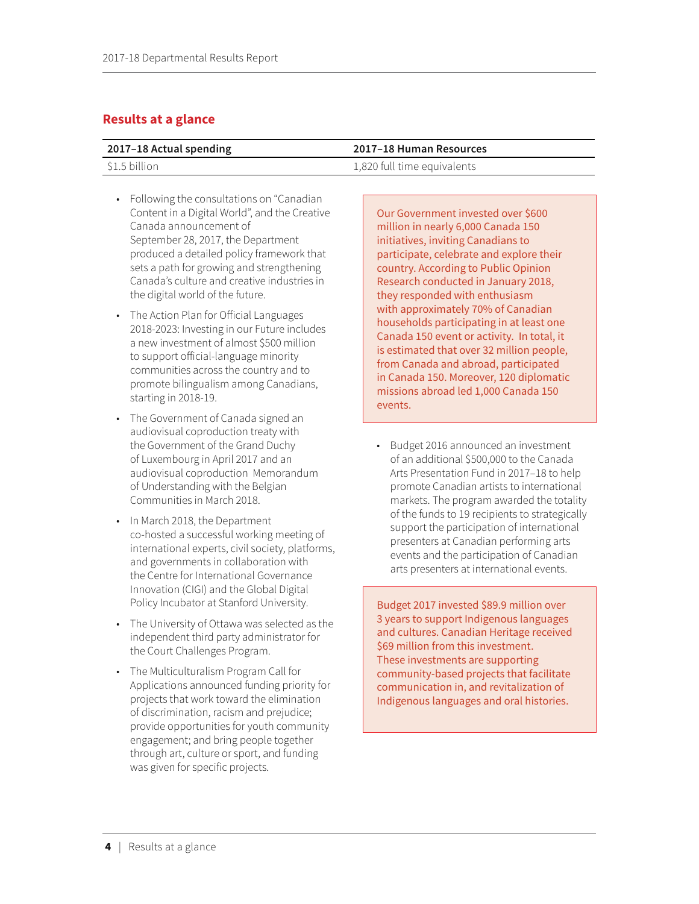## Results at a glance

| 2017–18 Actual spending | 2017–18 Human Resources |
| --- | --- |
| $1.5 billion | 1,820 full time equivalents |

- Following the consultations on "Canadian Content in a Digital World", and the Creative Canada announcement of September 28, 2017, the Department produced a detailed policy framework that sets a path for growing and strengthening Canada's culture and creative industries in the digital world of the future.
- The Action Plan for Official Languages 2018-2023: Investing in our Future includes a new investment of almost $500 million to support official-language minority communities across the country and to promote bilingualism among Canadians, starting in 2018-19.
- The Government of Canada signed an audiovisual coproduction treaty with the Government of the Grand Duchy of Luxembourg in April 2017 and an audiovisual coproduction Memorandum of Understanding with the Belgian Communities in March 2018.
- In March 2018, the Department co-hosted a successful working meeting of international experts, civil society, platforms, and governments in collaboration with the Centre for International Governance Innovation (CIGI) and the Global Digital Policy Incubator at Stanford University.
- The University of Ottawa was selected as the independent third party administrator for the Court Challenges Program.
- The Multiculturalism Program Call for Applications announced funding priority for projects that work toward the elimination of discrimination, racism and prejudice; provide opportunities for youth community engagement; and bring people together through art, culture or sport, and funding was given for specific projects.

Our Government invested over $600 million in nearly 6,000 Canada 150 initiatives, inviting Canadians to participate, celebrate and explore their country. According to Public Opinion Research conducted in January 2018, they responded with enthusiasm with approximately 70% of Canadian households participating in at least one Canada 150 event or activity. In total, it is estimated that over 32 million people, from Canada and abroad, participated in Canada 150. Moreover, 120 diplomatic missions abroad led 1,000 Canada 150 events.

- Budget 2016 announced an investment of an additional $500,000 to the Canada Arts Presentation Fund in 2017–18 to help promote Canadian artists to international markets. The program awarded the totality of the funds to 19 recipients to strategically support the participation of international presenters at Canadian performing arts events and the participation of Canadian arts presenters at international events.

Budget 2017 invested $89.9 million over 3 years to support Indigenous languages and cultures. Canadian Heritage received $69 million from this investment. These investments are supporting community-based projects that facilitate communication in, and revitalization of Indigenous languages and oral histories.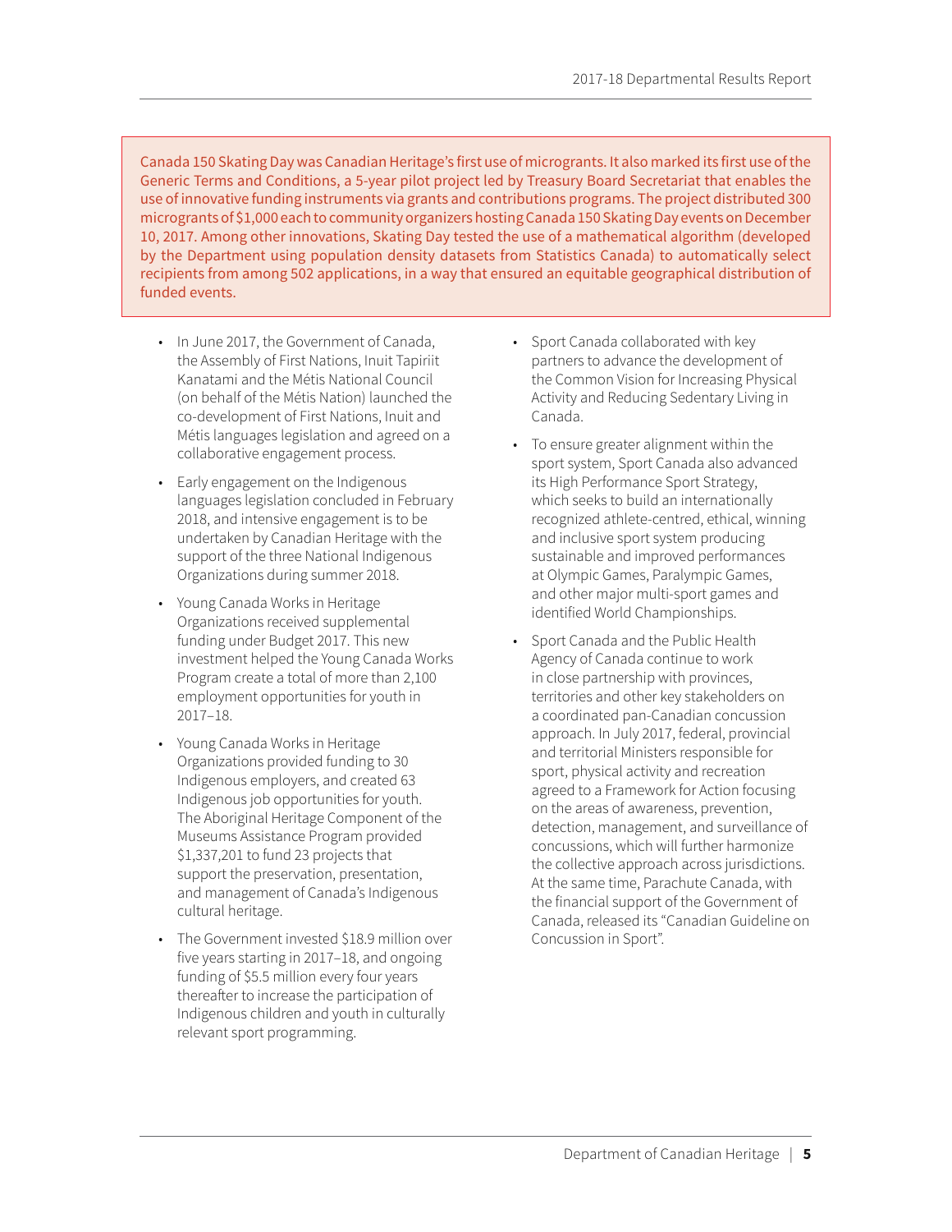Canada 150 Skating Day was Canadian Heritage's first use of microgrants. It also marked its first use of the Generic Terms and Conditions, a 5-year pilot project led by Treasury Board Secretariat that enables the use of innovative funding instruments via grants and contributions programs. The project distributed 300 microgrants of $1,000 each to community organizers hosting Canada 150 Skating Day events on December 10, 2017. Among other innovations, Skating Day tested the use of a mathematical algorithm (developed by the Department using population density datasets from Statistics Canada) to automatically select recipients from among 502 applications, in a way that ensured an equitable geographical distribution of funded events.

- In June 2017, the Government of Canada, the Assembly of First Nations, Inuit Tapiriit Kanatami and the Métis National Council (on behalf of the Métis Nation) launched the co-development of First Nations, Inuit and Métis languages legislation and agreed on a collaborative engagement process.
- Early engagement on the Indigenous languages legislation concluded in February 2018, and intensive engagement is to be undertaken by Canadian Heritage with the support of the three National Indigenous Organizations during summer 2018.
- Young Canada Works in Heritage Organizations received supplemental funding under Budget 2017. This new investment helped the Young Canada Works Program create a total of more than 2,100 employment opportunities for youth in 2017–18.
- Young Canada Works in Heritage Organizations provided funding to 30 Indigenous employers, and created 63 Indigenous job opportunities for youth. The Aboriginal Heritage Component of the Museums Assistance Program provided $1,337,201 to fund 23 projects that support the preservation, presentation, and management of Canada's Indigenous cultural heritage.
- The Government invested $18.9 million over five years starting in 2017–18, and ongoing funding of $5.5 million every four years thereafter to increase the participation of Indigenous children and youth in culturally relevant sport programming.
- Sport Canada collaborated with key partners to advance the development of the Common Vision for Increasing Physical Activity and Reducing Sedentary Living in Canada.
- To ensure greater alignment within the sport system, Sport Canada also advanced its High Performance Sport Strategy, which seeks to build an internationally recognized athlete-centred, ethical, winning and inclusive sport system producing sustainable and improved performances at Olympic Games, Paralympic Games, and other major multi-sport games and identified World Championships.
- Sport Canada and the Public Health Agency of Canada continue to work in close partnership with provinces, territories and other key stakeholders on a coordinated pan-Canadian concussion approach. In July 2017, federal, provincial and territorial Ministers responsible for sport, physical activity and recreation agreed to a Framework for Action focusing on the areas of awareness, prevention, detection, management, and surveillance of concussions, which will further harmonize the collective approach across jurisdictions. At the same time, Parachute Canada, with the financial support of the Government of Canada, released its "Canadian Guideline on Concussion in Sport".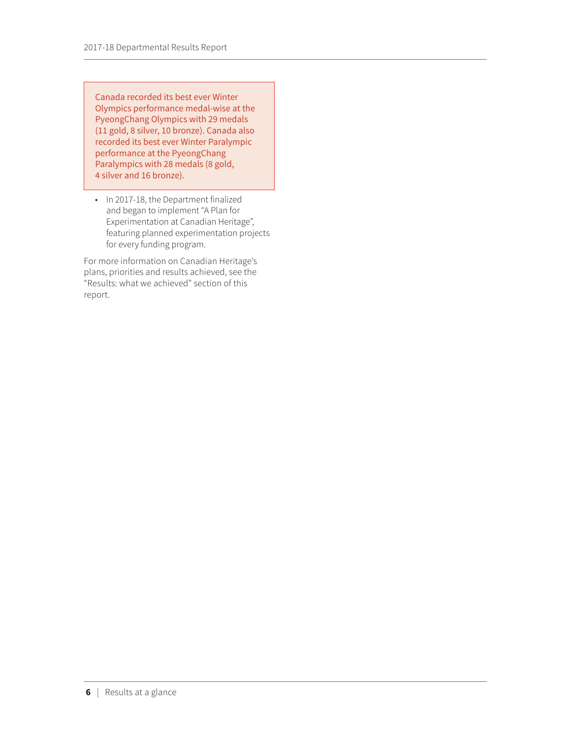Canada recorded its best ever Winter Olympics performance medal-wise at the PyeongChang Olympics with 29 medals (11 gold, 8 silver, 10 bronze). Canada also recorded its best ever Winter Paralympic performance at the PyeongChang Paralympics with 28 medals (8 gold, 4 silver and 16 bronze).

- In 2017-18, the Department finalized and began to implement “A Plan for Experimentation at Canadian Heritage”, featuring planned experimentation projects for every funding program.

For more information on Canadian Heritage’s plans, priorities and results achieved, see the “Results: what we achieved” section of this report.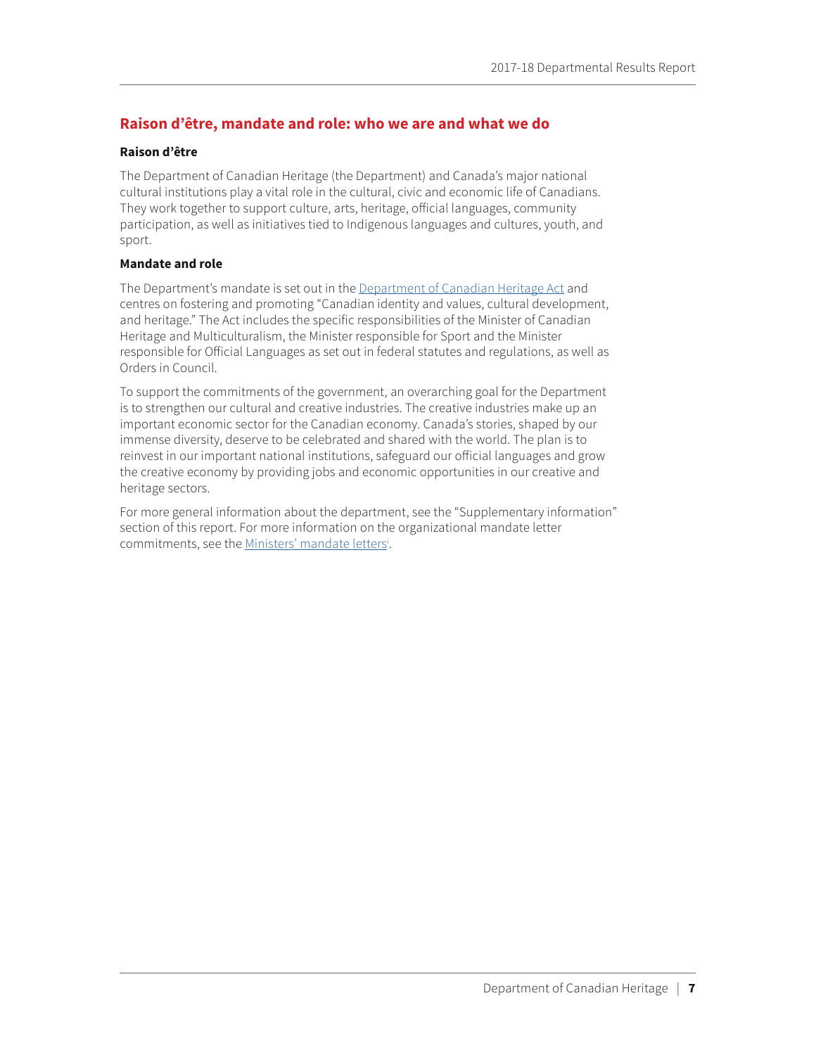## Raison d'être, mandate and role: who we are and what we do

### Raison d'être

The Department of Canadian Heritage (the Department) and Canada's major national cultural institutions play a vital role in the cultural, civic and economic life of Canadians. They work together to support culture, arts, heritage, official languages, community participation, as well as initiatives tied to Indigenous languages and cultures, youth, and sport.

### Mandate and role

The Department's mandate is set out in the Department of Canadian Heritage Act and centres on fostering and promoting "Canadian identity and values, cultural development, and heritage." The Act includes the specific responsibilities of the Minister of Canadian Heritage and Multiculturalism, the Minister responsible for Sport and the Minister responsible for Official Languages as set out in federal statutes and regulations, as well as Orders in Council.

To support the commitments of the government, an overarching goal for the Department is to strengthen our cultural and creative industries. The creative industries make up an important economic sector for the Canadian economy. Canada's stories, shaped by our immense diversity, deserve to be celebrated and shared with the world. The plan is to reinvest in our important national institutions, safeguard our official languages and grow the creative economy by providing jobs and economic opportunities in our creative and heritage sectors.

For more general information about the department, see the "Supplementary information" section of this report. For more information on the organizational mandate letter commitments, see the Ministers' mandate letters[i].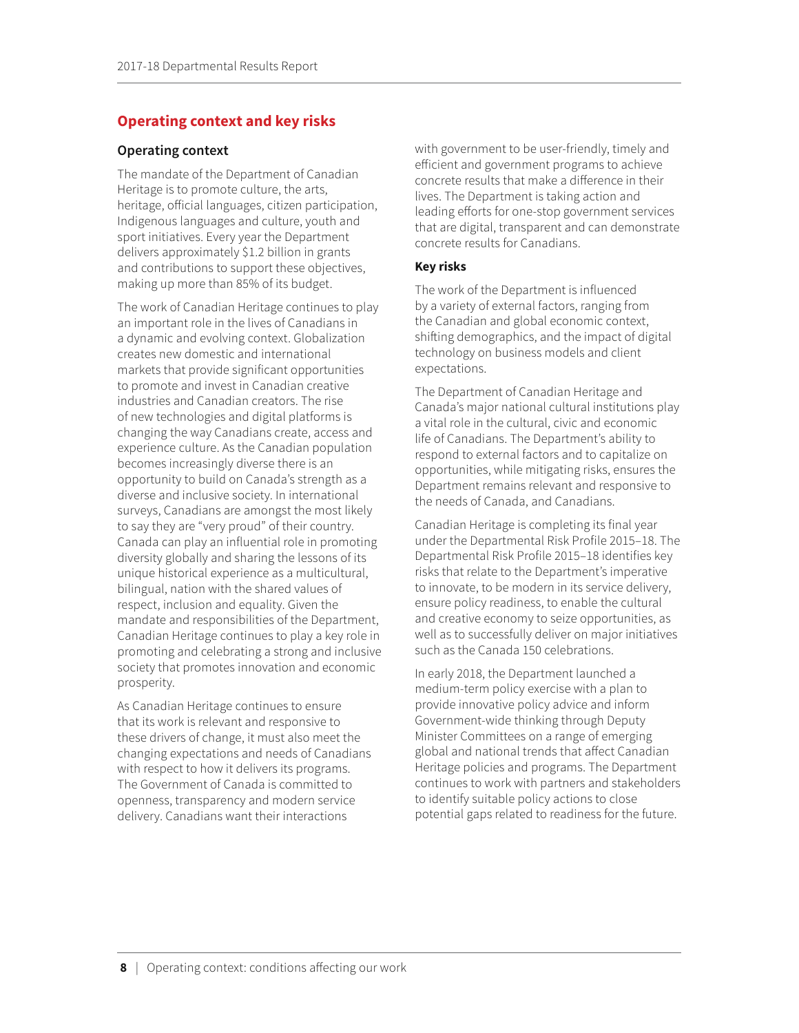## Operating context and key risks

### Operating context

The mandate of the Department of Canadian Heritage is to promote culture, the arts, heritage, official languages, citizen participation, Indigenous languages and culture, youth and sport initiatives. Every year the Department delivers approximately $1.2 billion in grants and contributions to support these objectives, making up more than 85% of its budget.

The work of Canadian Heritage continues to play an important role in the lives of Canadians in a dynamic and evolving context. Globalization creates new domestic and international markets that provide significant opportunities to promote and invest in Canadian creative industries and Canadian creators. The rise of new technologies and digital platforms is changing the way Canadians create, access and experience culture. As the Canadian population becomes increasingly diverse there is an opportunity to build on Canada's strength as a diverse and inclusive society. In international surveys, Canadians are amongst the most likely to say they are "very proud" of their country. Canada can play an influential role in promoting diversity globally and sharing the lessons of its unique historical experience as a multicultural, bilingual, nation with the shared values of respect, inclusion and equality. Given the mandate and responsibilities of the Department, Canadian Heritage continues to play a key role in promoting and celebrating a strong and inclusive society that promotes innovation and economic prosperity.

As Canadian Heritage continues to ensure that its work is relevant and responsive to these drivers of change, it must also meet the changing expectations and needs of Canadians with respect to how it delivers its programs. The Government of Canada is committed to openness, transparency and modern service delivery. Canadians want their interactions with government to be user-friendly, timely and efficient and government programs to achieve concrete results that make a difference in their lives. The Department is taking action and leading efforts for one-stop government services that are digital, transparent and can demonstrate concrete results for Canadians.

### Key risks

The work of the Department is influenced by a variety of external factors, ranging from the Canadian and global economic context, shifting demographics, and the impact of digital technology on business models and client expectations.

The Department of Canadian Heritage and Canada's major national cultural institutions play a vital role in the cultural, civic and economic life of Canadians. The Department's ability to respond to external factors and to capitalize on opportunities, while mitigating risks, ensures the Department remains relevant and responsive to the needs of Canada, and Canadians.

Canadian Heritage is completing its final year under the Departmental Risk Profile 2015–18. The Departmental Risk Profile 2015–18 identifies key risks that relate to the Department's imperative to innovate, to be modern in its service delivery, ensure policy readiness, to enable the cultural and creative economy to seize opportunities, as well as to successfully deliver on major initiatives such as the Canada 150 celebrations.

In early 2018, the Department launched a medium-term policy exercise with a plan to provide innovative policy advice and inform Government-wide thinking through Deputy Minister Committees on a range of emerging global and national trends that affect Canadian Heritage policies and programs. The Department continues to work with partners and stakeholders to identify suitable policy actions to close potential gaps related to readiness for the future.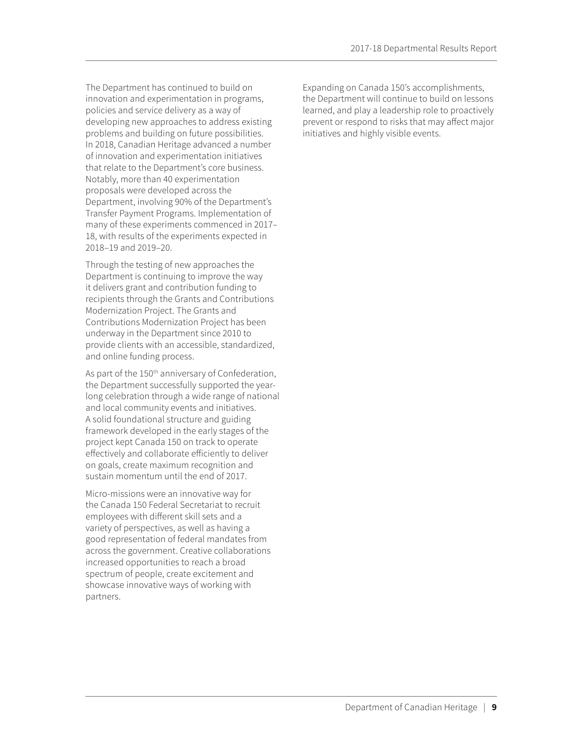The Department has continued to build on innovation and experimentation in programs, policies and service delivery as a way of developing new approaches to address existing problems and building on future possibilities. In 2018, Canadian Heritage advanced a number of innovation and experimentation initiatives that relate to the Department's core business. Notably, more than 40 experimentation proposals were developed across the Department, involving 90% of the Department's Transfer Payment Programs. Implementation of many of these experiments commenced in 2017–18, with results of the experiments expected in 2018–19 and 2019–20.

Through the testing of new approaches the Department is continuing to improve the way it delivers grant and contribution funding to recipients through the Grants and Contributions Modernization Project. The Grants and Contributions Modernization Project has been underway in the Department since 2010 to provide clients with an accessible, standardized, and online funding process.

As part of the 150th anniversary of Confederation, the Department successfully supported the year-long celebration through a wide range of national and local community events and initiatives. A solid foundational structure and guiding framework developed in the early stages of the project kept Canada 150 on track to operate effectively and collaborate efficiently to deliver on goals, create maximum recognition and sustain momentum until the end of 2017.

Micro-missions were an innovative way for the Canada 150 Federal Secretariat to recruit employees with different skill sets and a variety of perspectives, as well as having a good representation of federal mandates from across the government. Creative collaborations increased opportunities to reach a broad spectrum of people, create excitement and showcase innovative ways of working with partners.

Expanding on Canada 150's accomplishments, the Department will continue to build on lessons learned, and play a leadership role to proactively prevent or respond to risks that may affect major initiatives and highly visible events.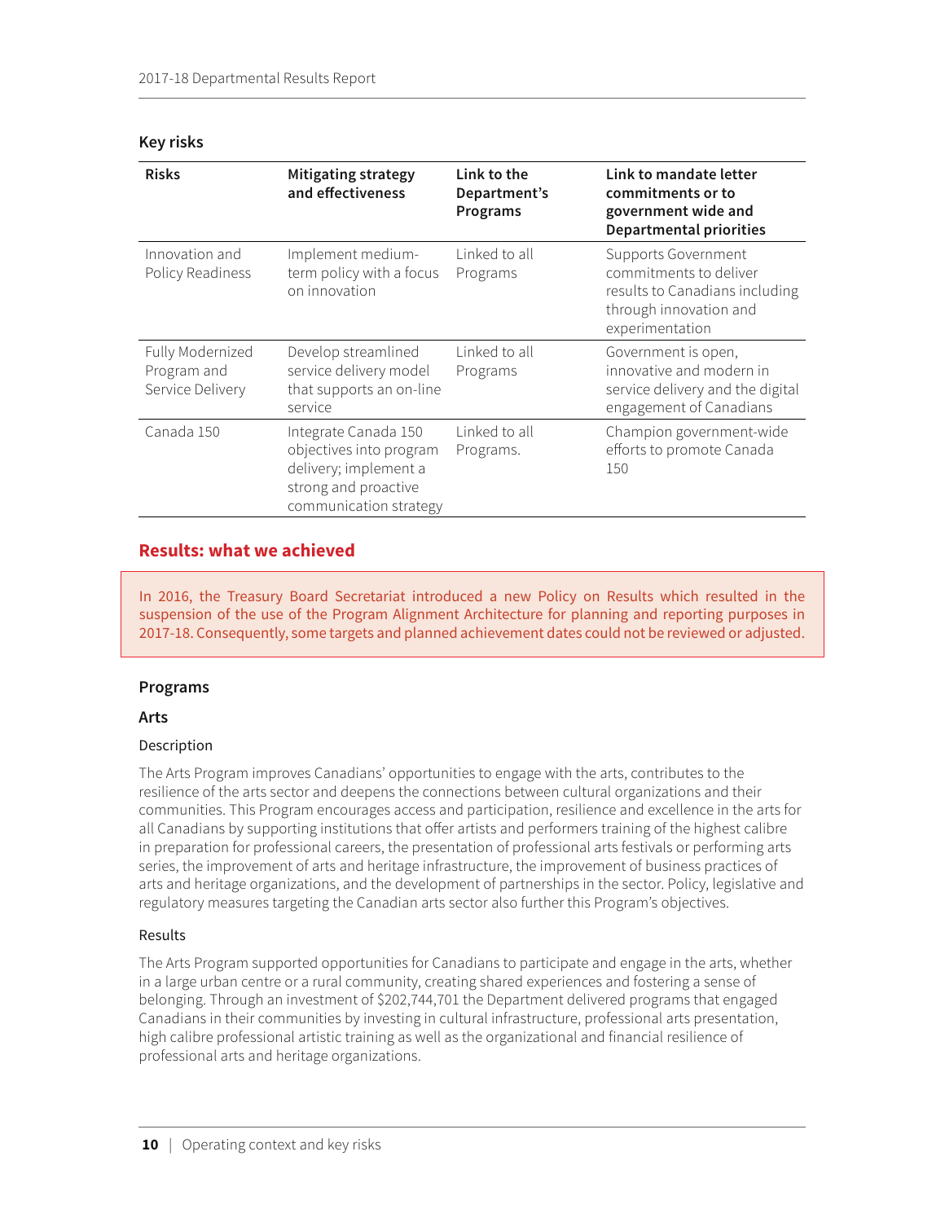### Key risks

| Risks | Mitigating strategy and effectiveness | Link to the Department's Programs | Link to mandate letter commitments or to government wide and Departmental priorities |
|---|---|---|---|
| Innovation and Policy Readiness | Implement medium-term policy with a focus on innovation | Linked to all Programs | Supports Government commitments to deliver results to Canadians including through innovation and experimentation |
| Fully Modernized Program and Service Delivery | Develop streamlined service delivery model that supports an on-line service | Linked to all Programs | Government is open, innovative and modern in service delivery and the digital engagement of Canadians |
| Canada 150 | Integrate Canada 150 objectives into program delivery; implement a strong and proactive communication strategy | Linked to all Programs. | Champion government-wide efforts to promote Canada 150 |

## Results: what we achieved

In 2016, the Treasury Board Secretariat introduced a new Policy on Results which resulted in the suspension of the use of the Program Alignment Architecture for planning and reporting purposes in 2017-18. Consequently, some targets and planned achievement dates could not be reviewed or adjusted.

### Programs

#### Arts

##### Description

The Arts Program improves Canadians' opportunities to engage with the arts, contributes to the resilience of the arts sector and deepens the connections between cultural organizations and their communities. This Program encourages access and participation, resilience and excellence in the arts for all Canadians by supporting institutions that offer artists and performers training of the highest calibre in preparation for professional careers, the presentation of professional arts festivals or performing arts series, the improvement of arts and heritage infrastructure, the improvement of business practices of arts and heritage organizations, and the development of partnerships in the sector. Policy, legislative and regulatory measures targeting the Canadian arts sector also further this Program's objectives.

##### Results

The Arts Program supported opportunities for Canadians to participate and engage in the arts, whether in a large urban centre or a rural community, creating shared experiences and fostering a sense of belonging. Through an investment of $202,744,701 the Department delivered programs that engaged Canadians in their communities by investing in cultural infrastructure, professional arts presentation, high calibre professional artistic training as well as the organizational and financial resilience of professional arts and heritage organizations.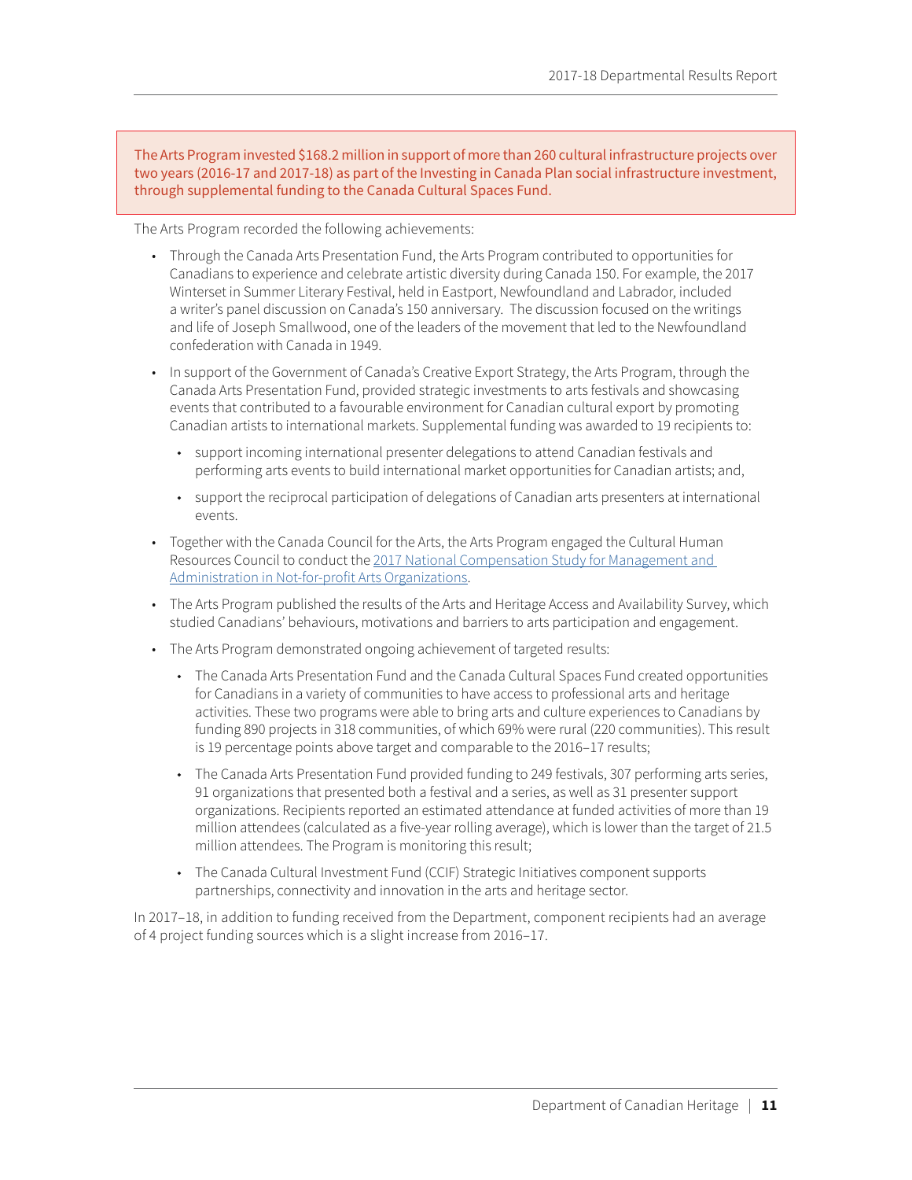> The Arts Program invested $168.2 million in support of more than 260 cultural infrastructure projects over two years (2016-17 and 2017-18) as part of the Investing in Canada Plan social infrastructure investment, through supplemental funding to the Canada Cultural Spaces Fund.

The Arts Program recorded the following achievements:

- Through the Canada Arts Presentation Fund, the Arts Program contributed to opportunities for Canadians to experience and celebrate artistic diversity during Canada 150. For example, the 2017 Winterset in Summer Literary Festival, held in Eastport, Newfoundland and Labrador, included a writer's panel discussion on Canada's 150 anniversary. The discussion focused on the writings and life of Joseph Smallwood, one of the leaders of the movement that led to the Newfoundland confederation with Canada in 1949.
- In support of the Government of Canada's Creative Export Strategy, the Arts Program, through the Canada Arts Presentation Fund, provided strategic investments to arts festivals and showcasing events that contributed to a favourable environment for Canadian cultural export by promoting Canadian artists to international markets. Supplemental funding was awarded to 19 recipients to:
  - support incoming international presenter delegations to attend Canadian festivals and performing arts events to build international market opportunities for Canadian artists; and,
  - support the reciprocal participation of delegations of Canadian arts presenters at international events.
- Together with the Canada Council for the Arts, the Arts Program engaged the Cultural Human Resources Council to conduct the [2017 National Compensation Study for Management and Administration in Not-for-profit Arts Organizations](#).
- The Arts Program published the results of the Arts and Heritage Access and Availability Survey, which studied Canadians' behaviours, motivations and barriers to arts participation and engagement.
- The Arts Program demonstrated ongoing achievement of targeted results:
  - The Canada Arts Presentation Fund and the Canada Cultural Spaces Fund created opportunities for Canadians in a variety of communities to have access to professional arts and heritage activities. These two programs were able to bring arts and culture experiences to Canadians by funding 890 projects in 318 communities, of which 69% were rural (220 communities). This result is 19 percentage points above target and comparable to the 2016–17 results;
  - The Canada Arts Presentation Fund provided funding to 249 festivals, 307 performing arts series, 91 organizations that presented both a festival and a series, as well as 31 presenter support organizations. Recipients reported an estimated attendance at funded activities of more than 19 million attendees (calculated as a five-year rolling average), which is lower than the target of 21.5 million attendees. The Program is monitoring this result;
  - The Canada Cultural Investment Fund (CCIF) Strategic Initiatives component supports partnerships, connectivity and innovation in the arts and heritage sector.

In 2017–18, in addition to funding received from the Department, component recipients had an average of 4 project funding sources which is a slight increase from 2016–17.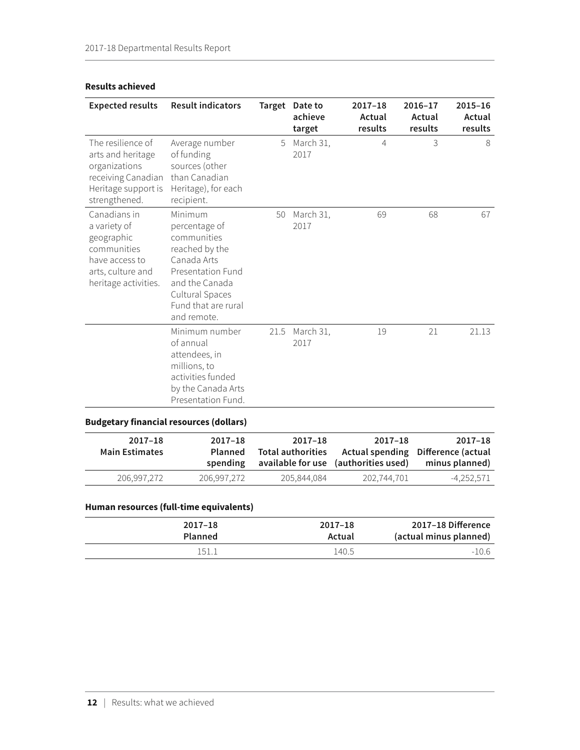**Results achieved**

| Expected results | Result indicators | Target | Date to achieve target | 2017–18 Actual results | 2016–17 Actual results | 2015–16 Actual results |
|---|---|---|---|---|---|---|
| The resilience of arts and heritage organizations receiving Canadian Heritage support is strengthened. | Average number of funding sources (other than Canadian Heritage), for each recipient. | 5 | March 31, 2017 | 4 | 3 | 8 |
| Canadians in a variety of geographic communities have access to arts, culture and heritage activities. | Minimum percentage of communities reached by the Canada Arts Presentation Fund and the Canada Cultural Spaces Fund that are rural and remote. | 50 | March 31, 2017 | 69 | 68 | 67 |
| | Minimum number of annual attendees, in millions, to activities funded by the Canada Arts Presentation Fund. | 21.5 | March 31, 2017 | 19 | 21 | 21.13 |

**Budgetary financial resources (dollars)**

| 2017–18 Main Estimates | 2017–18 Planned spending | 2017–18 Total authorities available for use | 2017–18 Actual spending (authorities used) | 2017–18 Difference (actual minus planned) |
|---|---|---|---|---|
| 206,997,272 | 206,997,272 | 205,844,084 | 202,744,701 | -4,252,571 |

**Human resources (full-time equivalents)**

| 2017–18 Planned | 2017–18 Actual | 2017–18 Difference (actual minus planned) |
|---|---|---|
| 151.1 | 140.5 | -10.6 |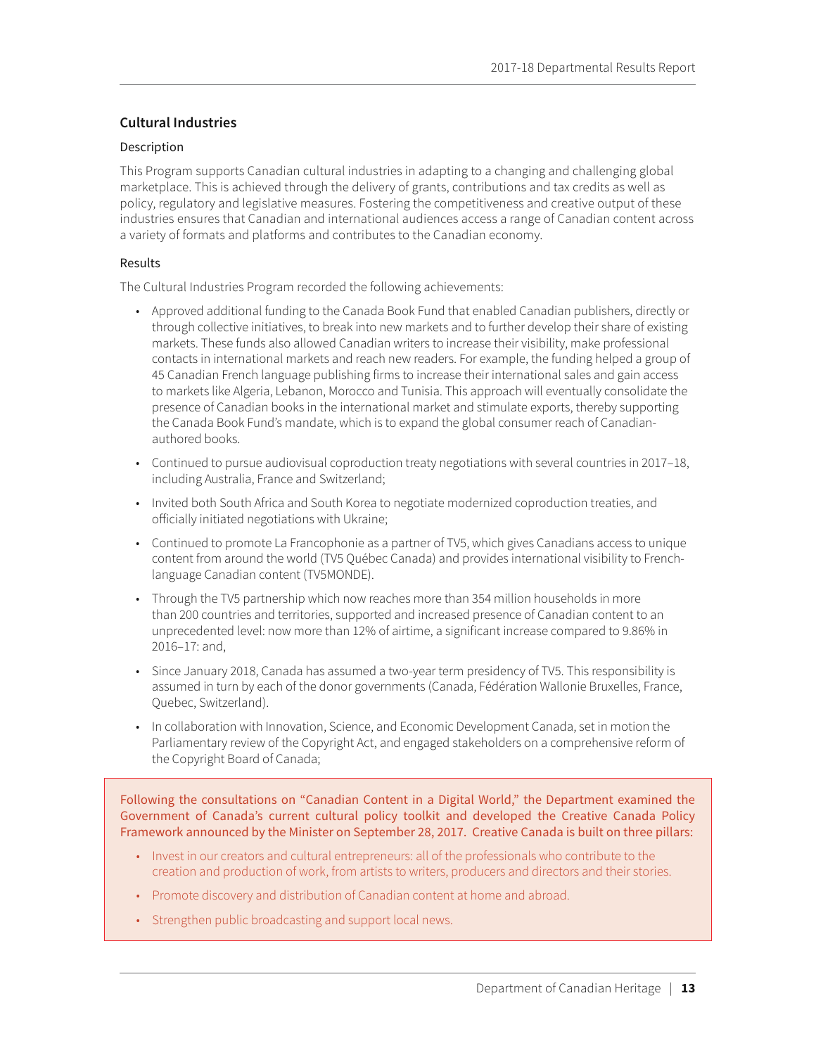### Cultural Industries

#### Description

This Program supports Canadian cultural industries in adapting to a changing and challenging global marketplace. This is achieved through the delivery of grants, contributions and tax credits as well as policy, regulatory and legislative measures. Fostering the competitiveness and creative output of these industries ensures that Canadian and international audiences access a range of Canadian content across a variety of formats and platforms and contributes to the Canadian economy.

#### Results

The Cultural Industries Program recorded the following achievements:

- Approved additional funding to the Canada Book Fund that enabled Canadian publishers, directly or through collective initiatives, to break into new markets and to further develop their share of existing markets. These funds also allowed Canadian writers to increase their visibility, make professional contacts in international markets and reach new readers. For example, the funding helped a group of 45 Canadian French language publishing firms to increase their international sales and gain access to markets like Algeria, Lebanon, Morocco and Tunisia. This approach will eventually consolidate the presence of Canadian books in the international market and stimulate exports, thereby supporting the Canada Book Fund's mandate, which is to expand the global consumer reach of Canadian-authored books.
- Continued to pursue audiovisual coproduction treaty negotiations with several countries in 2017–18, including Australia, France and Switzerland;
- Invited both South Africa and South Korea to negotiate modernized coproduction treaties, and officially initiated negotiations with Ukraine;
- Continued to promote La Francophonie as a partner of TV5, which gives Canadians access to unique content from around the world (TV5 Québec Canada) and provides international visibility to French-language Canadian content (TV5MONDE).
- Through the TV5 partnership which now reaches more than 354 million households in more than 200 countries and territories, supported and increased presence of Canadian content to an unprecedented level: now more than 12% of airtime, a significant increase compared to 9.86% in 2016–17: and,
- Since January 2018, Canada has assumed a two-year term presidency of TV5. This responsibility is assumed in turn by each of the donor governments (Canada, Fédération Wallonie Bruxelles, France, Quebec, Switzerland).
- In collaboration with Innovation, Science, and Economic Development Canada, set in motion the Parliamentary review of the Copyright Act, and engaged stakeholders on a comprehensive reform of the Copyright Board of Canada;

Following the consultations on "Canadian Content in a Digital World," the Department examined the Government of Canada's current cultural policy toolkit and developed the Creative Canada Policy Framework announced by the Minister on September 28, 2017. Creative Canada is built on three pillars:

- Invest in our creators and cultural entrepreneurs: all of the professionals who contribute to the creation and production of work, from artists to writers, producers and directors and their stories.
- Promote discovery and distribution of Canadian content at home and abroad.
- Strengthen public broadcasting and support local news.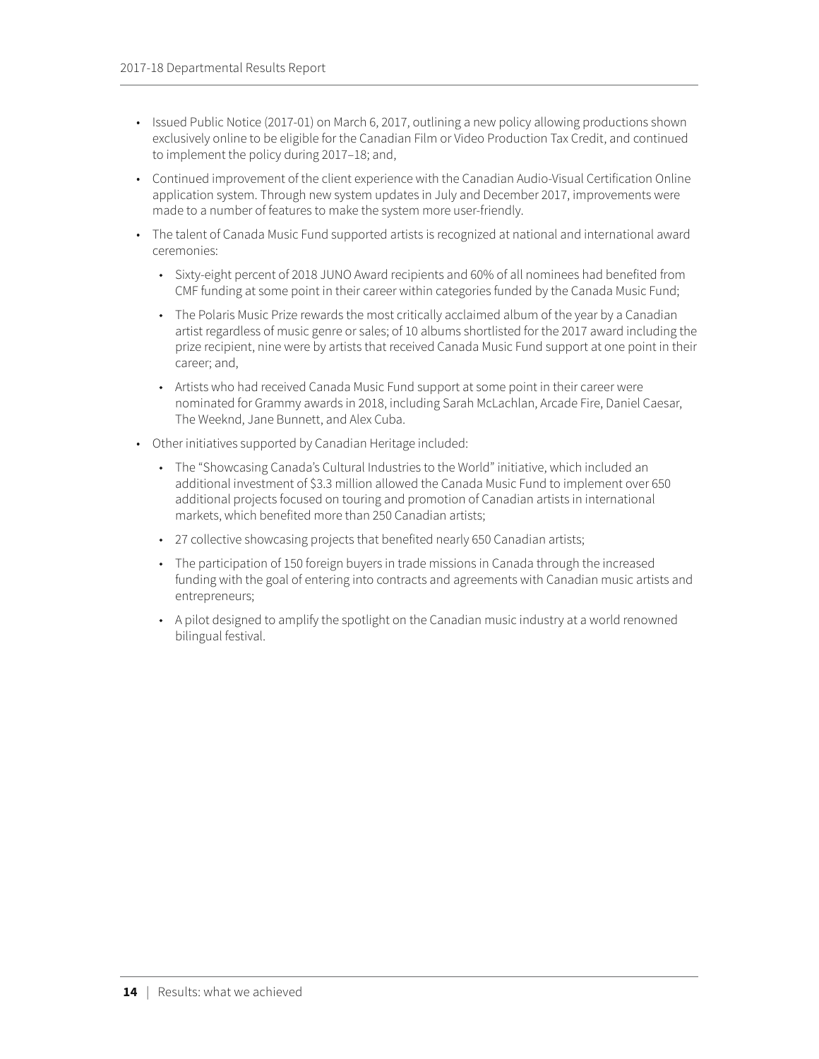- Issued Public Notice (2017-01) on March 6, 2017, outlining a new policy allowing productions shown exclusively online to be eligible for the Canadian Film or Video Production Tax Credit, and continued to implement the policy during 2017–18; and,
- Continued improvement of the client experience with the Canadian Audio-Visual Certification Online application system. Through new system updates in July and December 2017, improvements were made to a number of features to make the system more user-friendly.
- The talent of Canada Music Fund supported artists is recognized at national and international award ceremonies:
  - Sixty-eight percent of 2018 JUNO Award recipients and 60% of all nominees had benefited from CMF funding at some point in their career within categories funded by the Canada Music Fund;
  - The Polaris Music Prize rewards the most critically acclaimed album of the year by a Canadian artist regardless of music genre or sales; of 10 albums shortlisted for the 2017 award including the prize recipient, nine were by artists that received Canada Music Fund support at one point in their career; and,
  - Artists who had received Canada Music Fund support at some point in their career were nominated for Grammy awards in 2018, including Sarah McLachlan, Arcade Fire, Daniel Caesar, The Weeknd, Jane Bunnett, and Alex Cuba.
- Other initiatives supported by Canadian Heritage included:
  - The "Showcasing Canada's Cultural Industries to the World" initiative, which included an additional investment of $3.3 million allowed the Canada Music Fund to implement over 650 additional projects focused on touring and promotion of Canadian artists in international markets, which benefited more than 250 Canadian artists;
  - 27 collective showcasing projects that benefited nearly 650 Canadian artists;
  - The participation of 150 foreign buyers in trade missions in Canada through the increased funding with the goal of entering into contracts and agreements with Canadian music artists and entrepreneurs;
  - A pilot designed to amplify the spotlight on the Canadian music industry at a world renowned bilingual festival.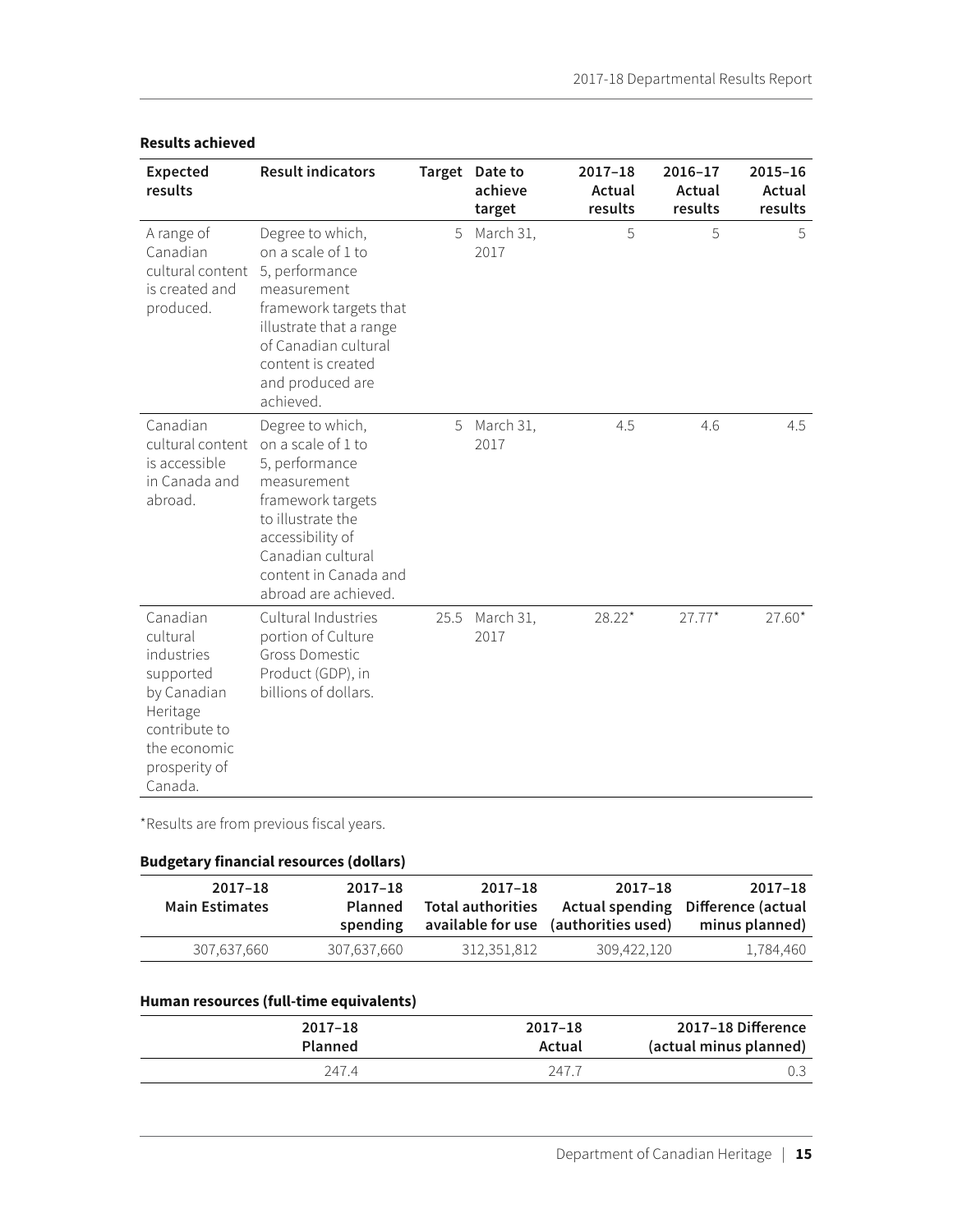**Results achieved**

| Expected results | Result indicators | Target | Date to achieve target | 2017–18 Actual results | 2016–17 Actual results | 2015–16 Actual results |
|---|---|---|---|---|---|---|
| A range of Canadian cultural content is created and produced. | Degree to which, on a scale of 1 to 5, performance measurement framework targets that illustrate that a range of Canadian cultural content is created and produced are achieved. | 5 | March 31, 2017 | 5 | 5 | 5 |
| Canadian cultural content is accessible in Canada and abroad. | Degree to which, on a scale of 1 to 5, performance measurement framework targets to illustrate the accessibility of Canadian cultural content in Canada and abroad are achieved. | 5 | March 31, 2017 | 4.5 | 4.6 | 4.5 |
| Canadian cultural industries supported by Canadian Heritage contribute to the economic prosperity of Canada. | Cultural Industries portion of Culture Gross Domestic Product (GDP), in billions of dollars. | 25.5 | March 31, 2017 | 28.22* | 27.77* | 27.60* |

*Results are from previous fiscal years.

**Budgetary financial resources (dollars)**

| 2017–18 Main Estimates | 2017–18 Planned spending | 2017–18 Total authorities available for use | 2017–18 Actual spending (authorities used) | 2017–18 Difference (actual minus planned) |
|---|---|---|---|---|
| 307,637,660 | 307,637,660 | 312,351,812 | 309,422,120 | 1,784,460 |

**Human resources (full-time equivalents)**

| 2017–18 Planned | 2017–18 Actual | 2017–18 Difference (actual minus planned) |
|---|---|---|
| 247.4 | 247.7 | 0.3 |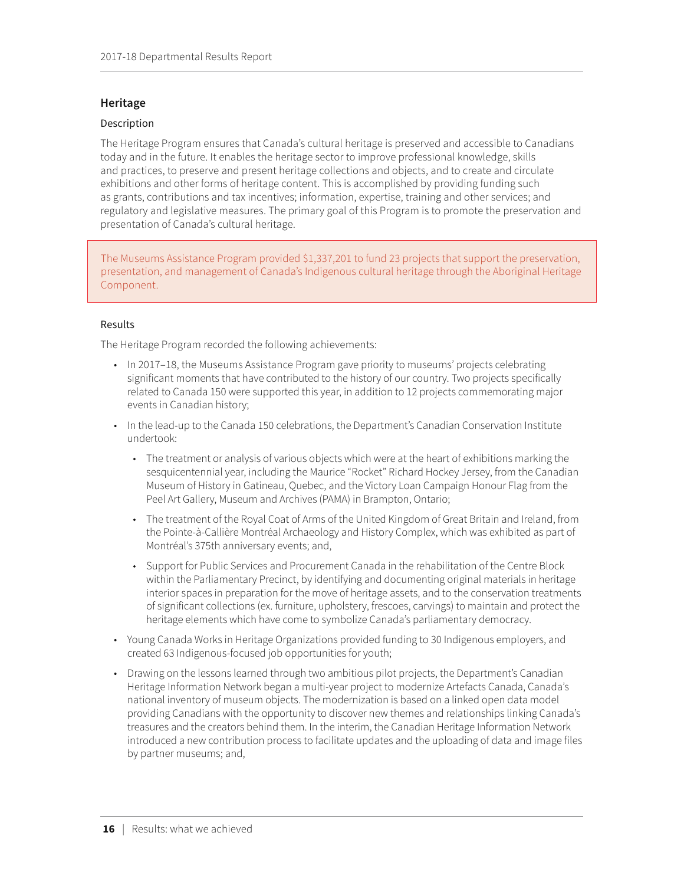## Heritage

### Description

The Heritage Program ensures that Canada's cultural heritage is preserved and accessible to Canadians today and in the future. It enables the heritage sector to improve professional knowledge, skills and practices, to preserve and present heritage collections and objects, and to create and circulate exhibitions and other forms of heritage content. This is accomplished by providing funding such as grants, contributions and tax incentives; information, expertise, training and other services; and regulatory and legislative measures. The primary goal of this Program is to promote the preservation and presentation of Canada's cultural heritage.

> The Museums Assistance Program provided $1,337,201 to fund 23 projects that support the preservation, presentation, and management of Canada's Indigenous cultural heritage through the Aboriginal Heritage Component.

### Results

The Heritage Program recorded the following achievements:

- In 2017–18, the Museums Assistance Program gave priority to museums' projects celebrating significant moments that have contributed to the history of our country. Two projects specifically related to Canada 150 were supported this year, in addition to 12 projects commemorating major events in Canadian history;
- In the lead-up to the Canada 150 celebrations, the Department's Canadian Conservation Institute undertook:
  - The treatment or analysis of various objects which were at the heart of exhibitions marking the sesquicentennial year, including the Maurice "Rocket" Richard Hockey Jersey, from the Canadian Museum of History in Gatineau, Quebec, and the Victory Loan Campaign Honour Flag from the Peel Art Gallery, Museum and Archives (PAMA) in Brampton, Ontario;
  - The treatment of the Royal Coat of Arms of the United Kingdom of Great Britain and Ireland, from the Pointe-à-Callière Montréal Archaeology and History Complex, which was exhibited as part of Montréal's 375th anniversary events; and,
  - Support for Public Services and Procurement Canada in the rehabilitation of the Centre Block within the Parliamentary Precinct, by identifying and documenting original materials in heritage interior spaces in preparation for the move of heritage assets, and to the conservation treatments of significant collections (ex. furniture, upholstery, frescoes, carvings) to maintain and protect the heritage elements which have come to symbolize Canada's parliamentary democracy.
- Young Canada Works in Heritage Organizations provided funding to 30 Indigenous employers, and created 63 Indigenous-focused job opportunities for youth;
- Drawing on the lessons learned through two ambitious pilot projects, the Department's Canadian Heritage Information Network began a multi-year project to modernize Artefacts Canada, Canada's national inventory of museum objects. The modernization is based on a linked open data model providing Canadians with the opportunity to discover new themes and relationships linking Canada's treasures and the creators behind them. In the interim, the Canadian Heritage Information Network introduced a new contribution process to facilitate updates and the uploading of data and image files by partner museums; and,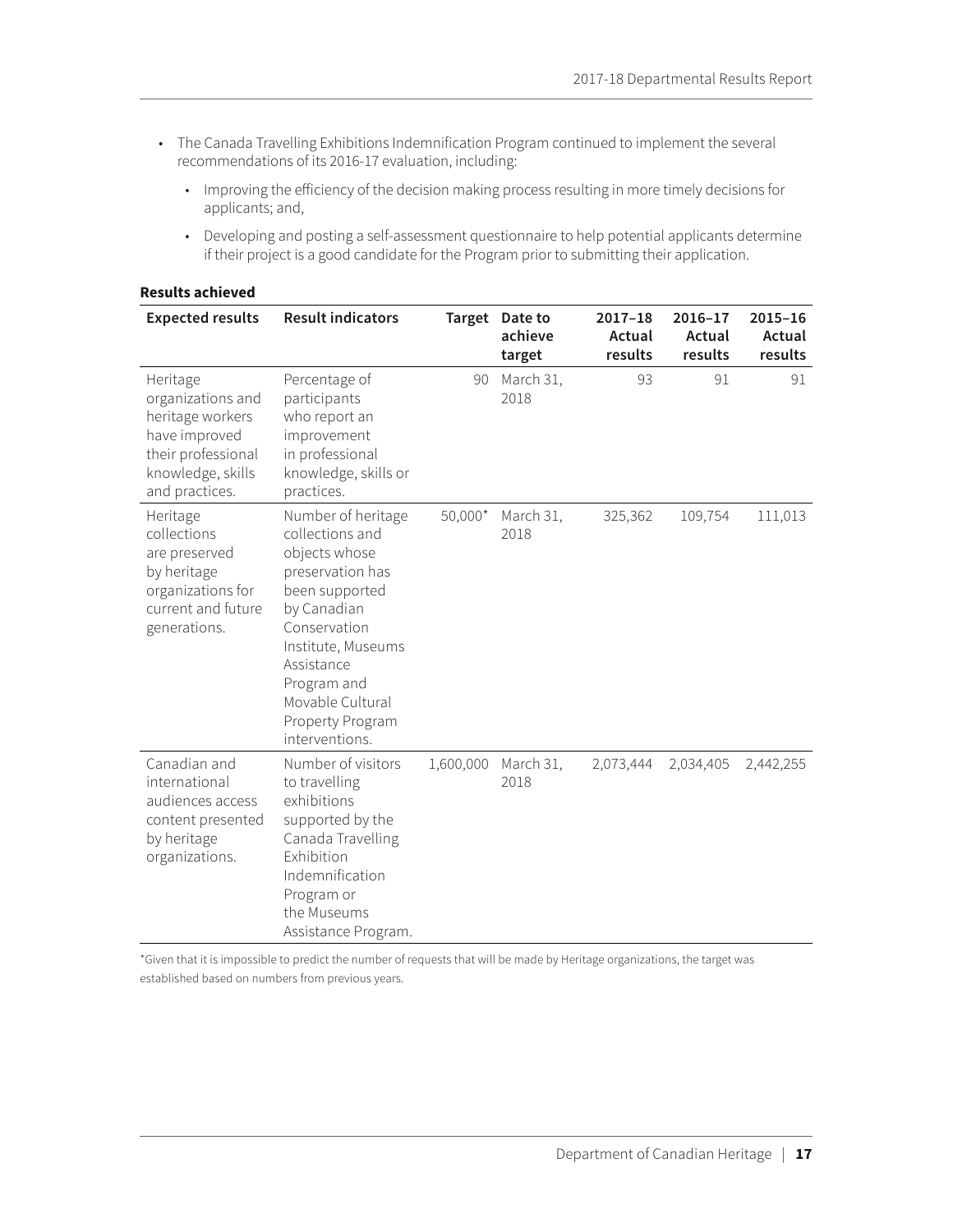- The Canada Travelling Exhibitions Indemnification Program continued to implement the several recommendations of its 2016-17 evaluation, including:
  - Improving the efficiency of the decision making process resulting in more timely decisions for applicants; and,
  - Developing and posting a self-assessment questionnaire to help potential applicants determine if their project is a good candidate for the Program prior to submitting their application.

**Results achieved**

| Expected results | Result indicators | Target | Date to achieve target | 2017–18 Actual results | 2016–17 Actual results | 2015–16 Actual results |
|---|---|---|---|---|---|---|
| Heritage organizations and heritage workers have improved their professional knowledge, skills and practices. | Percentage of participants who report an improvement in professional knowledge, skills or practices. | 90 | March 31, 2018 | 93 | 91 | 91 |
| Heritage collections are preserved by heritage organizations for current and future generations. | Number of heritage collections and objects whose preservation has been supported by Canadian Conservation Institute, Museums Assistance Program and Movable Cultural Property Program interventions. | 50,000* | March 31, 2018 | 325,362 | 109,754 | 111,013 |
| Canadian and international audiences access content presented by heritage organizations. | Number of visitors to travelling exhibitions supported by the Canada Travelling Exhibition Indemnification Program or the Museums Assistance Program. | 1,600,000 | March 31, 2018 | 2,073,444 | 2,034,405 | 2,442,255 |

*Given that it is impossible to predict the number of requests that will be made by Heritage organizations, the target was established based on numbers from previous years.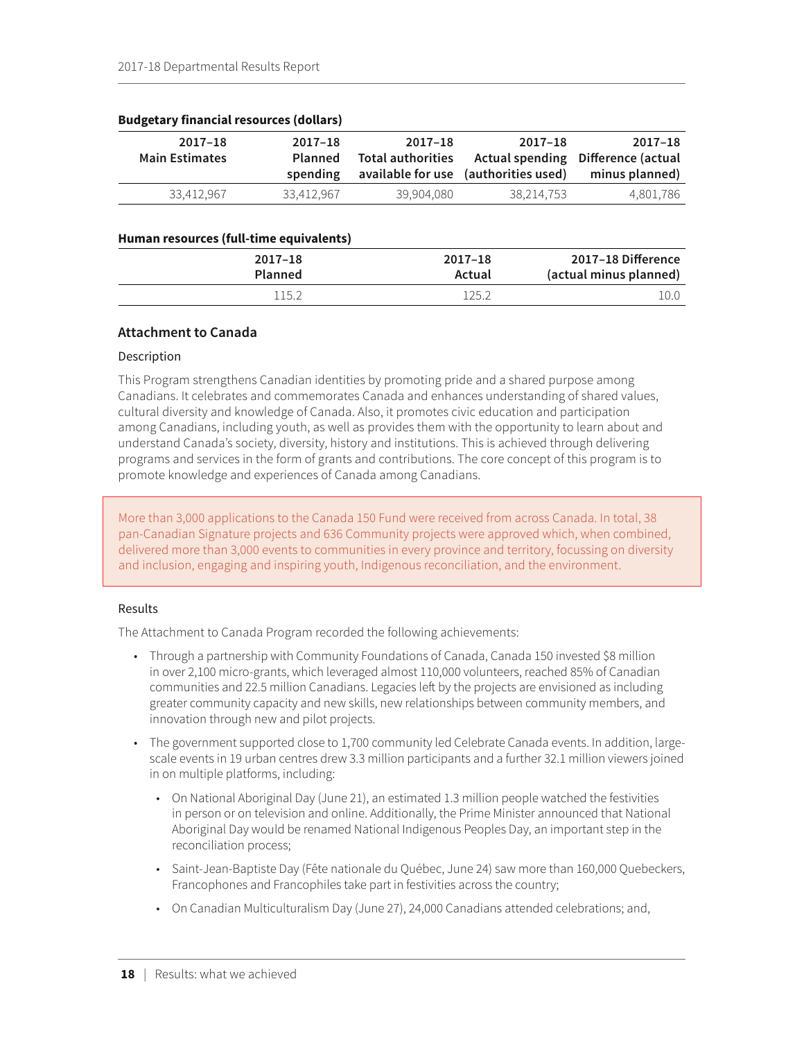**Budgetary financial resources (dollars)**

| 2017–18 Main Estimates | 2017–18 Planned spending | 2017–18 Total authorities available for use | 2017–18 Actual spending (authorities used) | 2017–18 Difference (actual minus planned) |
|---|---|---|---|---|
| 33,412,967 | 33,412,967 | 39,904,080 | 38,214,753 | 4,801,786 |

**Human resources (full-time equivalents)**

| 2017–18 Planned | 2017–18 Actual | 2017–18 Difference (actual minus planned) |
|---|---|---|
| 115.2 | 125.2 | 10.0 |

### Attachment to Canada

Description

This Program strengthens Canadian identities by promoting pride and a shared purpose among Canadians. It celebrates and commemorates Canada and enhances understanding of shared values, cultural diversity and knowledge of Canada. Also, it promotes civic education and participation among Canadians, including youth, as well as provides them with the opportunity to learn about and understand Canada's society, diversity, history and institutions. This is achieved through delivering programs and services in the form of grants and contributions. The core concept of this program is to promote knowledge and experiences of Canada among Canadians.

More than 3,000 applications to the Canada 150 Fund were received from across Canada. In total, 38 pan-Canadian Signature projects and 636 Community projects were approved which, when combined, delivered more than 3,000 events to communities in every province and territory, focussing on diversity and inclusion, engaging and inspiring youth, Indigenous reconciliation, and the environment.

Results

The Attachment to Canada Program recorded the following achievements:

- Through a partnership with Community Foundations of Canada, Canada 150 invested $8 million in over 2,100 micro-grants, which leveraged almost 110,000 volunteers, reached 85% of Canadian communities and 22.5 million Canadians. Legacies left by the projects are envisioned as including greater community capacity and new skills, new relationships between community members, and innovation through new and pilot projects.
- The government supported close to 1,700 community led Celebrate Canada events. In addition, large-scale events in 19 urban centres drew 3.3 million participants and a further 32.1 million viewers joined in on multiple platforms, including:
  - On National Aboriginal Day (June 21), an estimated 1.3 million people watched the festivities in person or on television and online. Additionally, the Prime Minister announced that National Aboriginal Day would be renamed National Indigenous Peoples Day, an important step in the reconciliation process;
  - Saint-Jean-Baptiste Day (Fête nationale du Québec, June 24) saw more than 160,000 Quebeckers, Francophones and Francophiles take part in festivities across the country;
  - On Canadian Multiculturalism Day (June 27), 24,000 Canadians attended celebrations; and,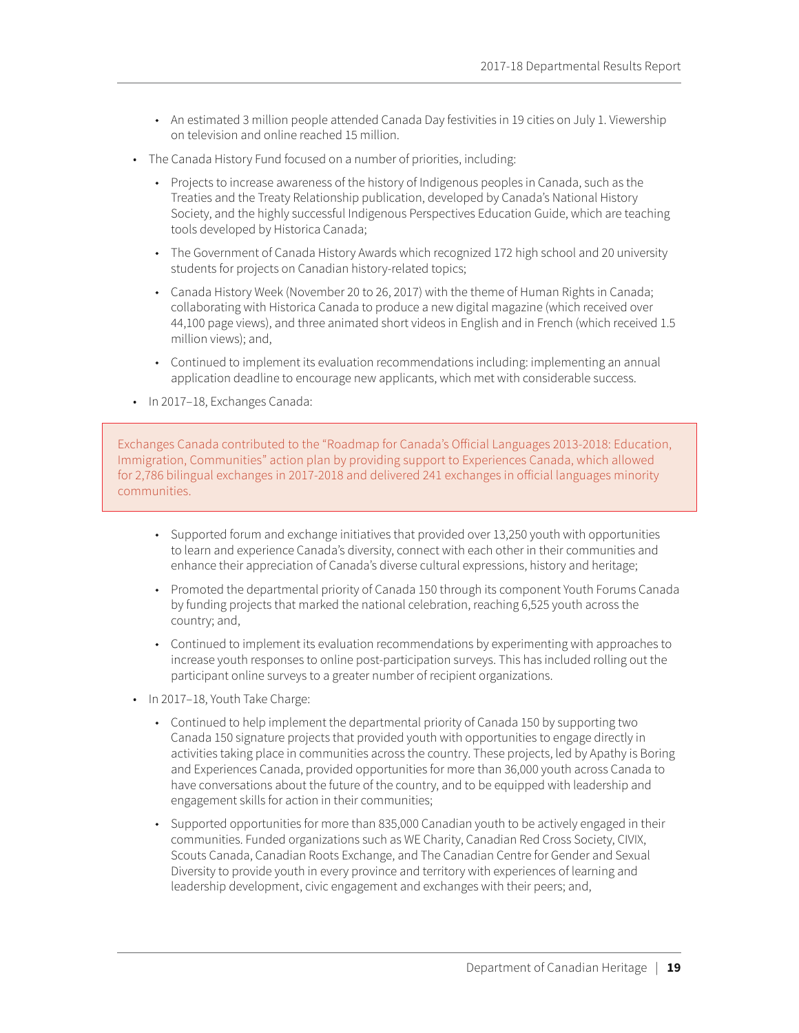- An estimated 3 million people attended Canada Day festivities in 19 cities on July 1. Viewership on television and online reached 15 million.

- The Canada History Fund focused on a number of priorities, including:
  - Projects to increase awareness of the history of Indigenous peoples in Canada, such as the Treaties and the Treaty Relationship publication, developed by Canada's National History Society, and the highly successful Indigenous Perspectives Education Guide, which are teaching tools developed by Historica Canada;
  - The Government of Canada History Awards which recognized 172 high school and 20 university students for projects on Canadian history-related topics;
  - Canada History Week (November 20 to 26, 2017) with the theme of Human Rights in Canada; collaborating with Historica Canada to produce a new digital magazine (which received over 44,100 page views), and three animated short videos in English and in French (which received 1.5 million views); and,
  - Continued to implement its evaluation recommendations including: implementing an annual application deadline to encourage new applicants, which met with considerable success.

- In 2017–18, Exchanges Canada:

> Exchanges Canada contributed to the "Roadmap for Canada's Official Languages 2013-2018: Education, Immigration, Communities" action plan by providing support to Experiences Canada, which allowed for 2,786 bilingual exchanges in 2017-2018 and delivered 241 exchanges in official languages minority communities.

  - Supported forum and exchange initiatives that provided over 13,250 youth with opportunities to learn and experience Canada's diversity, connect with each other in their communities and enhance their appreciation of Canada's diverse cultural expressions, history and heritage;
  - Promoted the departmental priority of Canada 150 through its component Youth Forums Canada by funding projects that marked the national celebration, reaching 6,525 youth across the country; and,
  - Continued to implement its evaluation recommendations by experimenting with approaches to increase youth responses to online post-participation surveys. This has included rolling out the participant online surveys to a greater number of recipient organizations.

- In 2017–18, Youth Take Charge:
  - Continued to help implement the departmental priority of Canada 150 by supporting two Canada 150 signature projects that provided youth with opportunities to engage directly in activities taking place in communities across the country. These projects, led by Apathy is Boring and Experiences Canada, provided opportunities for more than 36,000 youth across Canada to have conversations about the future of the country, and to be equipped with leadership and engagement skills for action in their communities;
  - Supported opportunities for more than 835,000 Canadian youth to be actively engaged in their communities. Funded organizations such as WE Charity, Canadian Red Cross Society, CIVIX, Scouts Canada, Canadian Roots Exchange, and The Canadian Centre for Gender and Sexual Diversity to provide youth in every province and territory with experiences of learning and leadership development, civic engagement and exchanges with their peers; and,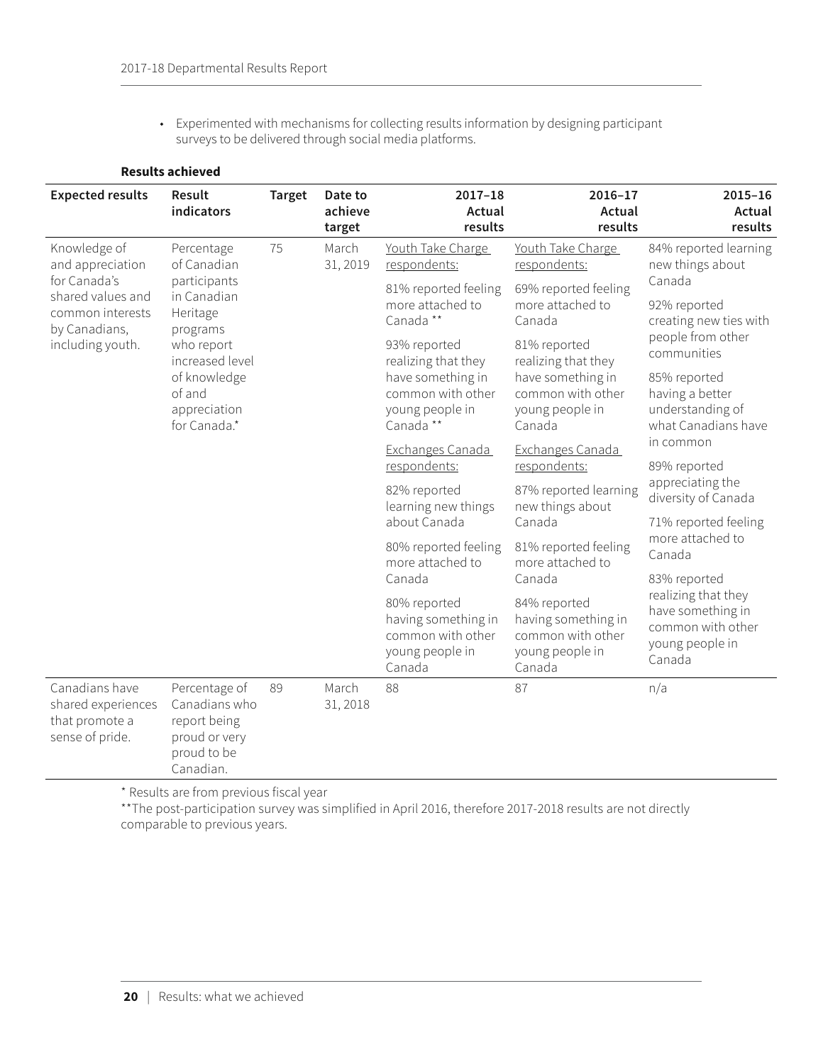- Experimented with mechanisms for collecting results information by designing participant surveys to be delivered through social media platforms.

**Results achieved**

| Expected results | Result indicators | Target | Date to achieve target | 2017–18 Actual results | 2016–17 Actual results | 2015–16 Actual results |
|---|---|---|---|---|---|---|
| Knowledge of and appreciation for Canada's shared values and common interests by Canadians, including youth. | Percentage of Canadian participants in Canadian Heritage programs who report increased level of knowledge of and appreciation for Canada.* | 75 | March 31, 2019 | Youth Take Charge respondents:<br>81% reported feeling more attached to Canada **<br>93% reported realizing that they have something in common with other young people in Canada **<br>Exchanges Canada respondents:<br>82% reported learning new things about Canada<br>80% reported feeling more attached to Canada<br>80% reported having something in common with other young people in Canada | Youth Take Charge respondents:<br>69% reported feeling more attached to Canada<br>81% reported realizing that they have something in common with other young people in Canada<br>Exchanges Canada respondents:<br>87% reported learning new things about Canada<br>81% reported feeling more attached to Canada<br>84% reported having something in common with other young people in Canada | 84% reported learning new things about Canada<br>92% reported creating new ties with people from other communities<br>85% reported having a better understanding of what Canadians have in common<br>89% reported appreciating the diversity of Canada<br>71% reported feeling more attached to Canada<br>83% reported realizing that they have something in common with other young people in Canada |
| Canadians have shared experiences that promote a sense of pride. | Percentage of Canadians who report being proud or very proud to be Canadian. | 89 | March 31, 2018 | 88 | 87 | n/a |

* Results are from previous fiscal year

**The post-participation survey was simplified in April 2016, therefore 2017-2018 results are not directly comparable to previous years.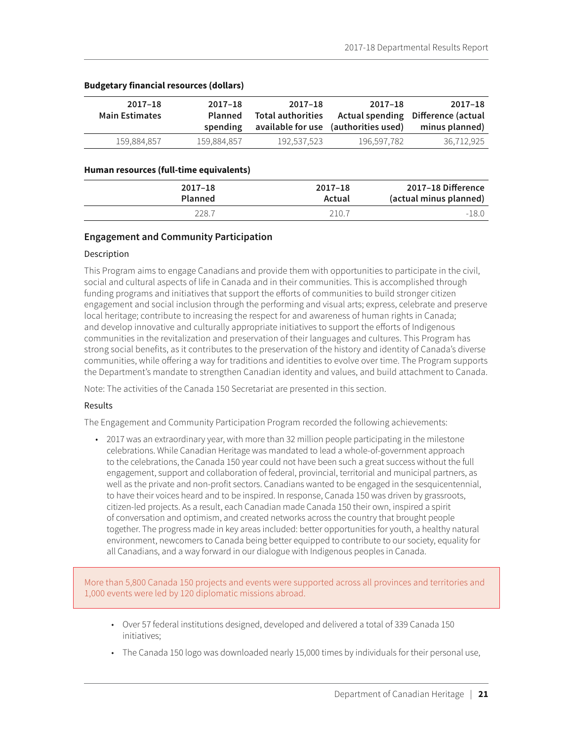**Budgetary financial resources (dollars)**

| 2017–18 Main Estimates | 2017–18 Planned spending | 2017–18 Total authorities available for use | 2017–18 Actual spending (authorities used) | 2017–18 Difference (actual minus planned) |
|---|---|---|---|---|
| 159,884,857 | 159,884,857 | 192,537,523 | 196,597,782 | 36,712,925 |

**Human resources (full-time equivalents)**

| 2017–18 Planned | 2017–18 Actual | 2017–18 Difference (actual minus planned) |
|---|---|---|
| 228.7 | 210.7 | -18.0 |

### Engagement and Community Participation

Description

This Program aims to engage Canadians and provide them with opportunities to participate in the civil, social and cultural aspects of life in Canada and in their communities. This is accomplished through funding programs and initiatives that support the efforts of communities to build stronger citizen engagement and social inclusion through the performing and visual arts; express, celebrate and preserve local heritage; contribute to increasing the respect for and awareness of human rights in Canada; and develop innovative and culturally appropriate initiatives to support the efforts of Indigenous communities in the revitalization and preservation of their languages and cultures. This Program has strong social benefits, as it contributes to the preservation of the history and identity of Canada's diverse communities, while offering a way for traditions and identities to evolve over time. The Program supports the Department's mandate to strengthen Canadian identity and values, and build attachment to Canada.

Note: The activities of the Canada 150 Secretariat are presented in this section.

Results

The Engagement and Community Participation Program recorded the following achievements:

- 2017 was an extraordinary year, with more than 32 million people participating in the milestone celebrations. While Canadian Heritage was mandated to lead a whole-of-government approach to the celebrations, the Canada 150 year could not have been such a great success without the full engagement, support and collaboration of federal, provincial, territorial and municipal partners, as well as the private and non-profit sectors. Canadians wanted to be engaged in the sesquicentennial, to have their voices heard and to be inspired. In response, Canada 150 was driven by grassroots, citizen-led projects. As a result, each Canadian made Canada 150 their own, inspired a spirit of conversation and optimism, and created networks across the country that brought people together. The progress made in key areas included: better opportunities for youth, a healthy natural environment, newcomers to Canada being better equipped to contribute to our society, equality for all Canadians, and a way forward in our dialogue with Indigenous peoples in Canada.

More than 5,800 Canada 150 projects and events were supported across all provinces and territories and 1,000 events were led by 120 diplomatic missions abroad.

- Over 57 federal institutions designed, developed and delivered a total of 339 Canada 150 initiatives;
- The Canada 150 logo was downloaded nearly 15,000 times by individuals for their personal use,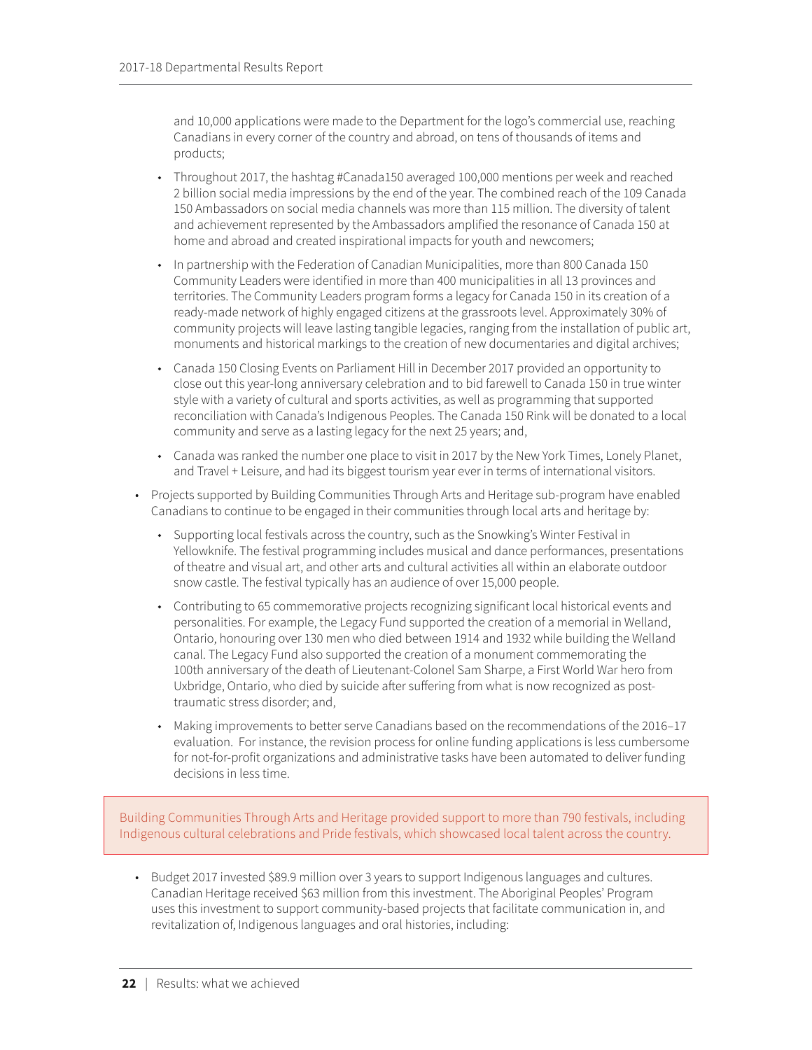and 10,000 applications were made to the Department for the logo's commercial use, reaching Canadians in every corner of the country and abroad, on tens of thousands of items and products;

  - Throughout 2017, the hashtag #Canada150 averaged 100,000 mentions per week and reached 2 billion social media impressions by the end of the year. The combined reach of the 109 Canada 150 Ambassadors on social media channels was more than 115 million. The diversity of talent and achievement represented by the Ambassadors amplified the resonance of Canada 150 at home and abroad and created inspirational impacts for youth and newcomers;
  - In partnership with the Federation of Canadian Municipalities, more than 800 Canada 150 Community Leaders were identified in more than 400 municipalities in all 13 provinces and territories. The Community Leaders program forms a legacy for Canada 150 in its creation of a ready-made network of highly engaged citizens at the grassroots level. Approximately 30% of community projects will leave lasting tangible legacies, ranging from the installation of public art, monuments and historical markings to the creation of new documentaries and digital archives;
  - Canada 150 Closing Events on Parliament Hill in December 2017 provided an opportunity to close out this year-long anniversary celebration and to bid farewell to Canada 150 in true winter style with a variety of cultural and sports activities, as well as programming that supported reconciliation with Canada's Indigenous Peoples. The Canada 150 Rink will be donated to a local community and serve as a lasting legacy for the next 25 years; and,
  - Canada was ranked the number one place to visit in 2017 by the New York Times, Lonely Planet, and Travel + Leisure, and had its biggest tourism year ever in terms of international visitors.

- Projects supported by Building Communities Through Arts and Heritage sub-program have enabled Canadians to continue to be engaged in their communities through local arts and heritage by:
  - Supporting local festivals across the country, such as the Snowking's Winter Festival in Yellowknife. The festival programming includes musical and dance performances, presentations of theatre and visual art, and other arts and cultural activities all within an elaborate outdoor snow castle. The festival typically has an audience of over 15,000 people.
  - Contributing to 65 commemorative projects recognizing significant local historical events and personalities. For example, the Legacy Fund supported the creation of a memorial in Welland, Ontario, honouring over 130 men who died between 1914 and 1932 while building the Welland canal. The Legacy Fund also supported the creation of a monument commemorating the 100th anniversary of the death of Lieutenant-Colonel Sam Sharpe, a First World War hero from Uxbridge, Ontario, who died by suicide after suffering from what is now recognized as post-traumatic stress disorder; and,
  - Making improvements to better serve Canadians based on the recommendations of the 2016–17 evaluation. For instance, the revision process for online funding applications is less cumbersome for not-for-profit organizations and administrative tasks have been automated to deliver funding decisions in less time.

Building Communities Through Arts and Heritage provided support to more than 790 festivals, including Indigenous cultural celebrations and Pride festivals, which showcased local talent across the country.

- Budget 2017 invested $89.9 million over 3 years to support Indigenous languages and cultures. Canadian Heritage received $63 million from this investment. The Aboriginal Peoples' Program uses this investment to support community-based projects that facilitate communication in, and revitalization of, Indigenous languages and oral histories, including: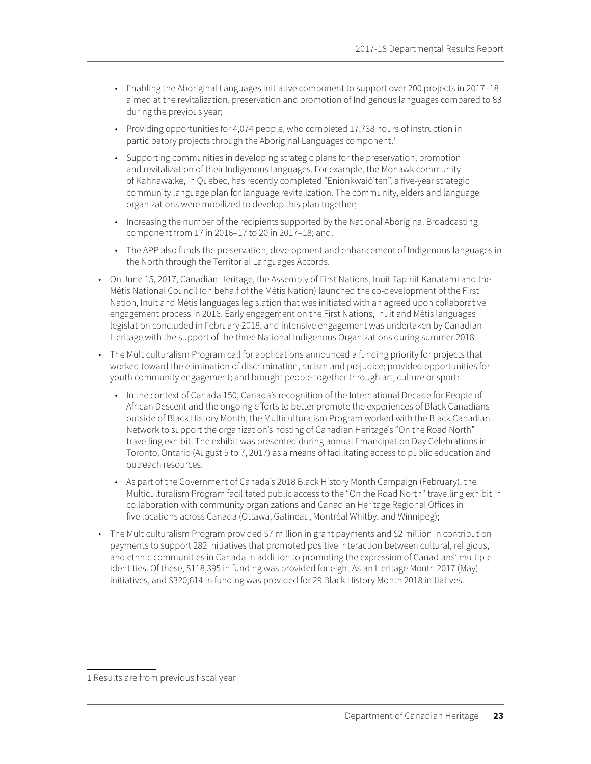- Enabling the Aboriginal Languages Initiative component to support over 200 projects in 2017–18 aimed at the revitalization, preservation and promotion of Indigenous languages compared to 83 during the previous year;
- Providing opportunities for 4,074 people, who completed 17,738 hours of instruction in participatory projects through the Aboriginal Languages component.[1]
- Supporting communities in developing strategic plans for the preservation, promotion and revitalization of their Indigenous languages. For example, the Mohawk community of Kahnawà:ke, in Quebec, has recently completed "Enionkwaió'ten", a five-year strategic community language plan for language revitalization. The community, elders and language organizations were mobilized to develop this plan together;
- Increasing the number of the recipients supported by the National Aboriginal Broadcasting component from 17 in 2016–17 to 20 in 2017–18; and,
- The APP also funds the preservation, development and enhancement of Indigenous languages in the North through the Territorial Languages Accords.

- On June 15, 2017, Canadian Heritage, the Assembly of First Nations, Inuit Tapiriit Kanatami and the Métis National Council (on behalf of the Métis Nation) launched the co-development of the First Nation, Inuit and Métis languages legislation that was initiated with an agreed upon collaborative engagement process in 2016. Early engagement on the First Nations, Inuit and Métis languages legislation concluded in February 2018, and intensive engagement was undertaken by Canadian Heritage with the support of the three National Indigenous Organizations during summer 2018.
- The Multiculturalism Program call for applications announced a funding priority for projects that worked toward the elimination of discrimination, racism and prejudice; provided opportunities for youth community engagement; and brought people together through art, culture or sport:
  - In the context of Canada 150, Canada's recognition of the International Decade for People of African Descent and the ongoing efforts to better promote the experiences of Black Canadians outside of Black History Month, the Multiculturalism Program worked with the Black Canadian Network to support the organization's hosting of Canadian Heritage's "On the Road North" travelling exhibit. The exhibit was presented during annual Emancipation Day Celebrations in Toronto, Ontario (August 5 to 7, 2017) as a means of facilitating access to public education and outreach resources.
  - As part of the Government of Canada's 2018 Black History Month Campaign (February), the Multiculturalism Program facilitated public access to the "On the Road North" travelling exhibit in collaboration with community organizations and Canadian Heritage Regional Offices in five locations across Canada (Ottawa, Gatineau, Montréal Whitby, and Winnipeg);
- The Multiculturalism Program provided $7 million in grant payments and $2 million in contribution payments to support 282 initiatives that promoted positive interaction between cultural, religious, and ethnic communities in Canada in addition to promoting the expression of Canadians' multiple identities. Of these, $118,395 in funding was provided for eight Asian Heritage Month 2017 (May) initiatives, and $320,614 in funding was provided for 29 Black History Month 2018 initiatives.

---

[1] Results are from previous fiscal year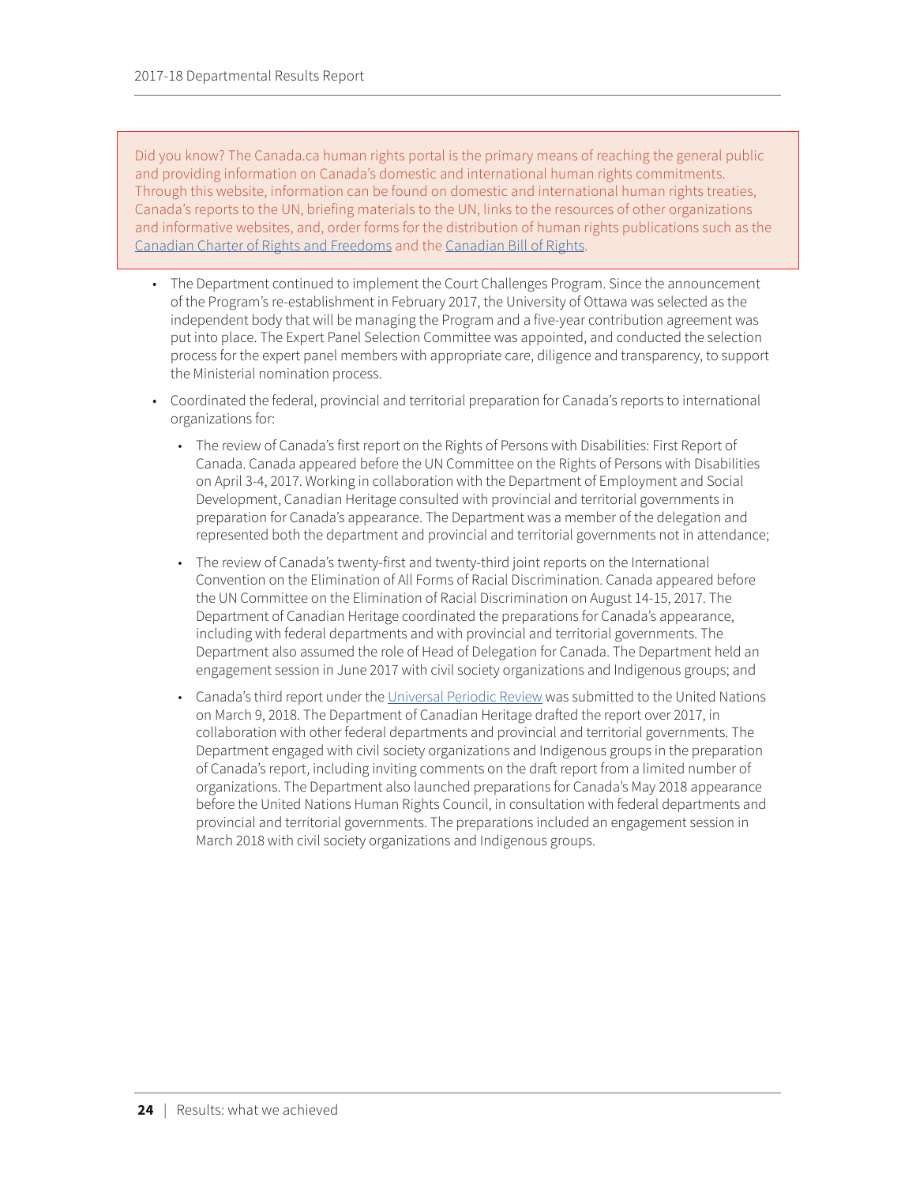Did you know? The Canada.ca human rights portal is the primary means of reaching the general public and providing information on Canada's domestic and international human rights commitments. Through this website, information can be found on domestic and international human rights treaties, Canada's reports to the UN, briefing materials to the UN, links to the resources of other organizations and informative websites, and, order forms for the distribution of human rights publications such as the Canadian Charter of Rights and Freedoms and the Canadian Bill of Rights.

- The Department continued to implement the Court Challenges Program. Since the announcement of the Program's re-establishment in February 2017, the University of Ottawa was selected as the independent body that will be managing the Program and a five-year contribution agreement was put into place. The Expert Panel Selection Committee was appointed, and conducted the selection process for the expert panel members with appropriate care, diligence and transparency, to support the Ministerial nomination process.
- Coordinated the federal, provincial and territorial preparation for Canada's reports to international organizations for:
  - The review of Canada's first report on the Rights of Persons with Disabilities: First Report of Canada. Canada appeared before the UN Committee on the Rights of Persons with Disabilities on April 3-4, 2017. Working in collaboration with the Department of Employment and Social Development, Canadian Heritage consulted with provincial and territorial governments in preparation for Canada's appearance. The Department was a member of the delegation and represented both the department and provincial and territorial governments not in attendance;
  - The review of Canada's twenty-first and twenty-third joint reports on the International Convention on the Elimination of All Forms of Racial Discrimination. Canada appeared before the UN Committee on the Elimination of Racial Discrimination on August 14-15, 2017. The Department of Canadian Heritage coordinated the preparations for Canada's appearance, including with federal departments and with provincial and territorial governments. The Department also assumed the role of Head of Delegation for Canada. The Department held an engagement session in June 2017 with civil society organizations and Indigenous groups; and
  - Canada's third report under the Universal Periodic Review was submitted to the United Nations on March 9, 2018. The Department of Canadian Heritage drafted the report over 2017, in collaboration with other federal departments and provincial and territorial governments. The Department engaged with civil society organizations and Indigenous groups in the preparation of Canada's report, including inviting comments on the draft report from a limited number of organizations. The Department also launched preparations for Canada's May 2018 appearance before the United Nations Human Rights Council, in consultation with federal departments and provincial and territorial governments. The preparations included an engagement session in March 2018 with civil society organizations and Indigenous groups.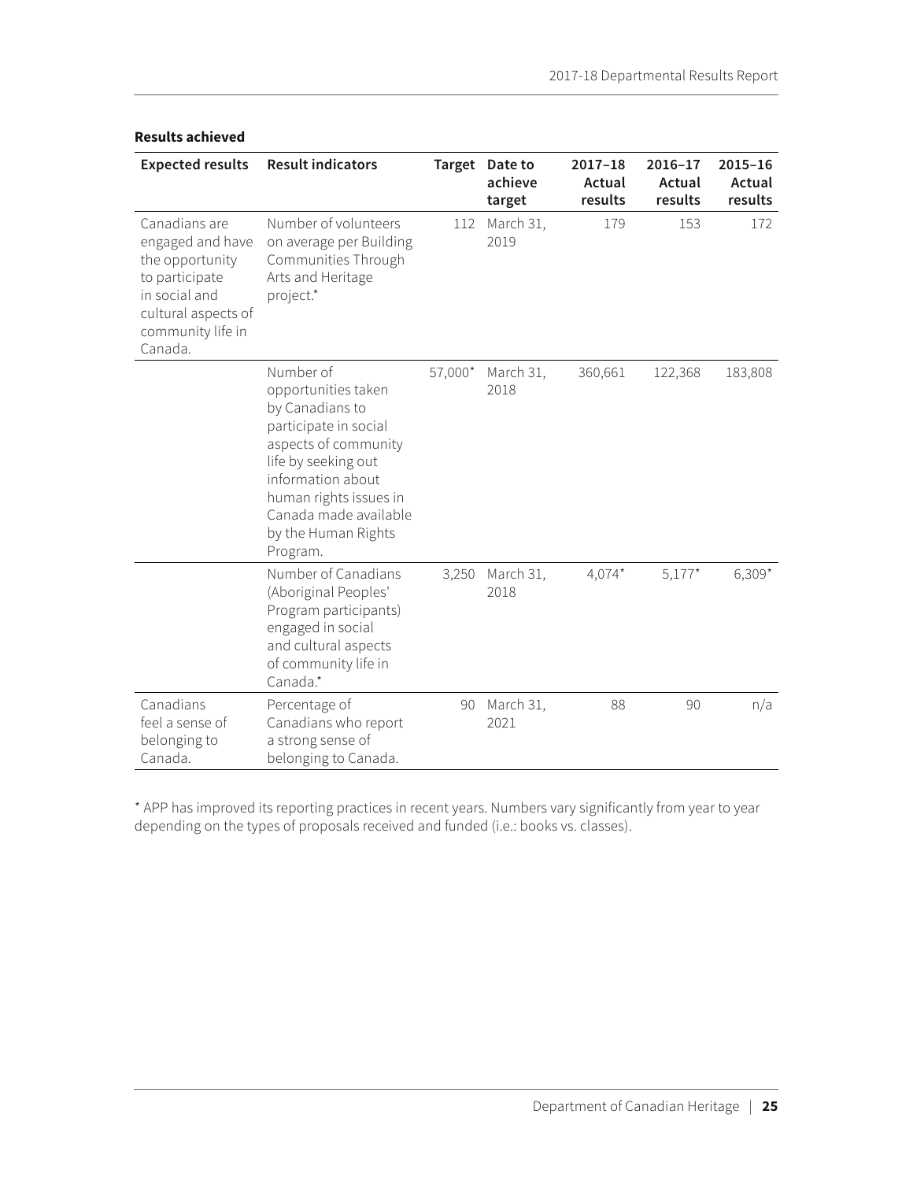**Results achieved**

| Expected results | Result indicators | Target | Date to achieve target | 2017–18 Actual results | 2016–17 Actual results | 2015–16 Actual results |
|---|---|---|---|---|---|---|
| Canadians are engaged and have the opportunity to participate in social and cultural aspects of community life in Canada. | Number of volunteers on average per Building Communities Through Arts and Heritage project.* | 112 | March 31, 2019 | 179 | 153 | 172 |
| | Number of opportunities taken by Canadians to participate in social aspects of community life by seeking out information about human rights issues in Canada made available by the Human Rights Program. | 57,000* | March 31, 2018 | 360,661 | 122,368 | 183,808 |
| | Number of Canadians (Aboriginal Peoples' Program participants) engaged in social and cultural aspects of community life in Canada.* | 3,250 | March 31, 2018 | 4,074* | 5,177* | 6,309* |
| Canadians feel a sense of belonging to Canada. | Percentage of Canadians who report a strong sense of belonging to Canada. | 90 | March 31, 2021 | 88 | 90 | n/a |

* APP has improved its reporting practices in recent years. Numbers vary significantly from year to year depending on the types of proposals received and funded (i.e.: books vs. classes).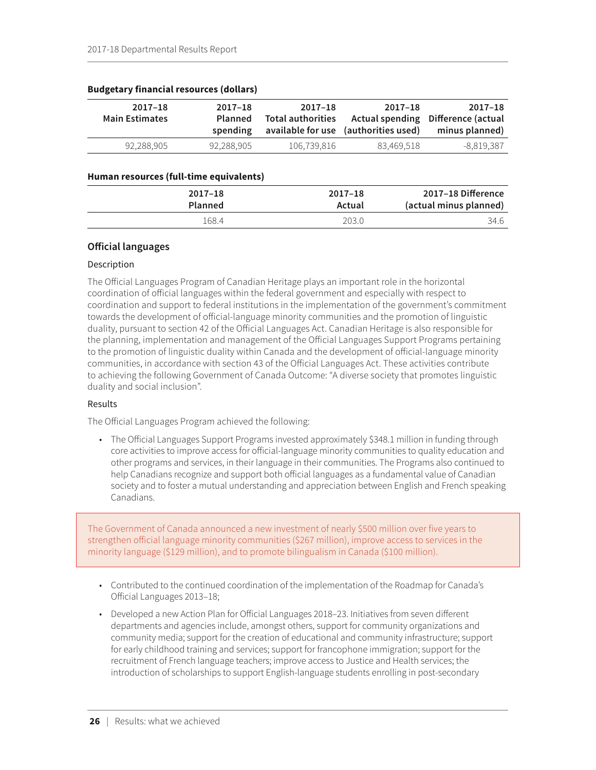**Budgetary financial resources (dollars)**

| 2017–18 Main Estimates | 2017–18 Planned spending | 2017–18 Total authorities available for use | 2017–18 Actual spending (authorities used) | 2017–18 Difference (actual minus planned) |
|---|---|---|---|---|
| 92,288,905 | 92,288,905 | 106,739,816 | 83,469,518 | -8,819,387 |

**Human resources (full-time equivalents)**

| 2017–18 Planned | 2017–18 Actual | 2017–18 Difference (actual minus planned) |
|---|---|---|
| 168.4 | 203.0 | 34.6 |

## Official languages

Description

The Official Languages Program of Canadian Heritage plays an important role in the horizontal coordination of official languages within the federal government and especially with respect to coordination and support to federal institutions in the implementation of the government's commitment towards the development of official-language minority communities and the promotion of linguistic duality, pursuant to section 42 of the Official Languages Act. Canadian Heritage is also responsible for the planning, implementation and management of the Official Languages Support Programs pertaining to the promotion of linguistic duality within Canada and the development of official-language minority communities, in accordance with section 43 of the Official Languages Act. These activities contribute to achieving the following Government of Canada Outcome: "A diverse society that promotes linguistic duality and social inclusion".

Results

The Official Languages Program achieved the following:

- The Official Languages Support Programs invested approximately $348.1 million in funding through core activities to improve access for official-language minority communities to quality education and other programs and services, in their language in their communities. The Programs also continued to help Canadians recognize and support both official languages as a fundamental value of Canadian society and to foster a mutual understanding and appreciation between English and French speaking Canadians.

> The Government of Canada announced a new investment of nearly $500 million over five years to strengthen official language minority communities ($267 million), improve access to services in the minority language ($129 million), and to promote bilingualism in Canada ($100 million).

- Contributed to the continued coordination of the implementation of the Roadmap for Canada's Official Languages 2013–18;
- Developed a new Action Plan for Official Languages 2018–23. Initiatives from seven different departments and agencies include, amongst others, support for community organizations and community media; support for the creation of educational and community infrastructure; support for early childhood training and services; support for francophone immigration; support for the recruitment of French language teachers; improve access to Justice and Health services; the introduction of scholarships to support English-language students enrolling in post-secondary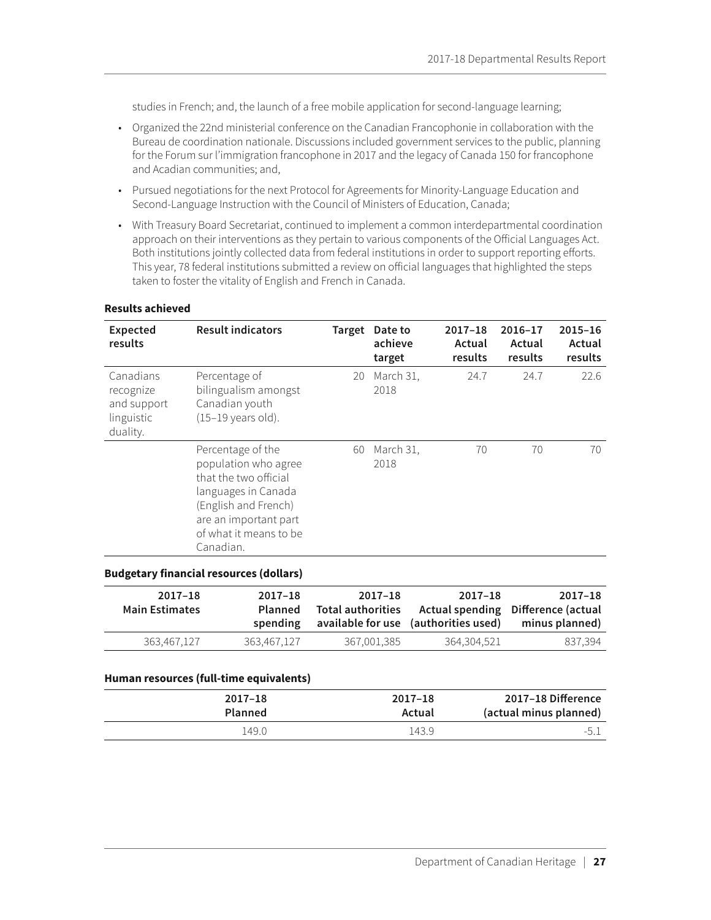studies in French; and, the launch of a free mobile application for second-language learning;

- Organized the 22nd ministerial conference on the Canadian Francophonie in collaboration with the Bureau de coordination nationale. Discussions included government services to the public, planning for the Forum sur l'immigration francophone in 2017 and the legacy of Canada 150 for francophone and Acadian communities; and,
- Pursued negotiations for the next Protocol for Agreements for Minority-Language Education and Second-Language Instruction with the Council of Ministers of Education, Canada;
- With Treasury Board Secretariat, continued to implement a common interdepartmental coordination approach on their interventions as they pertain to various components of the Official Languages Act. Both institutions jointly collected data from federal institutions in order to support reporting efforts. This year, 78 federal institutions submitted a review on official languages that highlighted the steps taken to foster the vitality of English and French in Canada.

**Results achieved**

| Expected results | Result indicators | Target | Date to achieve target | 2017–18 Actual results | 2016–17 Actual results | 2015–16 Actual results |
|---|---|---|---|---|---|---|
| Canadians recognize and support linguistic duality. | Percentage of bilingualism amongst Canadian youth (15–19 years old). | 20 | March 31, 2018 | 24.7 | 24.7 | 22.6 |
| | Percentage of the population who agree that the two official languages in Canada (English and French) are an important part of what it means to be Canadian. | 60 | March 31, 2018 | 70 | 70 | 70 |

**Budgetary financial resources (dollars)**

| 2017–18 Main Estimates | 2017–18 Planned spending | 2017–18 Total authorities available for use | 2017–18 Actual spending (authorities used) | 2017–18 Difference (actual minus planned) |
|---|---|---|---|---|
| 363,467,127 | 363,467,127 | 367,001,385 | 364,304,521 | 837,394 |

**Human resources (full-time equivalents)**

| 2017–18 Planned | 2017–18 Actual | 2017–18 Difference (actual minus planned) |
|---|---|---|
| 149.0 | 143.9 | -5.1 |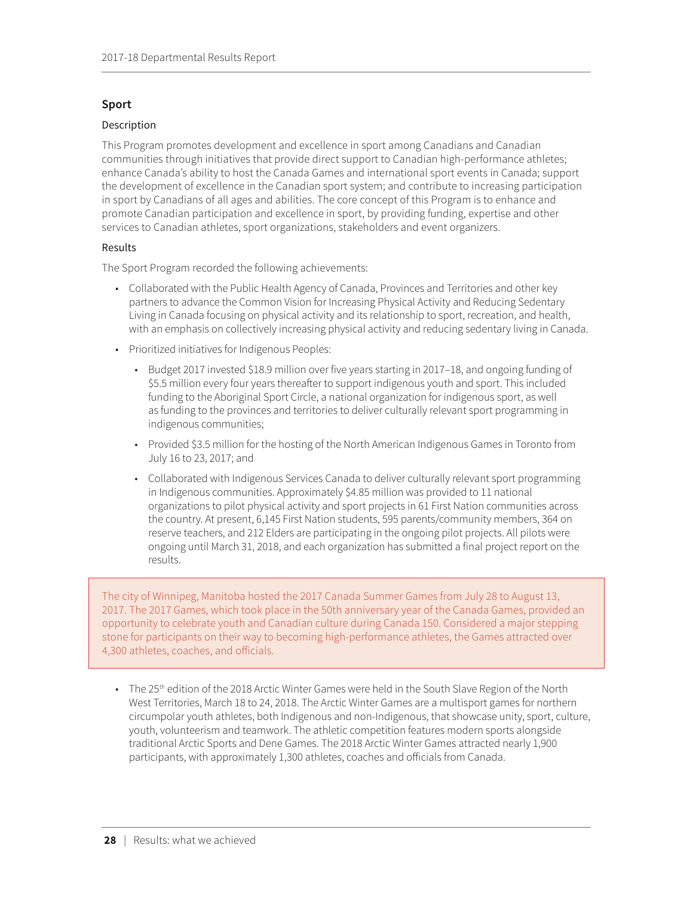## Sport

### Description

This Program promotes development and excellence in sport among Canadians and Canadian communities through initiatives that provide direct support to Canadian high-performance athletes; enhance Canada's ability to host the Canada Games and international sport events in Canada; support the development of excellence in the Canadian sport system; and contribute to increasing participation in sport by Canadians of all ages and abilities. The core concept of this Program is to enhance and promote Canadian participation and excellence in sport, by providing funding, expertise and other services to Canadian athletes, sport organizations, stakeholders and event organizers.

### Results

The Sport Program recorded the following achievements:

- Collaborated with the Public Health Agency of Canada, Provinces and Territories and other key partners to advance the Common Vision for Increasing Physical Activity and Reducing Sedentary Living in Canada focusing on physical activity and its relationship to sport, recreation, and health, with an emphasis on collectively increasing physical activity and reducing sedentary living in Canada.
- Prioritized initiatives for Indigenous Peoples:
  - Budget 2017 invested $18.9 million over five years starting in 2017–18, and ongoing funding of $5.5 million every four years thereafter to support indigenous youth and sport. This included funding to the Aboriginal Sport Circle, a national organization for indigenous sport, as well as funding to the provinces and territories to deliver culturally relevant sport programming in indigenous communities;
  - Provided $3.5 million for the hosting of the North American Indigenous Games in Toronto from July 16 to 23, 2017; and
  - Collaborated with Indigenous Services Canada to deliver culturally relevant sport programming in Indigenous communities. Approximately $4.85 million was provided to 11 national organizations to pilot physical activity and sport projects in 61 First Nation communities across the country. At present, 6,145 First Nation students, 595 parents/community members, 364 on reserve teachers, and 212 Elders are participating in the ongoing pilot projects. All pilots were ongoing until March 31, 2018, and each organization has submitted a final project report on the results.

> The city of Winnipeg, Manitoba hosted the 2017 Canada Summer Games from July 28 to August 13, 2017. The 2017 Games, which took place in the 50th anniversary year of the Canada Games, provided an opportunity to celebrate youth and Canadian culture during Canada 150. Considered a major stepping stone for participants on their way to becoming high-performance athletes, the Games attracted over 4,300 athletes, coaches, and officials.

- The 25th edition of the 2018 Arctic Winter Games were held in the South Slave Region of the North West Territories, March 18 to 24, 2018. The Arctic Winter Games are a multisport games for northern circumpolar youth athletes, both Indigenous and non-Indigenous, that showcase unity, sport, culture, youth, volunteerism and teamwork. The athletic competition features modern sports alongside traditional Arctic Sports and Dene Games. The 2018 Arctic Winter Games attracted nearly 1,900 participants, with approximately 1,300 athletes, coaches and officials from Canada.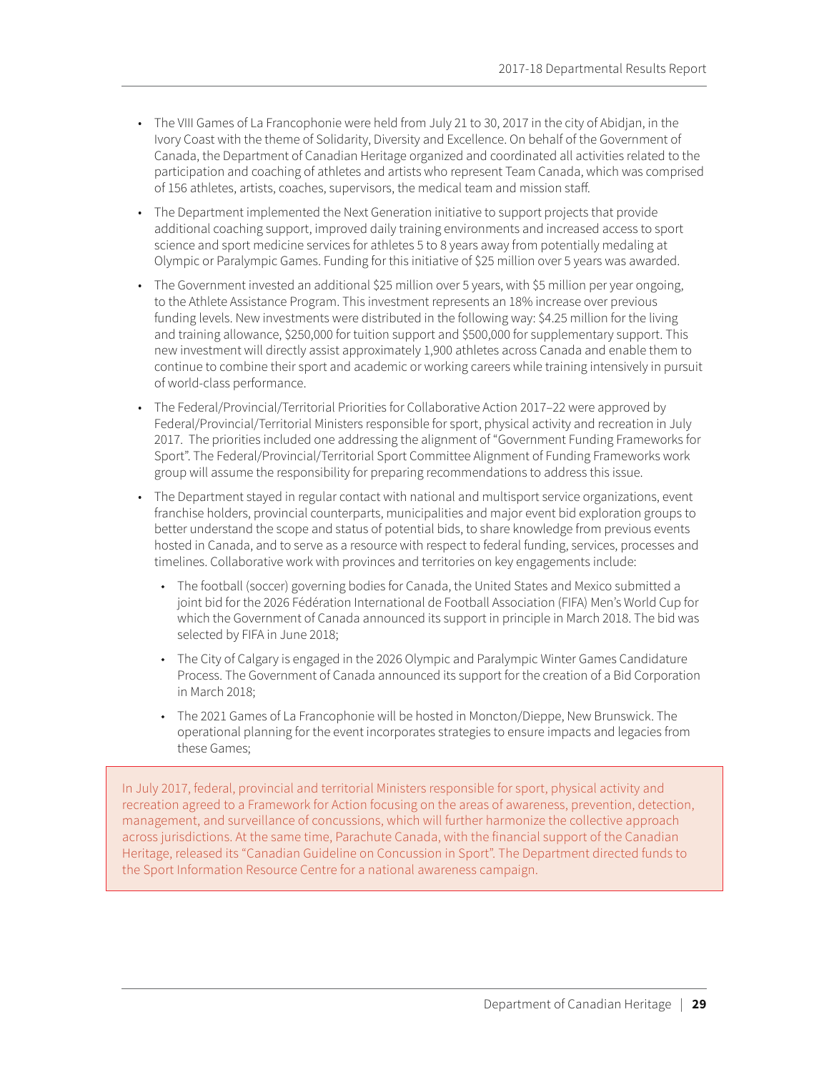- The VIII Games of La Francophonie were held from July 21 to 30, 2017 in the city of Abidjan, in the Ivory Coast with the theme of Solidarity, Diversity and Excellence. On behalf of the Government of Canada, the Department of Canadian Heritage organized and coordinated all activities related to the participation and coaching of athletes and artists who represent Team Canada, which was comprised of 156 athletes, artists, coaches, supervisors, the medical team and mission staff.
- The Department implemented the Next Generation initiative to support projects that provide additional coaching support, improved daily training environments and increased access to sport science and sport medicine services for athletes 5 to 8 years away from potentially medaling at Olympic or Paralympic Games. Funding for this initiative of $25 million over 5 years was awarded.
- The Government invested an additional $25 million over 5 years, with $5 million per year ongoing, to the Athlete Assistance Program. This investment represents an 18% increase over previous funding levels. New investments were distributed in the following way: $4.25 million for the living and training allowance, $250,000 for tuition support and $500,000 for supplementary support. This new investment will directly assist approximately 1,900 athletes across Canada and enable them to continue to combine their sport and academic or working careers while training intensively in pursuit of world-class performance.
- The Federal/Provincial/Territorial Priorities for Collaborative Action 2017–22 were approved by Federal/Provincial/Territorial Ministers responsible for sport, physical activity and recreation in July 2017. The priorities included one addressing the alignment of "Government Funding Frameworks for Sport". The Federal/Provincial/Territorial Sport Committee Alignment of Funding Frameworks work group will assume the responsibility for preparing recommendations to address this issue.
- The Department stayed in regular contact with national and multisport service organizations, event franchise holders, provincial counterparts, municipalities and major event bid exploration groups to better understand the scope and status of potential bids, to share knowledge from previous events hosted in Canada, and to serve as a resource with respect to federal funding, services, processes and timelines. Collaborative work with provinces and territories on key engagements include:
  - The football (soccer) governing bodies for Canada, the United States and Mexico submitted a joint bid for the 2026 Fédération International de Football Association (FIFA) Men's World Cup for which the Government of Canada announced its support in principle in March 2018. The bid was selected by FIFA in June 2018;
  - The City of Calgary is engaged in the 2026 Olympic and Paralympic Winter Games Candidature Process. The Government of Canada announced its support for the creation of a Bid Corporation in March 2018;
  - The 2021 Games of La Francophonie will be hosted in Moncton/Dieppe, New Brunswick. The operational planning for the event incorporates strategies to ensure impacts and legacies from these Games;

In July 2017, federal, provincial and territorial Ministers responsible for sport, physical activity and recreation agreed to a Framework for Action focusing on the areas of awareness, prevention, detection, management, and surveillance of concussions, which will further harmonize the collective approach across jurisdictions. At the same time, Parachute Canada, with the financial support of the Canadian Heritage, released its "Canadian Guideline on Concussion in Sport". The Department directed funds to the Sport Information Resource Centre for a national awareness campaign.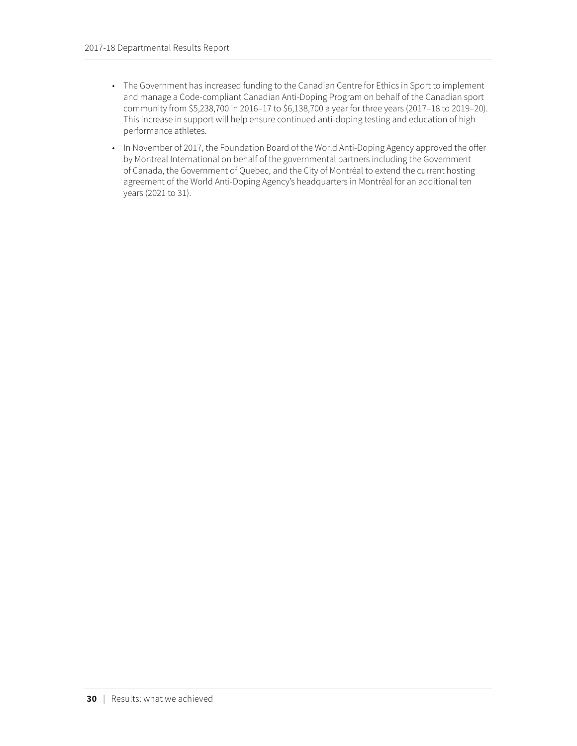- The Government has increased funding to the Canadian Centre for Ethics in Sport to implement and manage a Code-compliant Canadian Anti-Doping Program on behalf of the Canadian sport community from $5,238,700 in 2016–17 to $6,138,700 a year for three years (2017–18 to 2019–20). This increase in support will help ensure continued anti-doping testing and education of high performance athletes.
- In November of 2017, the Foundation Board of the World Anti-Doping Agency approved the offer by Montreal International on behalf of the governmental partners including the Government of Canada, the Government of Quebec, and the City of Montréal to extend the current hosting agreement of the World Anti-Doping Agency's headquarters in Montréal for an additional ten years (2021 to 31).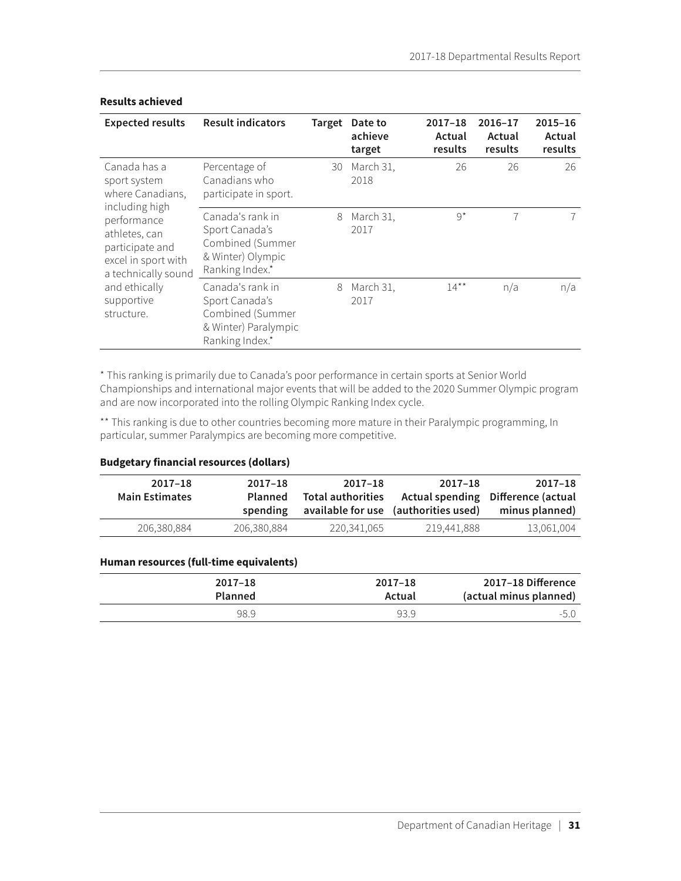**Results achieved**

| Expected results | Result indicators | Target | Date to achieve target | 2017–18 Actual results | 2016–17 Actual results | 2015–16 Actual results |
|---|---|---|---|---|---|---|
| Canada has a sport system where Canadians, including high performance athletes, can participate and excel in sport with a technically sound and ethically supportive structure. | Percentage of Canadians who participate in sport. | 30 | March 31, 2018 | 26 | 26 | 26 |
| | Canada's rank in Sport Canada's Combined (Summer & Winter) Olympic Ranking Index.* | 8 | March 31, 2017 | 9* | 7 | 7 |
| | Canada's rank in Sport Canada's Combined (Summer & Winter) Paralympic Ranking Index.* | 8 | March 31, 2017 | 14** | n/a | n/a |

\* This ranking is primarily due to Canada's poor performance in certain sports at Senior World Championships and international major events that will be added to the 2020 Summer Olympic program and are now incorporated into the rolling Olympic Ranking Index cycle.

\*\* This ranking is due to other countries becoming more mature in their Paralympic programming, In particular, summer Paralympics are becoming more competitive.

**Budgetary financial resources (dollars)**

| 2017–18 Main Estimates | 2017–18 Planned spending | 2017–18 Total authorities available for use | 2017–18 Actual spending (authorities used) | 2017–18 Difference (actual minus planned) |
|---|---|---|---|---|
| 206,380,884 | 206,380,884 | 220,341,065 | 219,441,888 | 13,061,004 |

**Human resources (full-time equivalents)**

| 2017–18 Planned | 2017–18 Actual | 2017–18 Difference (actual minus planned) |
|---|---|---|
| 98.9 | 93.9 | -5.0 |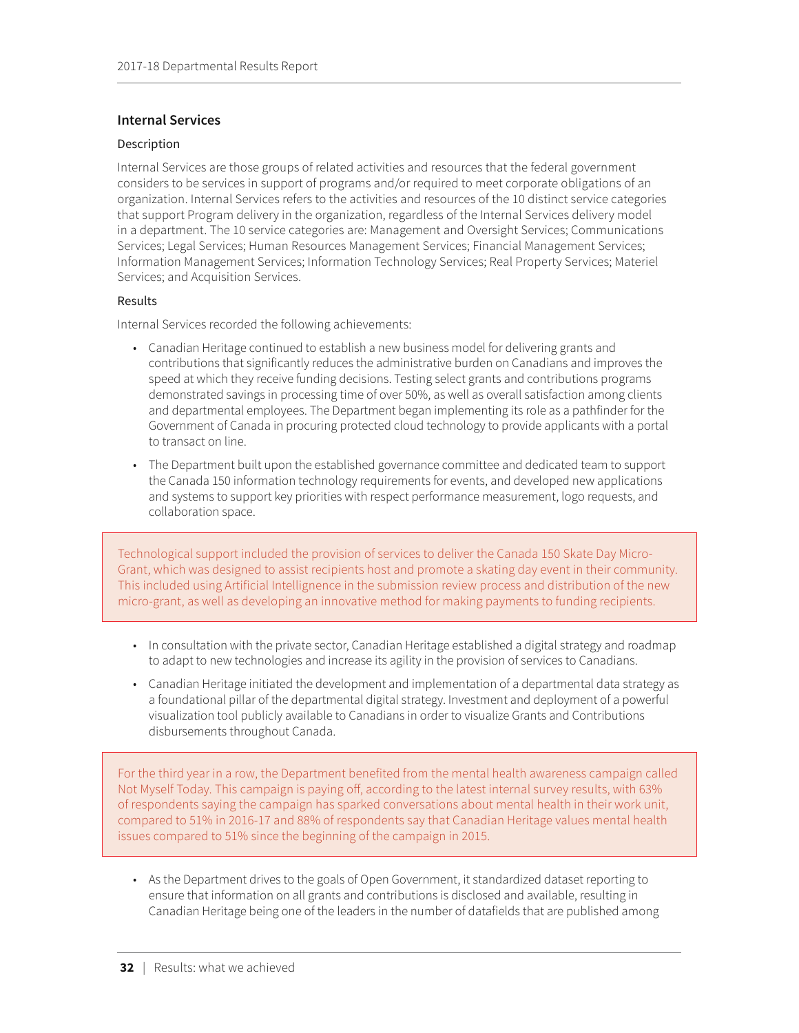## Internal Services

### Description

Internal Services are those groups of related activities and resources that the federal government considers to be services in support of programs and/or required to meet corporate obligations of an organization. Internal Services refers to the activities and resources of the 10 distinct service categories that support Program delivery in the organization, regardless of the Internal Services delivery model in a department. The 10 service categories are: Management and Oversight Services; Communications Services; Legal Services; Human Resources Management Services; Financial Management Services; Information Management Services; Information Technology Services; Real Property Services; Materiel Services; and Acquisition Services.

### Results

Internal Services recorded the following achievements:

- Canadian Heritage continued to establish a new business model for delivering grants and contributions that significantly reduces the administrative burden on Canadians and improves the speed at which they receive funding decisions. Testing select grants and contributions programs demonstrated savings in processing time of over 50%, as well as overall satisfaction among clients and departmental employees. The Department began implementing its role as a pathfinder for the Government of Canada in procuring protected cloud technology to provide applicants with a portal to transact on line.
- The Department built upon the established governance committee and dedicated team to support the Canada 150 information technology requirements for events, and developed new applications and systems to support key priorities with respect performance measurement, logo requests, and collaboration space.

> Technological support included the provision of services to deliver the Canada 150 Skate Day Micro-Grant, which was designed to assist recipients host and promote a skating day event in their community. This included using Artificial Intelligence in the submission review process and distribution of the new micro-grant, as well as developing an innovative method for making payments to funding recipients.

- In consultation with the private sector, Canadian Heritage established a digital strategy and roadmap to adapt to new technologies and increase its agility in the provision of services to Canadians.
- Canadian Heritage initiated the development and implementation of a departmental data strategy as a foundational pillar of the departmental digital strategy. Investment and deployment of a powerful visualization tool publicly available to Canadians in order to visualize Grants and Contributions disbursements throughout Canada.

> For the third year in a row, the Department benefited from the mental health awareness campaign called Not Myself Today. This campaign is paying off, according to the latest internal survey results, with 63% of respondents saying the campaign has sparked conversations about mental health in their work unit, compared to 51% in 2016-17 and 88% of respondents say that Canadian Heritage values mental health issues compared to 51% since the beginning of the campaign in 2015.

- As the Department drives to the goals of Open Government, it standardized dataset reporting to ensure that information on all grants and contributions is disclosed and available, resulting in Canadian Heritage being one of the leaders in the number of datafields that are published among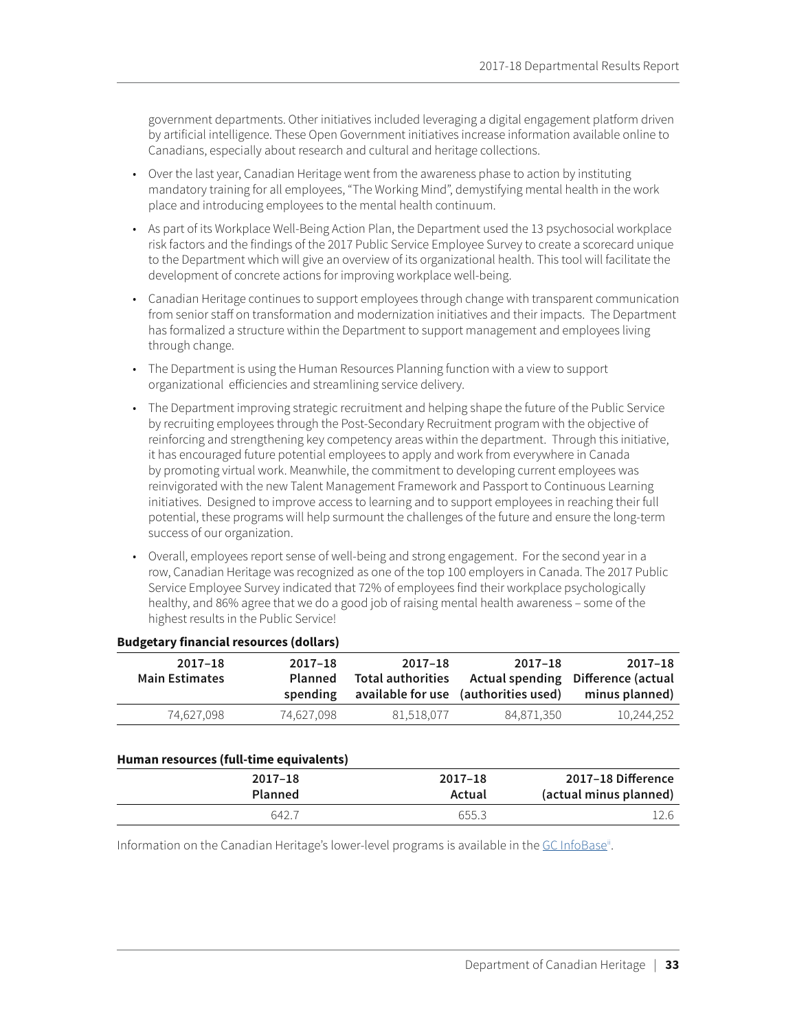government departments. Other initiatives included leveraging a digital engagement platform driven by artificial intelligence. These Open Government initiatives increase information available online to Canadians, especially about research and cultural and heritage collections.

- Over the last year, Canadian Heritage went from the awareness phase to action by instituting mandatory training for all employees, "The Working Mind", demystifying mental health in the work place and introducing employees to the mental health continuum.
- As part of its Workplace Well-Being Action Plan, the Department used the 13 psychosocial workplace risk factors and the findings of the 2017 Public Service Employee Survey to create a scorecard unique to the Department which will give an overview of its organizational health. This tool will facilitate the development of concrete actions for improving workplace well-being.
- Canadian Heritage continues to support employees through change with transparent communication from senior staff on transformation and modernization initiatives and their impacts. The Department has formalized a structure within the Department to support management and employees living through change.
- The Department is using the Human Resources Planning function with a view to support organizational efficiencies and streamlining service delivery.
- The Department improving strategic recruitment and helping shape the future of the Public Service by recruiting employees through the Post-Secondary Recruitment program with the objective of reinforcing and strengthening key competency areas within the department. Through this initiative, it has encouraged future potential employees to apply and work from everywhere in Canada by promoting virtual work. Meanwhile, the commitment to developing current employees was reinvigorated with the new Talent Management Framework and Passport to Continuous Learning initiatives. Designed to improve access to learning and to support employees in reaching their full potential, these programs will help surmount the challenges of the future and ensure the long-term success of our organization.
- Overall, employees report sense of well-being and strong engagement. For the second year in a row, Canadian Heritage was recognized as one of the top 100 employers in Canada. The 2017 Public Service Employee Survey indicated that 72% of employees find their workplace psychologically healthy, and 86% agree that we do a good job of raising mental health awareness – some of the highest results in the Public Service!

**Budgetary financial resources (dollars)**

| 2017–18 Main Estimates | 2017–18 Planned spending | 2017–18 Total authorities available for use | 2017–18 Actual spending (authorities used) | 2017–18 Difference (actual minus planned) |
|---|---|---|---|---|
| 74,627,098 | 74,627,098 | 81,518,077 | 84,871,350 | 10,244,252 |

**Human resources (full-time equivalents)**

| 2017–18 Planned | 2017–18 Actual | 2017–18 Difference (actual minus planned) |
|---|---|---|
| 642.7 | 655.3 | 12.6 |

Information on the Canadian Heritage's lower-level programs is available in the GC InfoBase[ii].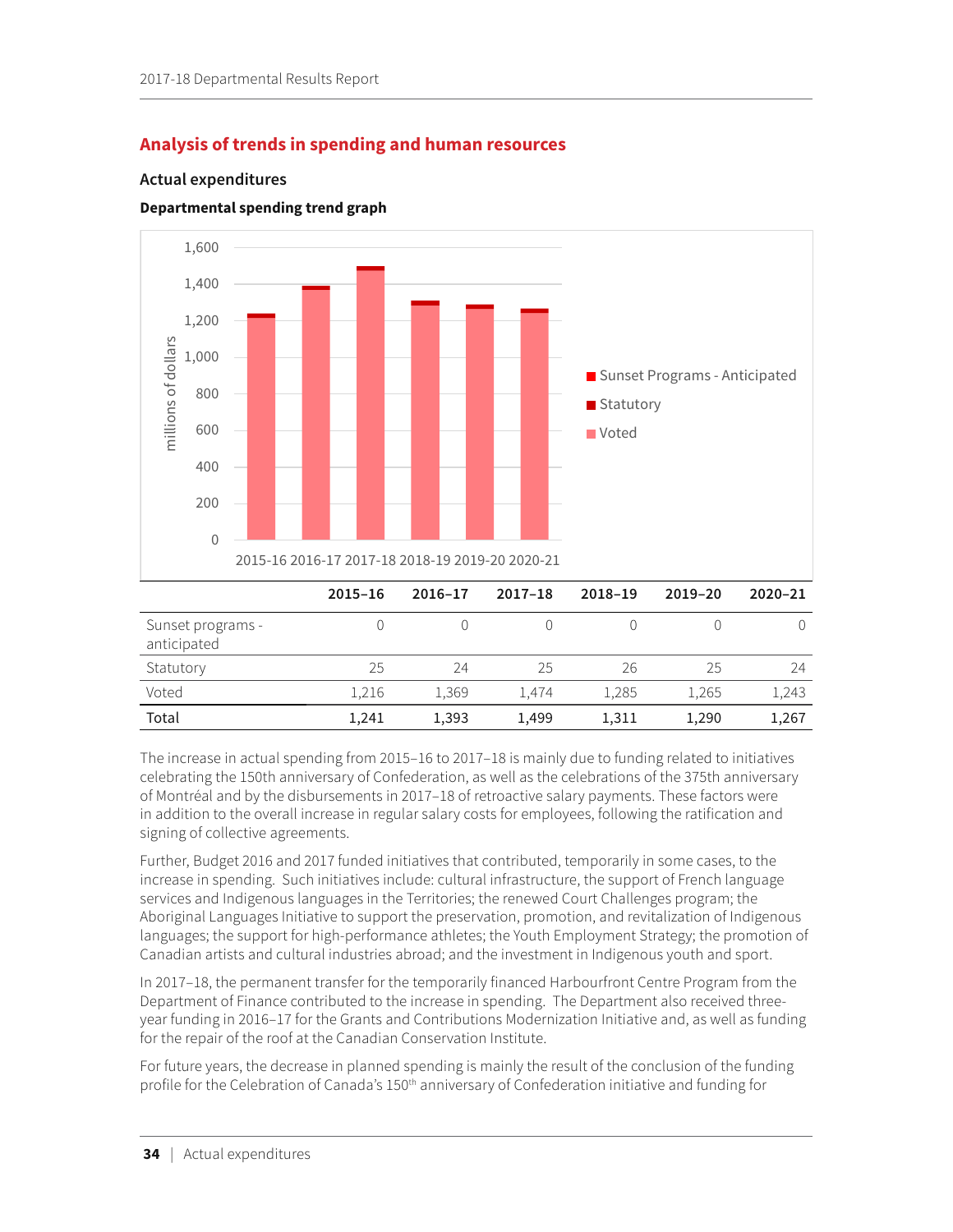## Analysis of trends in spending and human resources

### Actual expenditures

#### Departmental spending trend graph

|  | 2015–16 | 2016–17 | 2017–18 | 2018–19 | 2019–20 | 2020–21 |
|---|---|---|---|---|---|---|
| Sunset programs - anticipated | 0 | 0 | 0 | 0 | 0 | 0 |
| Statutory | 25 | 24 | 25 | 26 | 25 | 24 |
| Voted | 1,216 | 1,369 | 1,474 | 1,285 | 1,265 | 1,243 |
| **Total** | **1,241** | **1,393** | **1,499** | **1,311** | **1,290** | **1,267** |

The increase in actual spending from 2015–16 to 2017–18 is mainly due to funding related to initiatives celebrating the 150th anniversary of Confederation, as well as the celebrations of the 375th anniversary of Montréal and by the disbursements in 2017–18 of retroactive salary payments. These factors were in addition to the overall increase in regular salary costs for employees, following the ratification and signing of collective agreements.

Further, Budget 2016 and 2017 funded initiatives that contributed, temporarily in some cases, to the increase in spending. Such initiatives include: cultural infrastructure, the support of French language services and Indigenous languages in the Territories; the renewed Court Challenges program; the Aboriginal Languages Initiative to support the preservation, promotion, and revitalization of Indigenous languages; the support for high-performance athletes; the Youth Employment Strategy; the promotion of Canadian artists and cultural industries abroad; and the investment in Indigenous youth and sport.

In 2017–18, the permanent transfer for the temporarily financed Harbourfront Centre Program from the Department of Finance contributed to the increase in spending. The Department also received three-year funding in 2016–17 for the Grants and Contributions Modernization Initiative and, as well as funding for the repair of the roof at the Canadian Conservation Institute.

For future years, the decrease in planned spending is mainly the result of the conclusion of the funding profile for the Celebration of Canada's 150th anniversary of Confederation initiative and funding for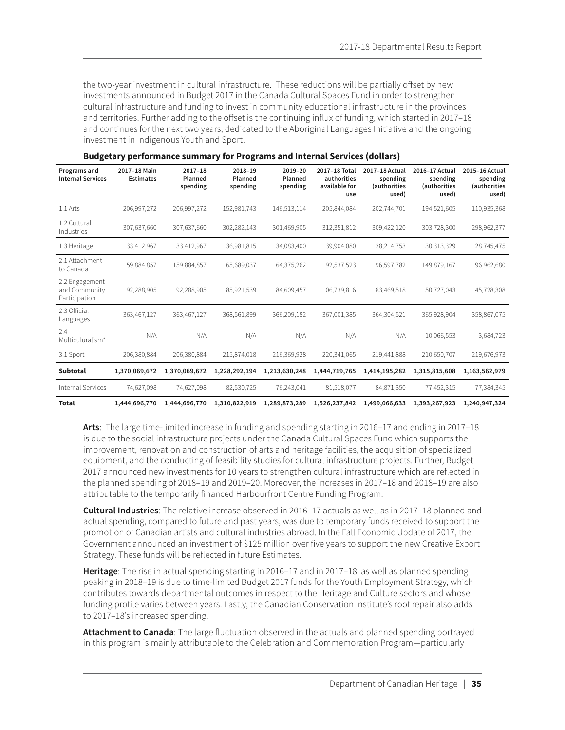the two-year investment in cultural infrastructure. These reductions will be partially offset by new investments announced in Budget 2017 in the Canada Cultural Spaces Fund in order to strengthen cultural infrastructure and funding to invest in community educational infrastructure in the provinces and territories. Further adding to the offset is the continuing influx of funding, which started in 2017–18 and continues for the next two years, dedicated to the Aboriginal Languages Initiative and the ongoing investment in Indigenous Youth and Sport.

**Budgetary performance summary for Programs and Internal Services (dollars)**

| Programs and Internal Services | 2017–18 Main Estimates | 2017–18 Planned spending | 2018–19 Planned spending | 2019–20 Planned spending | 2017–18 Total authorities available for use | 2017–18 Actual spending (authorities used) | 2016–17 Actual spending (authorities used) | 2015–16 Actual spending (authorities used) |
|---|---|---|---|---|---|---|---|---|
| 1.1 Arts | 206,997,272 | 206,997,272 | 152,981,743 | 146,513,114 | 205,844,084 | 202,744,701 | 194,521,605 | 110,935,368 |
| 1.2 Cultural Industries | 307,637,660 | 307,637,660 | 302,282,143 | 301,469,905 | 312,351,812 | 309,422,120 | 303,728,300 | 298,962,377 |
| 1.3 Heritage | 33,412,967 | 33,412,967 | 36,981,815 | 34,083,400 | 39,904,080 | 38,214,753 | 30,313,329 | 28,745,475 |
| 2.1 Attachment to Canada | 159,884,857 | 159,884,857 | 65,689,037 | 64,375,262 | 192,537,523 | 196,597,782 | 149,879,167 | 96,962,680 |
| 2.2 Engagement and Community Participation | 92,288,905 | 92,288,905 | 85,921,539 | 84,609,457 | 106,739,816 | 83,469,518 | 50,727,043 | 45,728,308 |
| 2.3 Official Languages | 363,467,127 | 363,467,127 | 368,561,899 | 366,209,182 | 367,001,385 | 364,304,521 | 365,928,904 | 358,867,075 |
| 2.4 Multiculuralism* | N/A | N/A | N/A | N/A | N/A | N/A | 10,066,553 | 3,684,723 |
| 3.1 Sport | 206,380,884 | 206,380,884 | 215,874,018 | 216,369,928 | 220,341,065 | 219,441,888 | 210,650,707 | 219,676,973 |
| **Subtotal** | **1,370,069,672** | **1,370,069,672** | **1,228,292,194** | **1,213,630,248** | **1,444,719,765** | **1,414,195,282** | **1,315,815,608** | **1,163,562,979** |
| Internal Services | 74,627,098 | 74,627,098 | 82,530,725 | 76,243,041 | 81,518,077 | 84,871,350 | 77,452,315 | 77,384,345 |
| **Total** | **1,444,696,770** | **1,444,696,770** | **1,310,822,919** | **1,289,873,289** | **1,526,237,842** | **1,499,066,633** | **1,393,267,923** | **1,240,947,324** |

**Arts**: The large time-limited increase in funding and spending starting in 2016–17 and ending in 2017–18 is due to the social infrastructure projects under the Canada Cultural Spaces Fund which supports the improvement, renovation and construction of arts and heritage facilities, the acquisition of specialized equipment, and the conducting of feasibility studies for cultural infrastructure projects. Further, Budget 2017 announced new investments for 10 years to strengthen cultural infrastructure which are reflected in the planned spending of 2018–19 and 2019–20. Moreover, the increases in 2017–18 and 2018–19 are also attributable to the temporarily financed Harbourfront Centre Funding Program.

**Cultural Industries**: The relative increase observed in 2016–17 actuals as well as in 2017–18 planned and actual spending, compared to future and past years, was due to temporary funds received to support the promotion of Canadian artists and cultural industries abroad. In the Fall Economic Update of 2017, the Government announced an investment of $125 million over five years to support the new Creative Export Strategy. These funds will be reflected in future Estimates.

**Heritage**: The rise in actual spending starting in 2016–17 and in 2017–18 as well as planned spending peaking in 2018–19 is due to time-limited Budget 2017 funds for the Youth Employment Strategy, which contributes towards departmental outcomes in respect to the Heritage and Culture sectors and whose funding profile varies between years. Lastly, the Canadian Conservation Institute's roof repair also adds to 2017–18's increased spending.

**Attachment to Canada**: The large fluctuation observed in the actuals and planned spending portrayed in this program is mainly attributable to the Celebration and Commemoration Program—particularly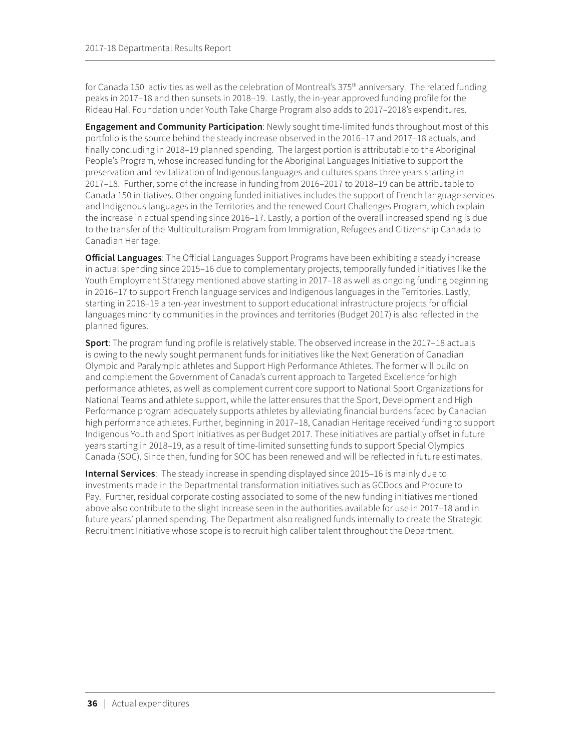for Canada 150 activities as well as the celebration of Montreal's 375th anniversary. The related funding peaks in 2017–18 and then sunsets in 2018–19. Lastly, the in-year approved funding profile for the Rideau Hall Foundation under Youth Take Charge Program also adds to 2017–2018's expenditures.

**Engagement and Community Participation**: Newly sought time-limited funds throughout most of this portfolio is the source behind the steady increase observed in the 2016–17 and 2017–18 actuals, and finally concluding in 2018–19 planned spending. The largest portion is attributable to the Aboriginal People's Program, whose increased funding for the Aboriginal Languages Initiative to support the preservation and revitalization of Indigenous languages and cultures spans three years starting in 2017–18. Further, some of the increase in funding from 2016–2017 to 2018–19 can be attributable to Canada 150 initiatives. Other ongoing funded initiatives includes the support of French language services and Indigenous languages in the Territories and the renewed Court Challenges Program, which explain the increase in actual spending since 2016–17. Lastly, a portion of the overall increased spending is due to the transfer of the Multiculturalism Program from Immigration, Refugees and Citizenship Canada to Canadian Heritage.

**Official Languages**: The Official Languages Support Programs have been exhibiting a steady increase in actual spending since 2015–16 due to complementary projects, temporally funded initiatives like the Youth Employment Strategy mentioned above starting in 2017–18 as well as ongoing funding beginning in 2016–17 to support French language services and Indigenous languages in the Territories. Lastly, starting in 2018–19 a ten-year investment to support educational infrastructure projects for official languages minority communities in the provinces and territories (Budget 2017) is also reflected in the planned figures.

**Sport**: The program funding profile is relatively stable. The observed increase in the 2017–18 actuals is owing to the newly sought permanent funds for initiatives like the Next Generation of Canadian Olympic and Paralympic athletes and Support High Performance Athletes. The former will build on and complement the Government of Canada's current approach to Targeted Excellence for high performance athletes, as well as complement current core support to National Sport Organizations for National Teams and athlete support, while the latter ensures that the Sport, Development and High Performance program adequately supports athletes by alleviating financial burdens faced by Canadian high performance athletes. Further, beginning in 2017–18, Canadian Heritage received funding to support Indigenous Youth and Sport initiatives as per Budget 2017. These initiatives are partially offset in future years starting in 2018–19, as a result of time-limited sunsetting funds to support Special Olympics Canada (SOC). Since then, funding for SOC has been renewed and will be reflected in future estimates.

**Internal Services**: The steady increase in spending displayed since 2015–16 is mainly due to investments made in the Departmental transformation initiatives such as GCDocs and Procure to Pay. Further, residual corporate costing associated to some of the new funding initiatives mentioned above also contribute to the slight increase seen in the authorities available for use in 2017–18 and in future years' planned spending. The Department also realigned funds internally to create the Strategic Recruitment Initiative whose scope is to recruit high caliber talent throughout the Department.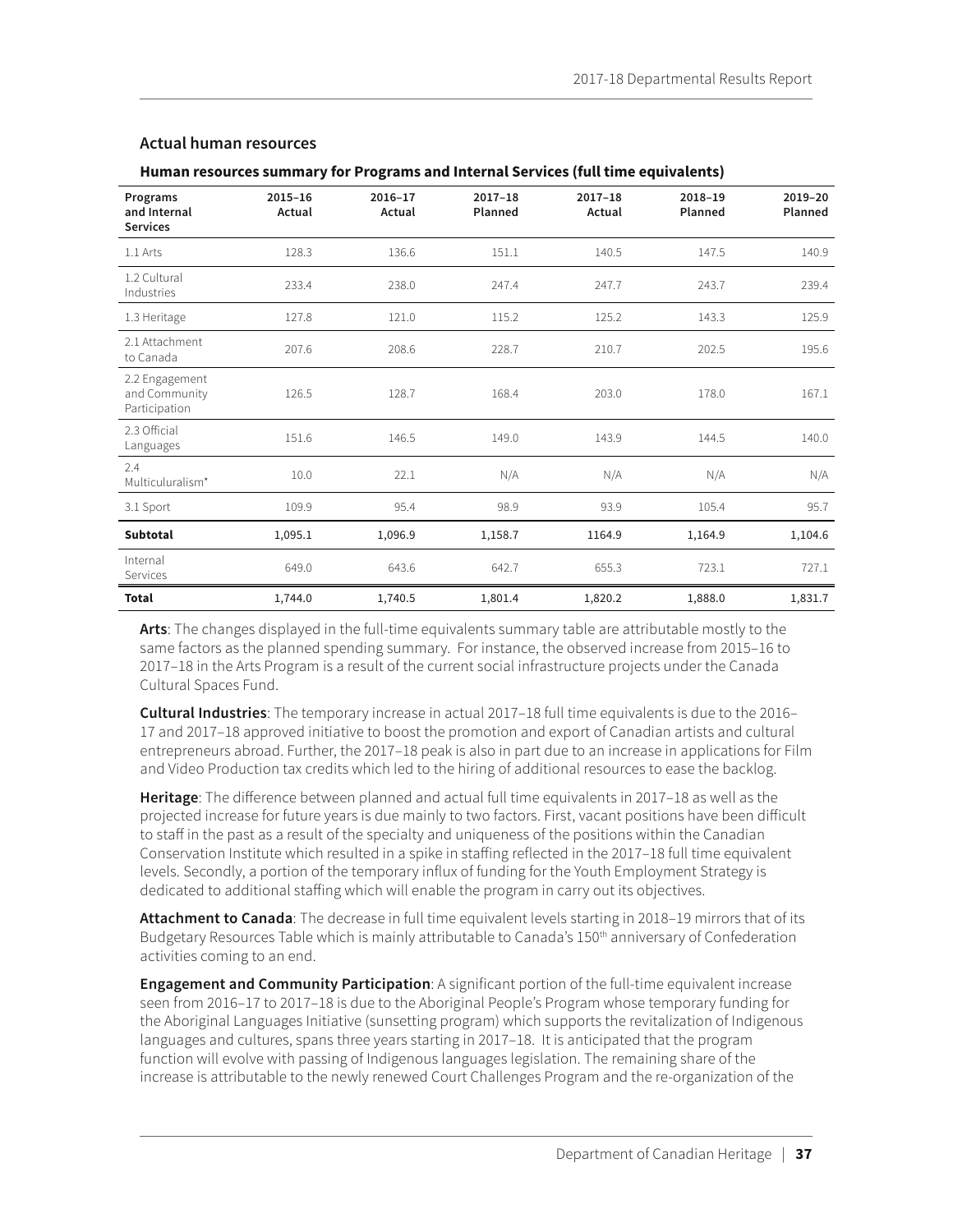## Actual human resources

**Human resources summary for Programs and Internal Services (full time equivalents)**

| Programs and Internal Services | 2015–16 Actual | 2016–17 Actual | 2017–18 Planned | 2017–18 Actual | 2018–19 Planned | 2019–20 Planned |
|---|---|---|---|---|---|---|
| 1.1 Arts | 128.3 | 136.6 | 151.1 | 140.5 | 147.5 | 140.9 |
| 1.2 Cultural Industries | 233.4 | 238.0 | 247.4 | 247.7 | 243.7 | 239.4 |
| 1.3 Heritage | 127.8 | 121.0 | 115.2 | 125.2 | 143.3 | 125.9 |
| 2.1 Attachment to Canada | 207.6 | 208.6 | 228.7 | 210.7 | 202.5 | 195.6 |
| 2.2 Engagement and Community Participation | 126.5 | 128.7 | 168.4 | 203.0 | 178.0 | 167.1 |
| 2.3 Official Languages | 151.6 | 146.5 | 149.0 | 143.9 | 144.5 | 140.0 |
| 2.4 Multiculuralism* | 10.0 | 22.1 | N/A | N/A | N/A | N/A |
| 3.1 Sport | 109.9 | 95.4 | 98.9 | 93.9 | 105.4 | 95.7 |
| **Subtotal** | 1,095.1 | 1,096.9 | 1,158.7 | 1164.9 | 1,164.9 | 1,104.6 |
| Internal Services | 649.0 | 643.6 | 642.7 | 655.3 | 723.1 | 727.1 |
| **Total** | 1,744.0 | 1,740.5 | 1,801.4 | 1,820.2 | 1,888.0 | 1,831.7 |

**Arts**: The changes displayed in the full-time equivalents summary table are attributable mostly to the same factors as the planned spending summary. For instance, the observed increase from 2015–16 to 2017–18 in the Arts Program is a result of the current social infrastructure projects under the Canada Cultural Spaces Fund.

**Cultural Industries**: The temporary increase in actual 2017–18 full time equivalents is due to the 2016–17 and 2017–18 approved initiative to boost the promotion and export of Canadian artists and cultural entrepreneurs abroad. Further, the 2017–18 peak is also in part due to an increase in applications for Film and Video Production tax credits which led to the hiring of additional resources to ease the backlog.

**Heritage**: The difference between planned and actual full time equivalents in 2017–18 as well as the projected increase for future years is due mainly to two factors. First, vacant positions have been difficult to staff in the past as a result of the specialty and uniqueness of the positions within the Canadian Conservation Institute which resulted in a spike in staffing reflected in the 2017–18 full time equivalent levels. Secondly, a portion of the temporary influx of funding for the Youth Employment Strategy is dedicated to additional staffing which will enable the program in carry out its objectives.

**Attachment to Canada**: The decrease in full time equivalent levels starting in 2018–19 mirrors that of its Budgetary Resources Table which is mainly attributable to Canada's 150th anniversary of Confederation activities coming to an end.

**Engagement and Community Participation**: A significant portion of the full-time equivalent increase seen from 2016–17 to 2017–18 is due to the Aboriginal People's Program whose temporary funding for the Aboriginal Languages Initiative (sunsetting program) which supports the revitalization of Indigenous languages and cultures, spans three years starting in 2017–18. It is anticipated that the program function will evolve with passing of Indigenous languages legislation. The remaining share of the increase is attributable to the newly renewed Court Challenges Program and the re-organization of the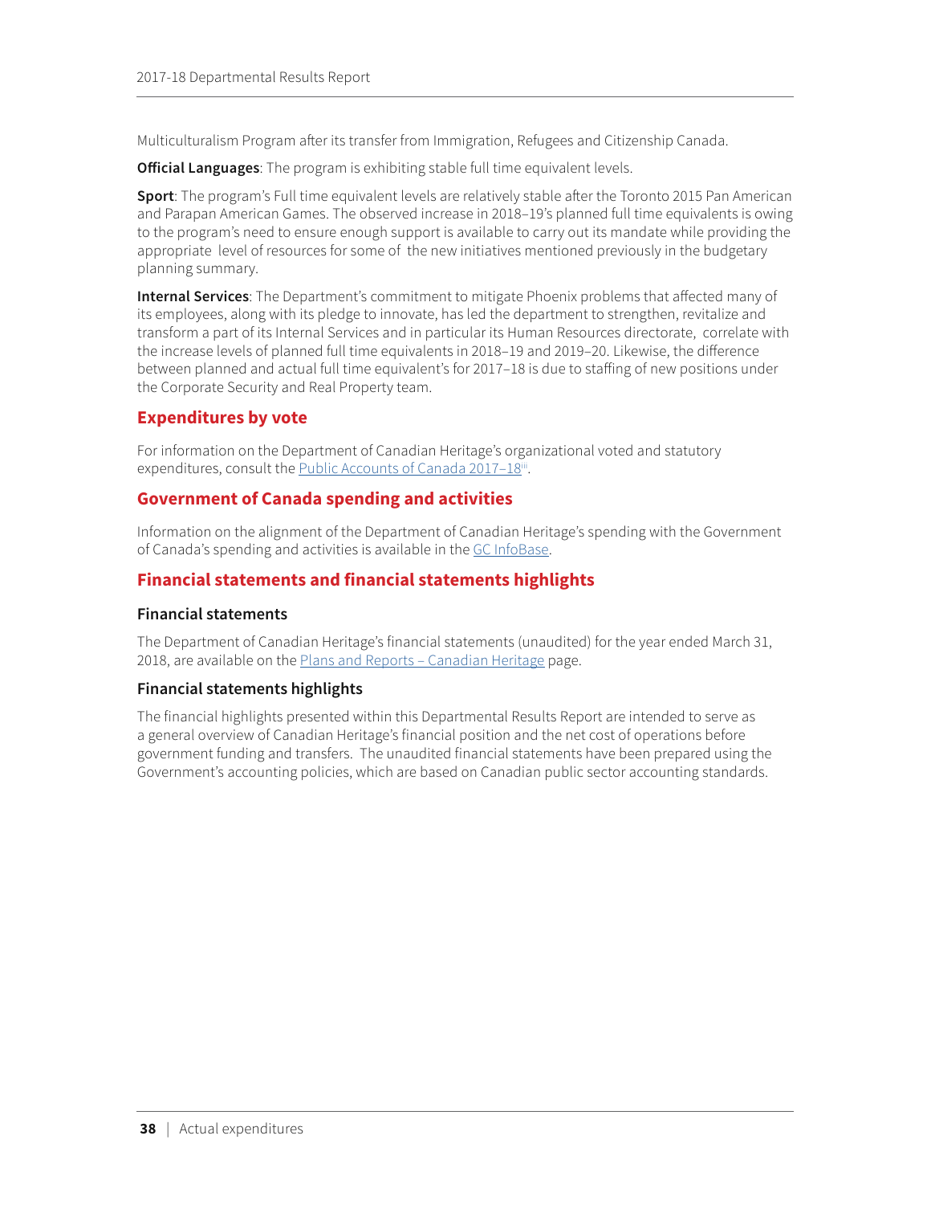Multiculturalism Program after its transfer from Immigration, Refugees and Citizenship Canada.

**Official Languages**: The program is exhibiting stable full time equivalent levels.

**Sport**: The program's Full time equivalent levels are relatively stable after the Toronto 2015 Pan American and Parapan American Games. The observed increase in 2018–19's planned full time equivalents is owing to the program's need to ensure enough support is available to carry out its mandate while providing the appropriate level of resources for some of the new initiatives mentioned previously in the budgetary planning summary.

**Internal Services**: The Department's commitment to mitigate Phoenix problems that affected many of its employees, along with its pledge to innovate, has led the department to strengthen, revitalize and transform a part of its Internal Services and in particular its Human Resources directorate, correlate with the increase levels of planned full time equivalents in 2018–19 and 2019–20. Likewise, the difference between planned and actual full time equivalent's for 2017–18 is due to staffing of new positions under the Corporate Security and Real Property team.

## Expenditures by vote

For information on the Department of Canadian Heritage's organizational voted and statutory expenditures, consult the Public Accounts of Canada 2017–18[iii].

## Government of Canada spending and activities

Information on the alignment of the Department of Canadian Heritage's spending with the Government of Canada's spending and activities is available in the GC InfoBase.

## Financial statements and financial statements highlights

### Financial statements

The Department of Canadian Heritage's financial statements (unaudited) for the year ended March 31, 2018, are available on the Plans and Reports – Canadian Heritage page.

### Financial statements highlights

The financial highlights presented within this Departmental Results Report are intended to serve as a general overview of Canadian Heritage's financial position and the net cost of operations before government funding and transfers. The unaudited financial statements have been prepared using the Government's accounting policies, which are based on Canadian public sector accounting standards.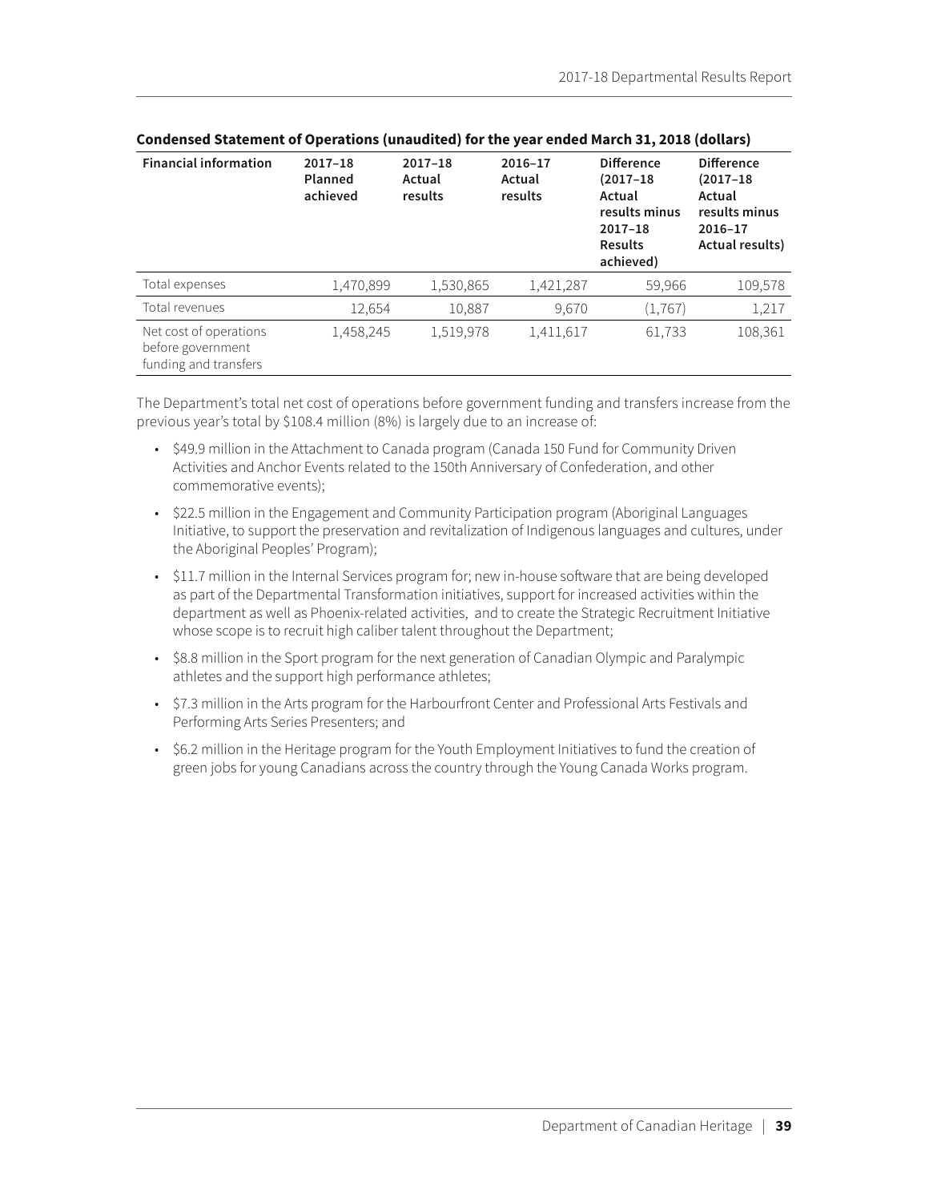**Condensed Statement of Operations (unaudited) for the year ended March 31, 2018 (dollars)**

| Financial information | 2017–18 Planned achieved | 2017–18 Actual results | 2016–17 Actual results | Difference (2017–18 Actual results minus 2017–18 Results achieved) | Difference (2017–18 Actual results minus 2016–17 Actual results) |
|---|---|---|---|---|---|
| Total expenses | 1,470,899 | 1,530,865 | 1,421,287 | 59,966 | 109,578 |
| Total revenues | 12,654 | 10,887 | 9,670 | (1,767) | 1,217 |
| Net cost of operations before government funding and transfers | 1,458,245 | 1,519,978 | 1,411,617 | 61,733 | 108,361 |

The Department's total net cost of operations before government funding and transfers increase from the previous year's total by $108.4 million (8%) is largely due to an increase of:

- $49.9 million in the Attachment to Canada program (Canada 150 Fund for Community Driven Activities and Anchor Events related to the 150th Anniversary of Confederation, and other commemorative events);
- $22.5 million in the Engagement and Community Participation program (Aboriginal Languages Initiative, to support the preservation and revitalization of Indigenous languages and cultures, under the Aboriginal Peoples' Program);
- $11.7 million in the Internal Services program for; new in-house software that are being developed as part of the Departmental Transformation initiatives, support for increased activities within the department as well as Phoenix-related activities, and to create the Strategic Recruitment Initiative whose scope is to recruit high caliber talent throughout the Department;
- $8.8 million in the Sport program for the next generation of Canadian Olympic and Paralympic athletes and the support high performance athletes;
- $7.3 million in the Arts program for the Harbourfront Center and Professional Arts Festivals and Performing Arts Series Presenters; and
- $6.2 million in the Heritage program for the Youth Employment Initiatives to fund the creation of green jobs for young Canadians across the country through the Young Canada Works program.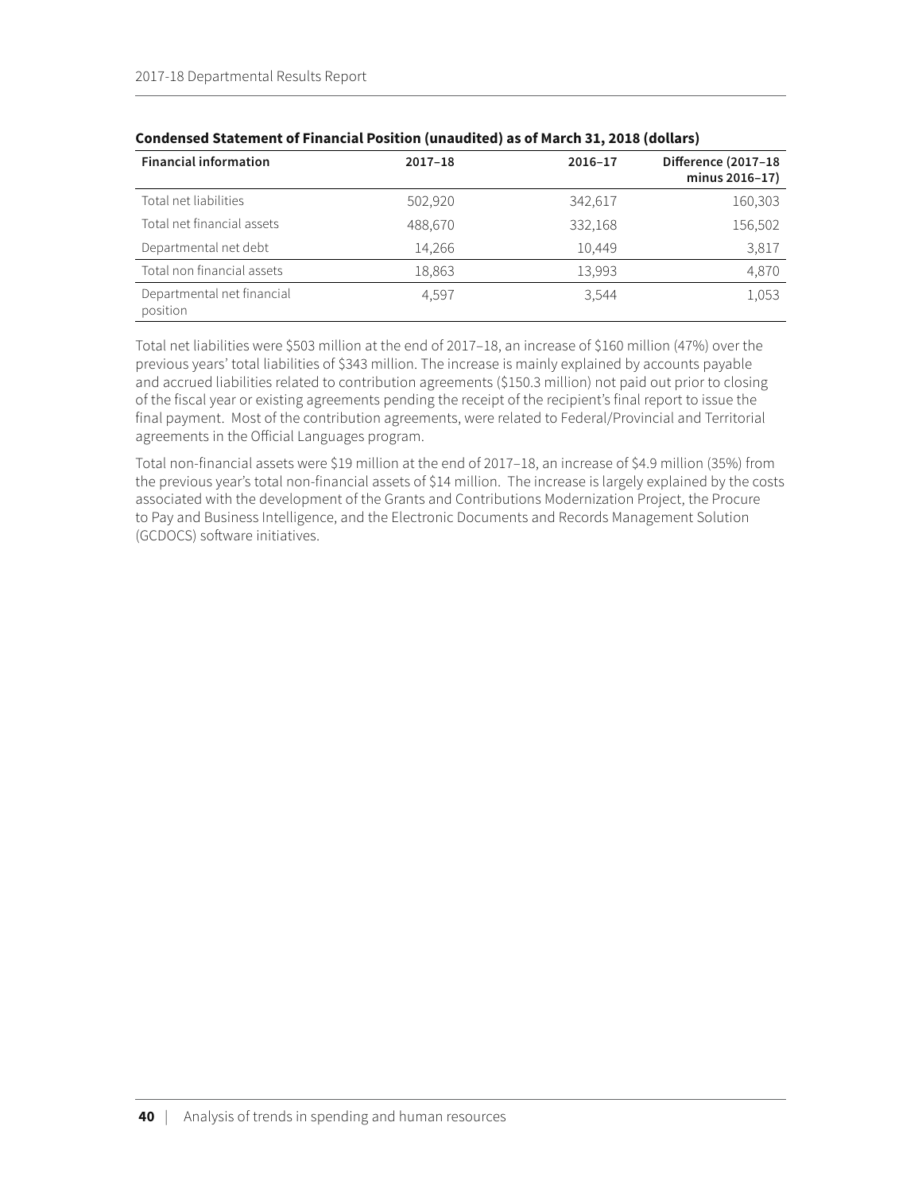**Condensed Statement of Financial Position (unaudited) as of March 31, 2018 (dollars)**

| Financial information | 2017–18 | 2016–17 | Difference (2017–18 minus 2016–17) |
|---|---|---|---|
| Total net liabilities | 502,920 | 342,617 | 160,303 |
| Total net financial assets | 488,670 | 332,168 | 156,502 |
| Departmental net debt | 14,266 | 10,449 | 3,817 |
| Total non financial assets | 18,863 | 13,993 | 4,870 |
| Departmental net financial position | 4,597 | 3,544 | 1,053 |

Total net liabilities were \$503 million at the end of 2017–18, an increase of \$160 million (47%) over the previous years' total liabilities of \$343 million. The increase is mainly explained by accounts payable and accrued liabilities related to contribution agreements (\$150.3 million) not paid out prior to closing of the fiscal year or existing agreements pending the receipt of the recipient's final report to issue the final payment. Most of the contribution agreements, were related to Federal/Provincial and Territorial agreements in the Official Languages program.

Total non-financial assets were \$19 million at the end of 2017–18, an increase of \$4.9 million (35%) from the previous year's total non-financial assets of \$14 million. The increase is largely explained by the costs associated with the development of the Grants and Contributions Modernization Project, the Procure to Pay and Business Intelligence, and the Electronic Documents and Records Management Solution (GCDOCS) software initiatives.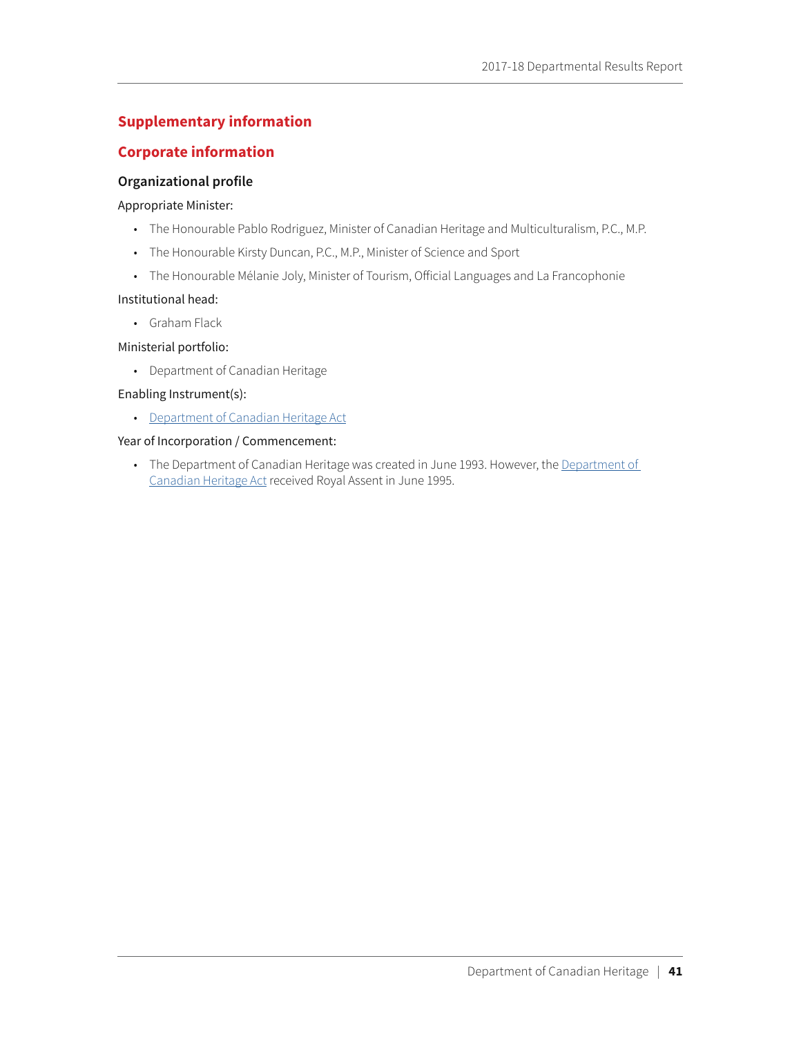# Supplementary information

## Corporate information

### Organizational profile

Appropriate Minister:

- The Honourable Pablo Rodriguez, Minister of Canadian Heritage and Multiculturalism, P.C., M.P.
- The Honourable Kirsty Duncan, P.C., M.P., Minister of Science and Sport
- The Honourable Mélanie Joly, Minister of Tourism, Official Languages and La Francophonie

Institutional head:

- Graham Flack

Ministerial portfolio:

- Department of Canadian Heritage

Enabling Instrument(s):

- Department of Canadian Heritage Act

Year of Incorporation / Commencement:

- The Department of Canadian Heritage was created in June 1993. However, the Department of Canadian Heritage Act received Royal Assent in June 1995.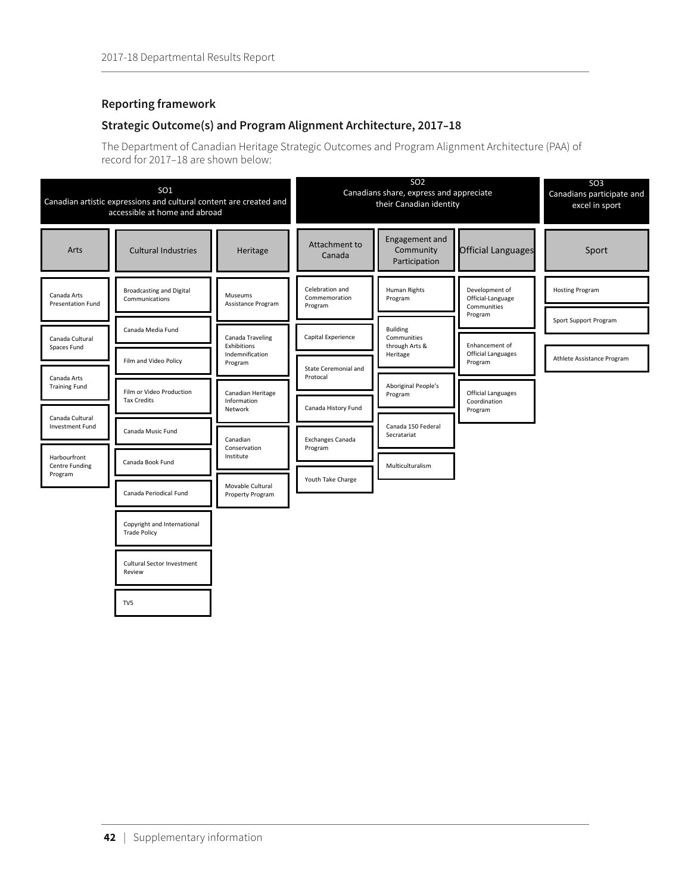## Reporting framework

## Strategic Outcome(s) and Program Alignment Architecture, 2017–18

The Department of Canadian Heritage Strategic Outcomes and Program Alignment Architecture (PAA) of record for 2017–18 are shown below:

**SO1** Canadian artistic expressions and cultural content are created and accessible at home and abroad

- **Arts**
  - Canada Arts Presentation Fund
  - Canada Cultural Spaces Fund
  - Canada Arts Training Fund
  - Canada Cultural Investment Fund
  - Harbourfront Centre Funding Program
- **Cultural Industries**
  - Broadcasting and Digital Communications
  - Canada Media Fund
  - Film and Video Policy
  - Film or Video Production Tax Credits
  - Canada Music Fund
  - Canada Book Fund
  - Canada Periodical Fund
  - Copyright and International Trade Policy
  - Cultural Sector Investment Review
  - TV5
- **Heritage**
  - Museums Assistance Program
  - Canada Traveling Exhibitions Indemnification Program
  - Canadian Heritage Information Network
  - Canadian Conservation Institute
  - Movable Cultural Property Program

**SO2** Canadians share, express and appreciate their Canadian identity

- **Attachment to Canada**
  - Celebration and Commemoration Program
  - Capital Experience
  - State Ceremonial and Protocal
  - Canada History Fund
  - Exchanges Canada Program
  - Youth Take Charge
- **Engagement and Community Participation**
  - Human Rights Program
  - Building Communities through Arts & Heritage
  - Aboriginal People's Program
  - Canada 150 Federal Secratariat
  - Multiculturalism
- **Official Languages**
  - Development of Official-Language Communities Program
  - Enhancement of Official Languages Program
  - Official Languages Coordination Program

**SO3** Canadians participate and excel in sport

- **Sport**
  - Hosting Program
  - Sport Support Program
  - Athlete Assistance Program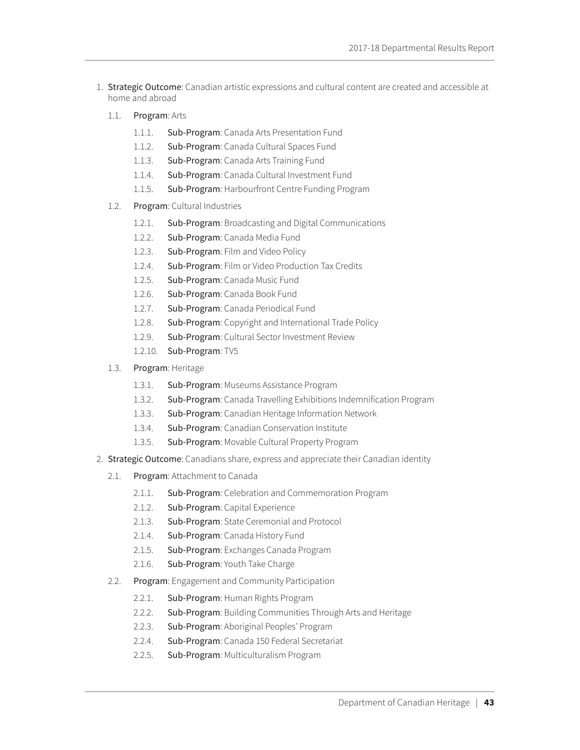1. **Strategic Outcome**: Canadian artistic expressions and cultural content are created and accessible at home and abroad

    1.1. **Program**: Arts

    - 1.1.1. **Sub-Program**: Canada Arts Presentation Fund
    - 1.1.2. **Sub-Program**: Canada Cultural Spaces Fund
    - 1.1.3. **Sub-Program**: Canada Arts Training Fund
    - 1.1.4. **Sub-Program**: Canada Cultural Investment Fund
    - 1.1.5. **Sub-Program**: Harbourfront Centre Funding Program

    1.2. **Program**: Cultural Industries

    - 1.2.1. **Sub-Program**: Broadcasting and Digital Communications
    - 1.2.2. **Sub-Program**: Canada Media Fund
    - 1.2.3. **Sub-Program**: Film and Video Policy
    - 1.2.4. **Sub-Program**: Film or Video Production Tax Credits
    - 1.2.5. **Sub-Program**: Canada Music Fund
    - 1.2.6. **Sub-Program**: Canada Book Fund
    - 1.2.7. **Sub-Program**: Canada Periodical Fund
    - 1.2.8. **Sub-Program**: Copyright and International Trade Policy
    - 1.2.9. **Sub-Program**: Cultural Sector Investment Review
    - 1.2.10. **Sub-Program**: TV5

    1.3. **Program**: Heritage

    - 1.3.1. **Sub-Program**: Museums Assistance Program
    - 1.3.2. **Sub-Program**: Canada Travelling Exhibitions Indemnification Program
    - 1.3.3. **Sub-Program**: Canadian Heritage Information Network
    - 1.3.4. **Sub-Program**: Canadian Conservation Institute
    - 1.3.5. **Sub-Program**: Movable Cultural Property Program

2. **Strategic Outcome**: Canadians share, express and appreciate their Canadian identity

    2.1. **Program**: Attachment to Canada

    - 2.1.1. **Sub-Program**: Celebration and Commemoration Program
    - 2.1.2. **Sub-Program**: Capital Experience
    - 2.1.3. **Sub-Program**: State Ceremonial and Protocol
    - 2.1.4. **Sub-Program**: Canada History Fund
    - 2.1.5. **Sub-Program**: Exchanges Canada Program
    - 2.1.6. **Sub-Program**: Youth Take Charge

    2.2. **Program**: Engagement and Community Participation

    - 2.2.1. **Sub-Program**: Human Rights Program
    - 2.2.2. **Sub-Program**: Building Communities Through Arts and Heritage
    - 2.2.3. **Sub-Program**: Aboriginal Peoples' Program
    - 2.2.4. **Sub-Program**: Canada 150 Federal Secretariat
    - 2.2.5. **Sub-Program**: Multiculturalism Program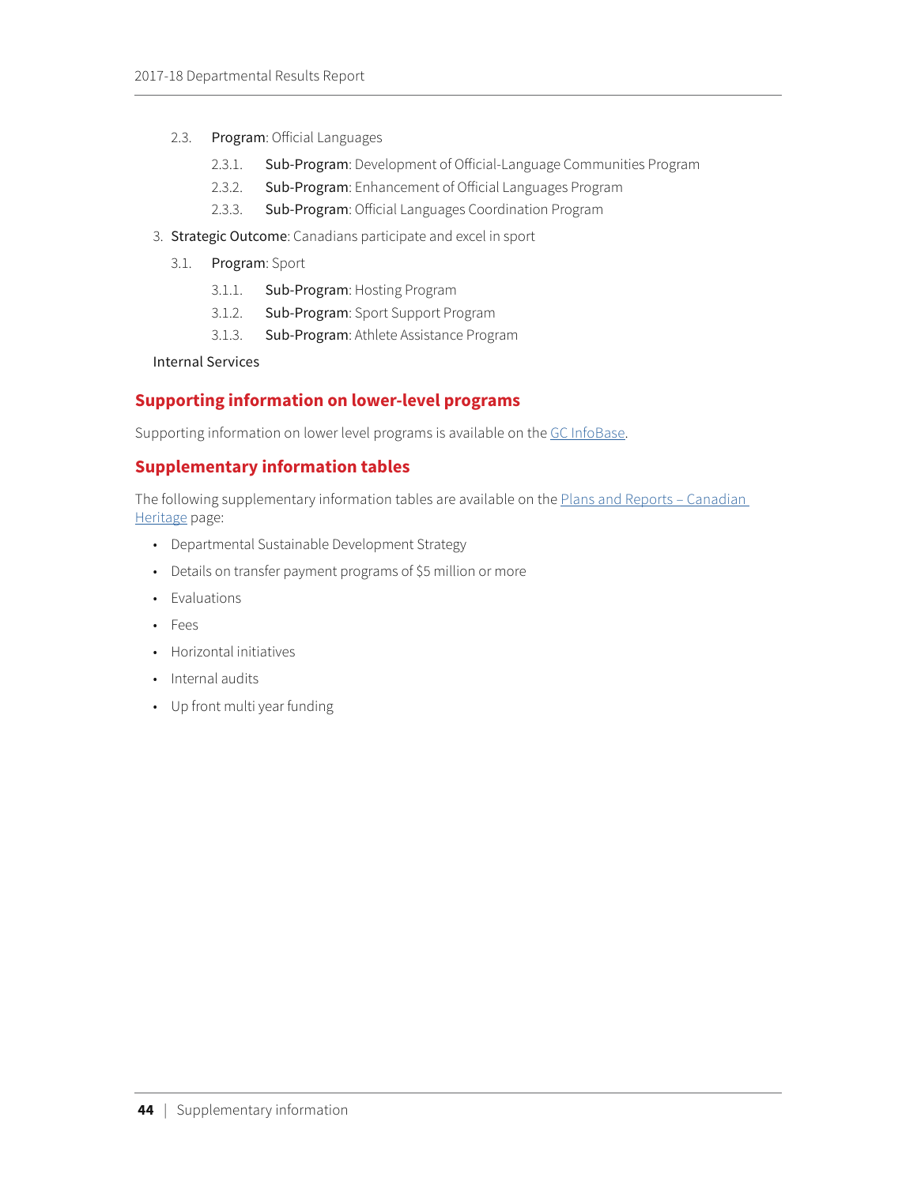2.3. **Program**: Official Languages

2.3.1. **Sub-Program**: Development of Official-Language Communities Program

2.3.2. **Sub-Program**: Enhancement of Official Languages Program

2.3.3. **Sub-Program**: Official Languages Coordination Program

3. **Strategic Outcome**: Canadians participate and excel in sport

3.1. **Program**: Sport

3.1.1. **Sub-Program**: Hosting Program

3.1.2. **Sub-Program**: Sport Support Program

3.1.3. **Sub-Program**: Athlete Assistance Program

Internal Services

## Supporting information on lower-level programs

Supporting information on lower level programs is available on the GC InfoBase.

## Supplementary information tables

The following supplementary information tables are available on the Plans and Reports – Canadian Heritage page:

- Departmental Sustainable Development Strategy
- Details on transfer payment programs of $5 million or more
- Evaluations
- Fees
- Horizontal initiatives
- Internal audits
- Up front multi year funding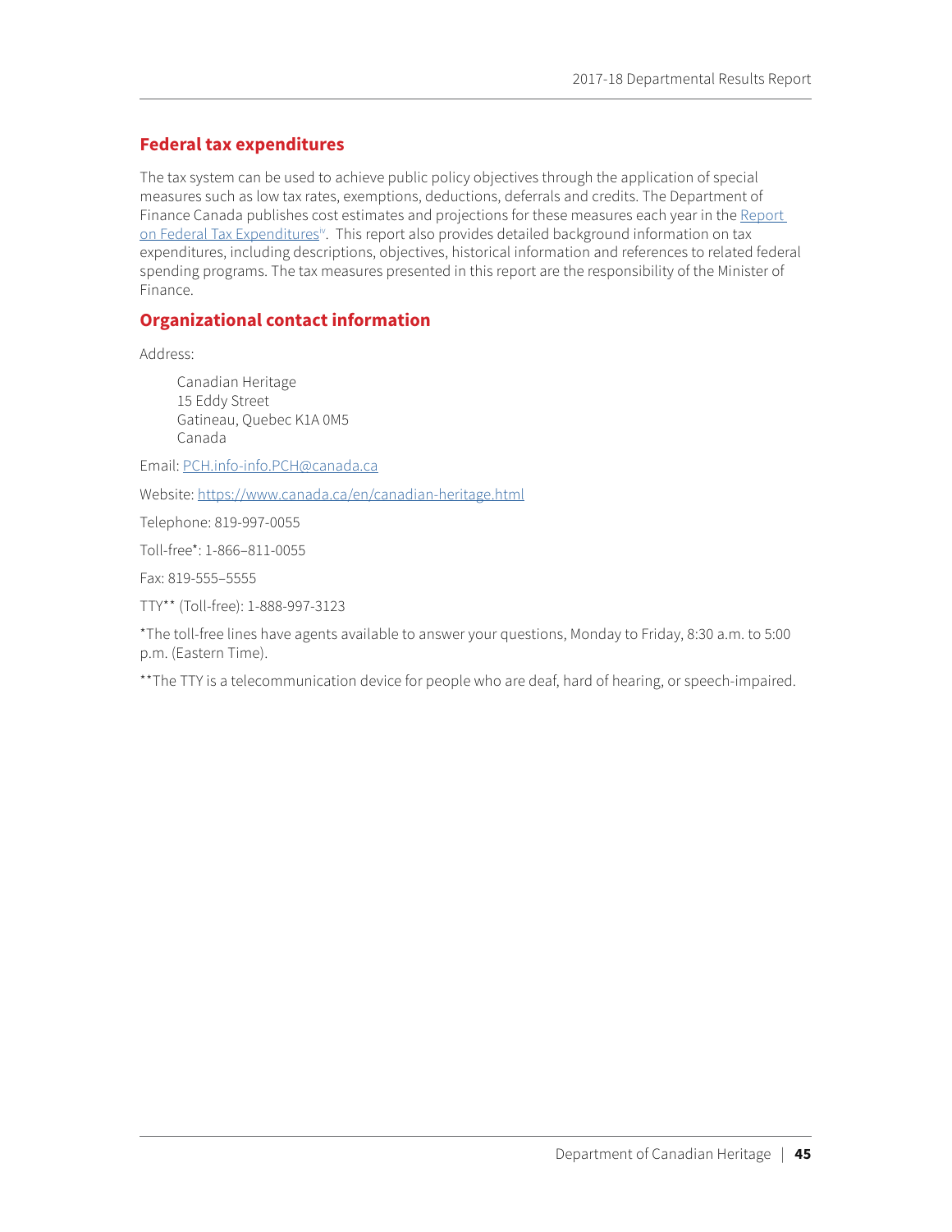## Federal tax expenditures

The tax system can be used to achieve public policy objectives through the application of special measures such as low tax rates, exemptions, deductions, deferrals and credits. The Department of Finance Canada publishes cost estimates and projections for these measures each year in the Report on Federal Tax Expenditures[iv]. This report also provides detailed background information on tax expenditures, including descriptions, objectives, historical information and references to related federal spending programs. The tax measures presented in this report are the responsibility of the Minister of Finance.

## Organizational contact information

Address:

> Canadian Heritage
> 15 Eddy Street
> Gatineau, Quebec K1A 0M5
> Canada

Email: PCH.info-info.PCH@canada.ca

Website: https://www.canada.ca/en/canadian-heritage.html

Telephone: 819-997-0055

Toll-free*: 1-866–811-0055

Fax: 819-555–5555

TTY** (Toll-free): 1-888-997-3123

*The toll-free lines have agents available to answer your questions, Monday to Friday, 8:30 a.m. to 5:00 p.m. (Eastern Time).

**The TTY is a telecommunication device for people who are deaf, hard of hearing, or speech-impaired.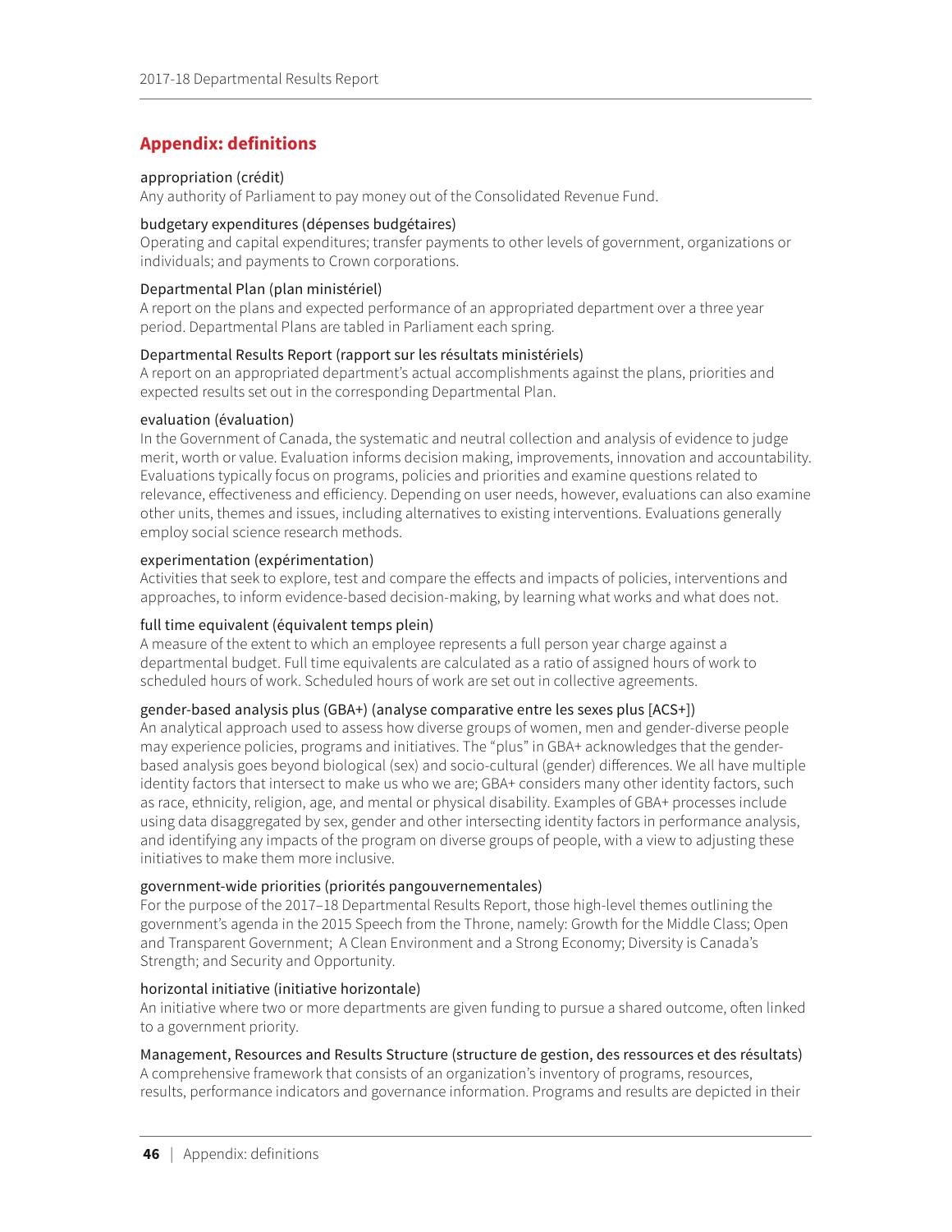## Appendix: definitions

appropriation (crédit)
Any authority of Parliament to pay money out of the Consolidated Revenue Fund.

budgetary expenditures (dépenses budgétaires)
Operating and capital expenditures; transfer payments to other levels of government, organizations or individuals; and payments to Crown corporations.

Departmental Plan (plan ministériel)
A report on the plans and expected performance of an appropriated department over a three year period. Departmental Plans are tabled in Parliament each spring.

Departmental Results Report (rapport sur les résultats ministériels)
A report on an appropriated department's actual accomplishments against the plans, priorities and expected results set out in the corresponding Departmental Plan.

evaluation (évaluation)
In the Government of Canada, the systematic and neutral collection and analysis of evidence to judge merit, worth or value. Evaluation informs decision making, improvements, innovation and accountability. Evaluations typically focus on programs, policies and priorities and examine questions related to relevance, effectiveness and efficiency. Depending on user needs, however, evaluations can also examine other units, themes and issues, including alternatives to existing interventions. Evaluations generally employ social science research methods.

experimentation (expérimentation)
Activities that seek to explore, test and compare the effects and impacts of policies, interventions and approaches, to inform evidence-based decision-making, by learning what works and what does not.

full time equivalent (équivalent temps plein)
A measure of the extent to which an employee represents a full person year charge against a departmental budget. Full time equivalents are calculated as a ratio of assigned hours of work to scheduled hours of work. Scheduled hours of work are set out in collective agreements.

gender-based analysis plus (GBA+) (analyse comparative entre les sexes plus [ACS+])
An analytical approach used to assess how diverse groups of women, men and gender-diverse people may experience policies, programs and initiatives. The "plus" in GBA+ acknowledges that the gender-based analysis goes beyond biological (sex) and socio-cultural (gender) differences. We all have multiple identity factors that intersect to make us who we are; GBA+ considers many other identity factors, such as race, ethnicity, religion, age, and mental or physical disability. Examples of GBA+ processes include using data disaggregated by sex, gender and other intersecting identity factors in performance analysis, and identifying any impacts of the program on diverse groups of people, with a view to adjusting these initiatives to make them more inclusive.

government-wide priorities (priorités pangouvernementales)
For the purpose of the 2017–18 Departmental Results Report, those high-level themes outlining the government's agenda in the 2015 Speech from the Throne, namely: Growth for the Middle Class; Open and Transparent Government; A Clean Environment and a Strong Economy; Diversity is Canada's Strength; and Security and Opportunity.

horizontal initiative (initiative horizontale)
An initiative where two or more departments are given funding to pursue a shared outcome, often linked to a government priority.

Management, Resources and Results Structure (structure de gestion, des ressources et des résultats)
A comprehensive framework that consists of an organization's inventory of programs, resources, results, performance indicators and governance information. Programs and results are depicted in their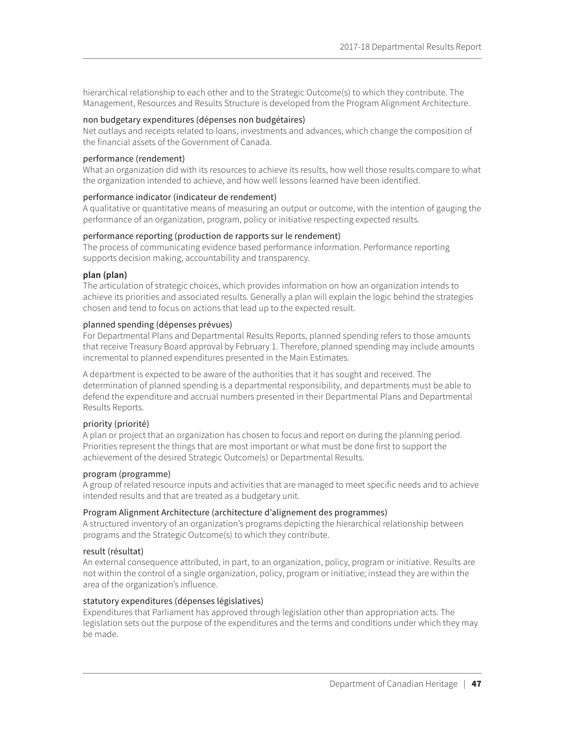hierarchical relationship to each other and to the Strategic Outcome(s) to which they contribute. The Management, Resources and Results Structure is developed from the Program Alignment Architecture.

non budgetary expenditures (dépenses non budgétaires)
Net outlays and receipts related to loans, investments and advances, which change the composition of the financial assets of the Government of Canada.

performance (rendement)
What an organization did with its resources to achieve its results, how well those results compare to what the organization intended to achieve, and how well lessons learned have been identified.

performance indicator (indicateur de rendement)
A qualitative or quantitative means of measuring an output or outcome, with the intention of gauging the performance of an organization, program, policy or initiative respecting expected results.

performance reporting (production de rapports sur le rendement)
The process of communicating evidence based performance information. Performance reporting supports decision making, accountability and transparency.

**plan (plan)**
The articulation of strategic choices, which provides information on how an organization intends to achieve its priorities and associated results. Generally a plan will explain the logic behind the strategies chosen and tend to focus on actions that lead up to the expected result.

planned spending (dépenses prévues)
For Departmental Plans and Departmental Results Reports, planned spending refers to those amounts that receive Treasury Board approval by February 1. Therefore, planned spending may include amounts incremental to planned expenditures presented in the Main Estimates.

A department is expected to be aware of the authorities that it has sought and received. The determination of planned spending is a departmental responsibility, and departments must be able to defend the expenditure and accrual numbers presented in their Departmental Plans and Departmental Results Reports.

priority (priorité)
A plan or project that an organization has chosen to focus and report on during the planning period. Priorities represent the things that are most important or what must be done first to support the achievement of the desired Strategic Outcome(s) or Departmental Results.

program (programme)
A group of related resource inputs and activities that are managed to meet specific needs and to achieve intended results and that are treated as a budgetary unit.

Program Alignment Architecture (architecture d'alignement des programmes)
A structured inventory of an organization's programs depicting the hierarchical relationship between programs and the Strategic Outcome(s) to which they contribute.

result (résultat)
An external consequence attributed, in part, to an organization, policy, program or initiative. Results are not within the control of a single organization, policy, program or initiative; instead they are within the area of the organization's influence.

statutory expenditures (dépenses législatives)
Expenditures that Parliament has approved through legislation other than appropriation acts. The legislation sets out the purpose of the expenditures and the terms and conditions under which they may be made.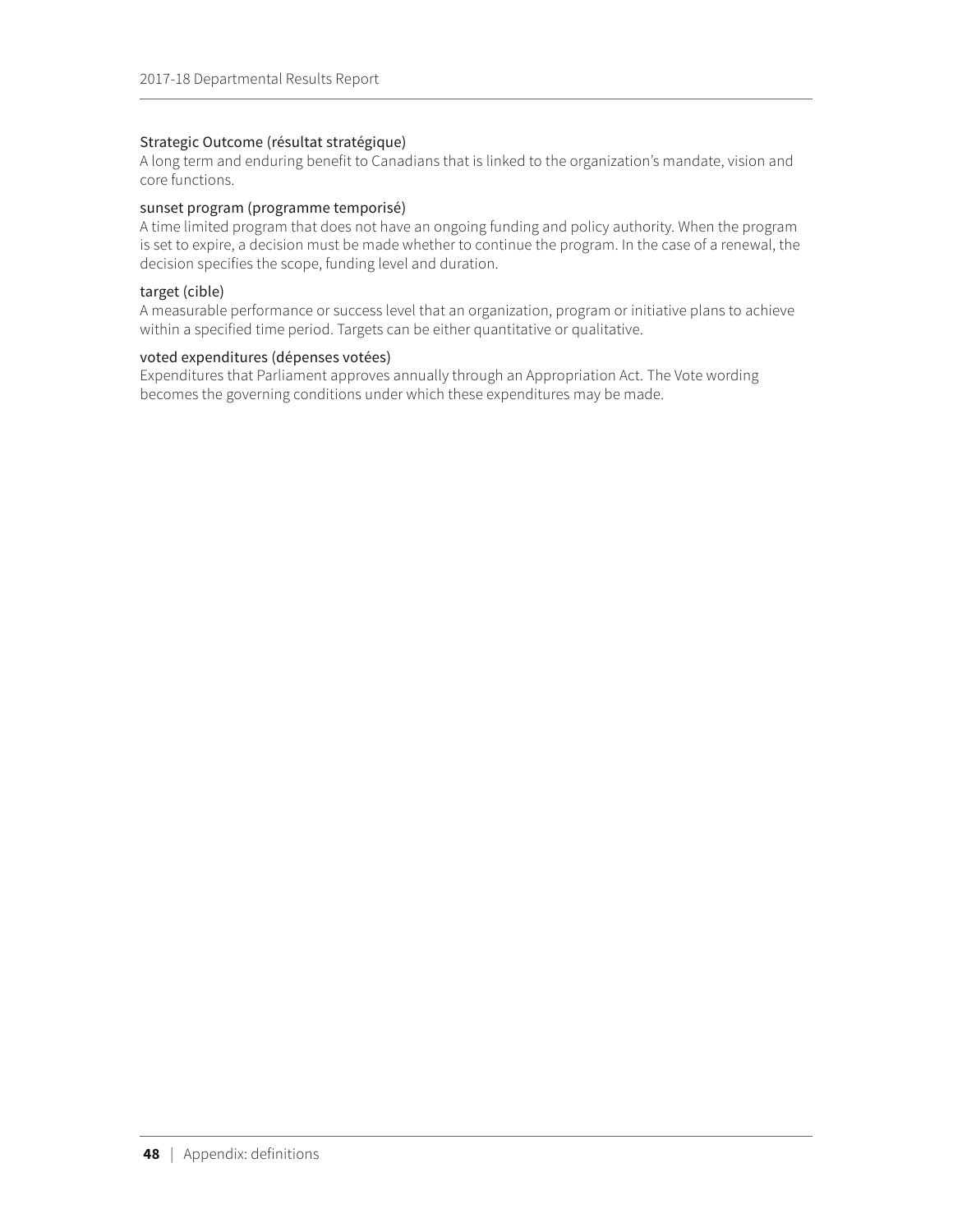### Strategic Outcome (résultat stratégique)

A long term and enduring benefit to Canadians that is linked to the organization's mandate, vision and core functions.

### sunset program (programme temporisé)

A time limited program that does not have an ongoing funding and policy authority. When the program is set to expire, a decision must be made whether to continue the program. In the case of a renewal, the decision specifies the scope, funding level and duration.

### target (cible)

A measurable performance or success level that an organization, program or initiative plans to achieve within a specified time period. Targets can be either quantitative or qualitative.

### voted expenditures (dépenses votées)

Expenditures that Parliament approves annually through an Appropriation Act. The Vote wording becomes the governing conditions under which these expenditures may be made.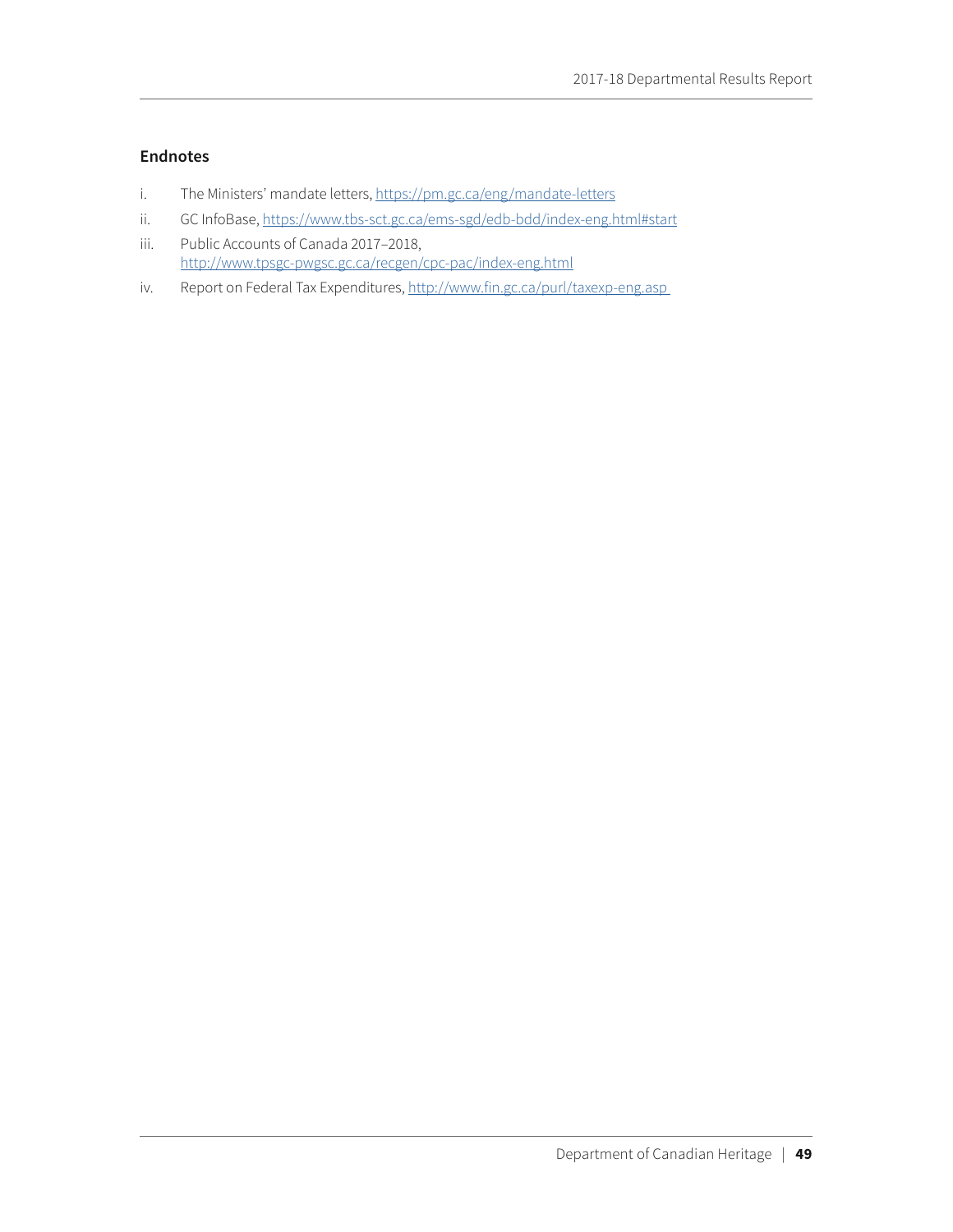## Endnotes

i. The Ministers' mandate letters, https://pm.gc.ca/eng/mandate-letters

ii. GC InfoBase, https://www.tbs-sct.gc.ca/ems-sgd/edb-bdd/index-eng.html#start

iii. Public Accounts of Canada 2017–2018, http://www.tpsgc-pwgsc.gc.ca/recgen/cpc-pac/index-eng.html

iv. Report on Federal Tax Expenditures, http://www.fin.gc.ca/purl/taxexp-eng.asp